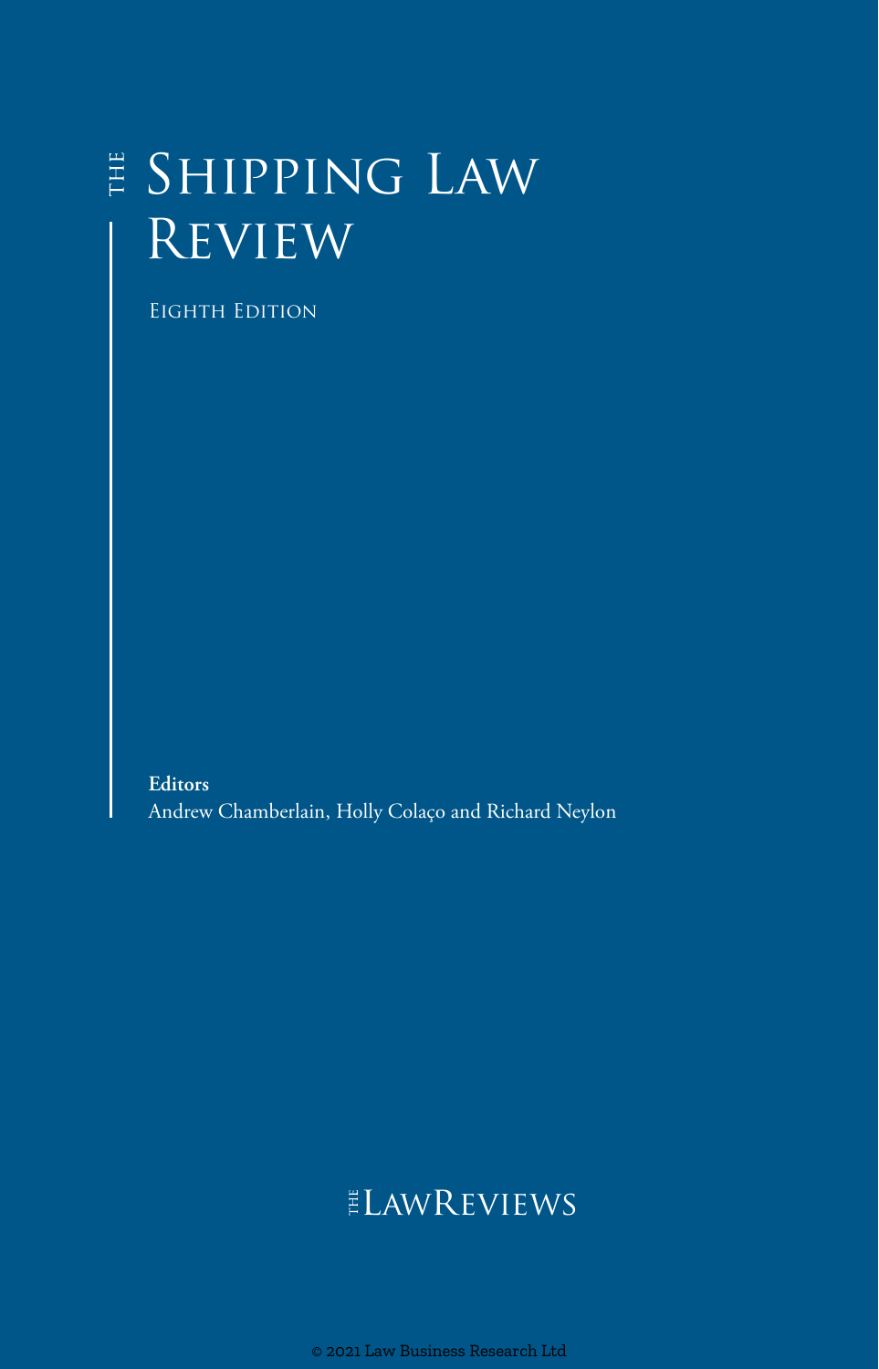# The Shipping Law Review

Eighth Edition

**Editors**
Andrew Chamberlain, Holly Colaço and Richard Neylon

The LawReviews

© 2021 Law Business Research Ltd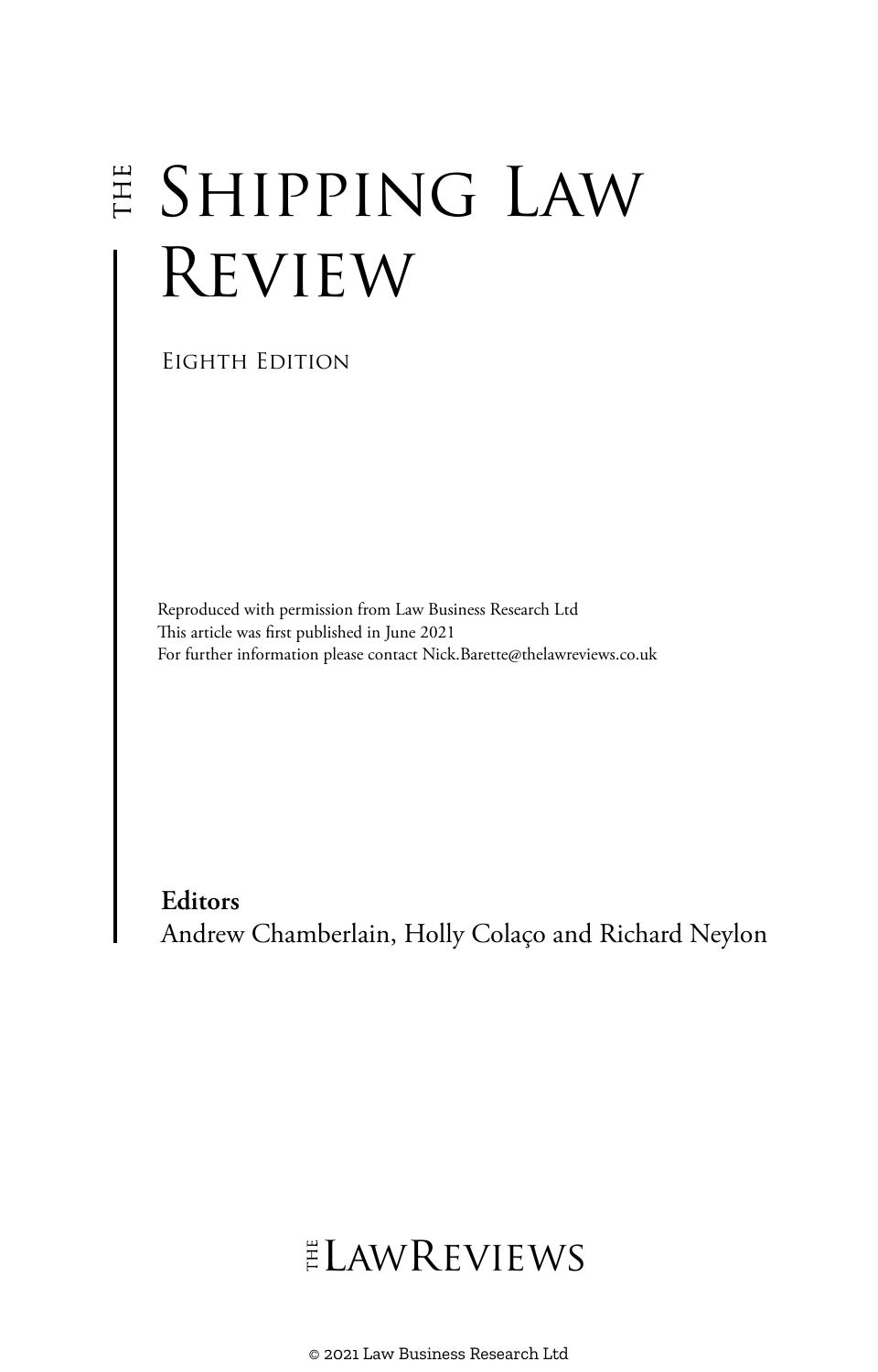# THE SHIPPING LAW REVIEW

EIGHTH EDITION

Reproduced with permission from Law Business Research Ltd
This article was first published in June 2021
For further information please contact Nick.Barette@thelawreviews.co.uk

**Editors**
Andrew Chamberlain, Holly Colaço and Richard Neylon

THE LAWREVIEWS

© 2021 Law Business Research Ltd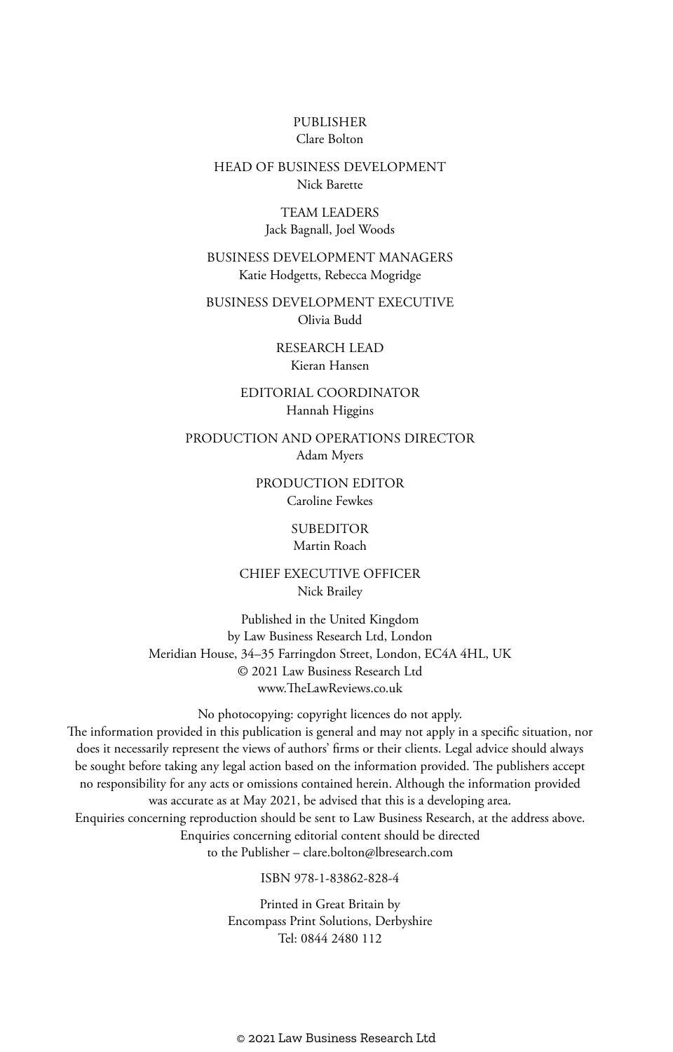PUBLISHER
Clare Bolton

HEAD OF BUSINESS DEVELOPMENT
Nick Barette

TEAM LEADERS
Jack Bagnall, Joel Woods

BUSINESS DEVELOPMENT MANAGERS
Katie Hodgetts, Rebecca Mogridge

BUSINESS DEVELOPMENT EXECUTIVE
Olivia Budd

RESEARCH LEAD
Kieran Hansen

EDITORIAL COORDINATOR
Hannah Higgins

PRODUCTION AND OPERATIONS DIRECTOR
Adam Myers

PRODUCTION EDITOR
Caroline Fewkes

SUBEDITOR
Martin Roach

CHIEF EXECUTIVE OFFICER
Nick Brailey

Published in the United Kingdom
by Law Business Research Ltd, London
Meridian House, 34–35 Farringdon Street, London, EC4A 4HL, UK
© 2021 Law Business Research Ltd
www.TheLawReviews.co.uk

No photocopying: copyright licences do not apply.
The information provided in this publication is general and may not apply in a specific situation, nor does it necessarily represent the views of authors' firms or their clients. Legal advice should always be sought before taking any legal action based on the information provided. The publishers accept no responsibility for any acts or omissions contained herein. Although the information provided was accurate as at May 2021, be advised that this is a developing area.
Enquiries concerning reproduction should be sent to Law Business Research, at the address above.
Enquiries concerning editorial content should be directed to the Publisher – clare.bolton@lbresearch.com

ISBN 978-1-83862-828-4

Printed in Great Britain by
Encompass Print Solutions, Derbyshire
Tel: 0844 2480 112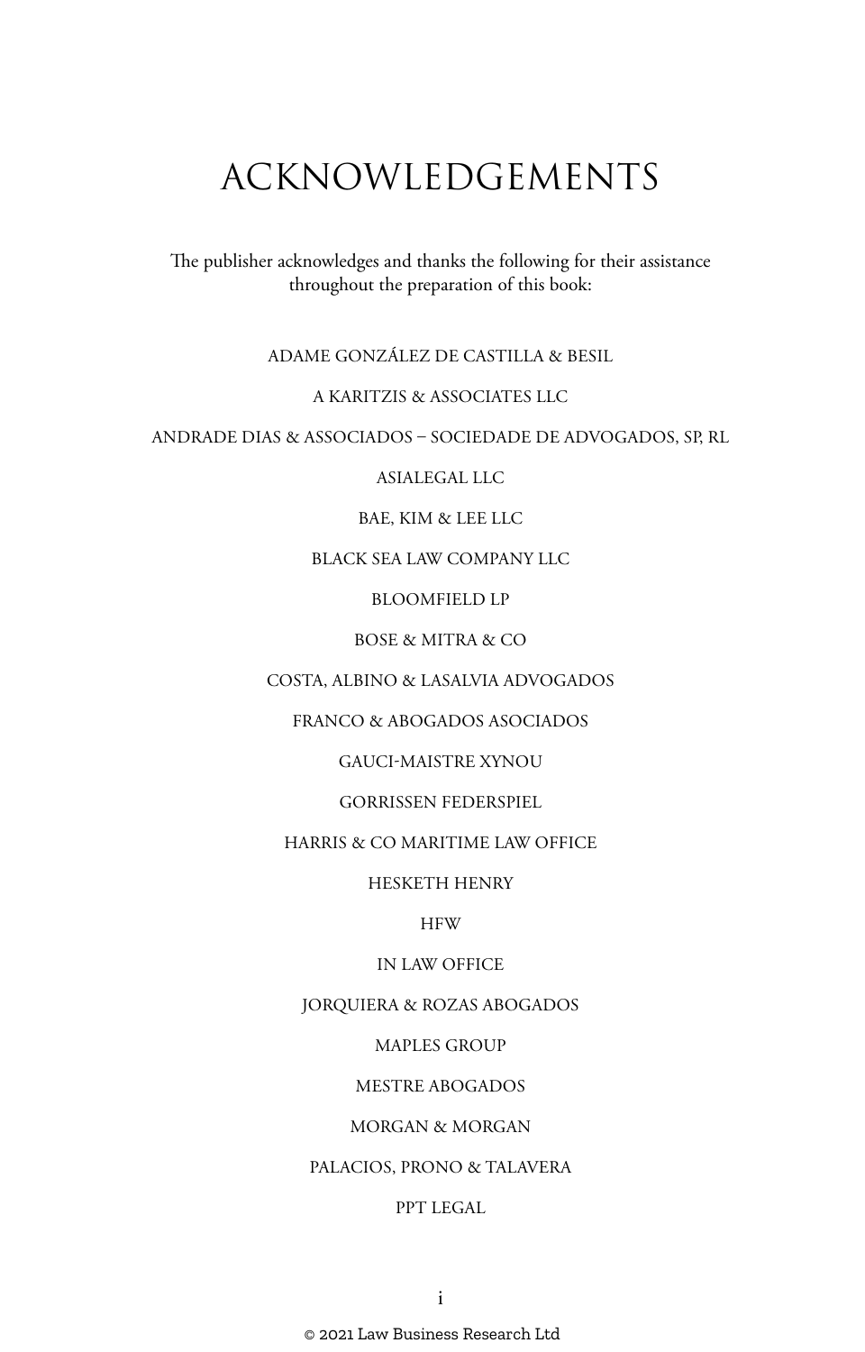# ACKNOWLEDGEMENTS

The publisher acknowledges and thanks the following for their assistance throughout the preparation of this book:

ADAME GONZÁLEZ DE CASTILLA & BESIL

A KARITZIS & ASSOCIATES LLC

ANDRADE DIAS & ASSOCIADOS – SOCIEDADE DE ADVOGADOS, SP, RL

ASIALEGAL LLC

BAE, KIM & LEE LLC

BLACK SEA LAW COMPANY LLC

BLOOMFIELD LP

BOSE & MITRA & CO

COSTA, ALBINO & LASALVIA ADVOGADOS

FRANCO & ABOGADOS ASOCIADOS

GAUCI-MAISTRE XYNOU

GORRISSEN FEDERSPIEL

HARRIS & CO MARITIME LAW OFFICE

HESKETH HENRY

HFW

IN LAW OFFICE

JORQUIERA & ROZAS ABOGADOS

MAPLES GROUP

MESTRE ABOGADOS

MORGAN & MORGAN

PALACIOS, PRONO & TALAVERA

PPT LEGAL

© 2021 Law Business Research Ltd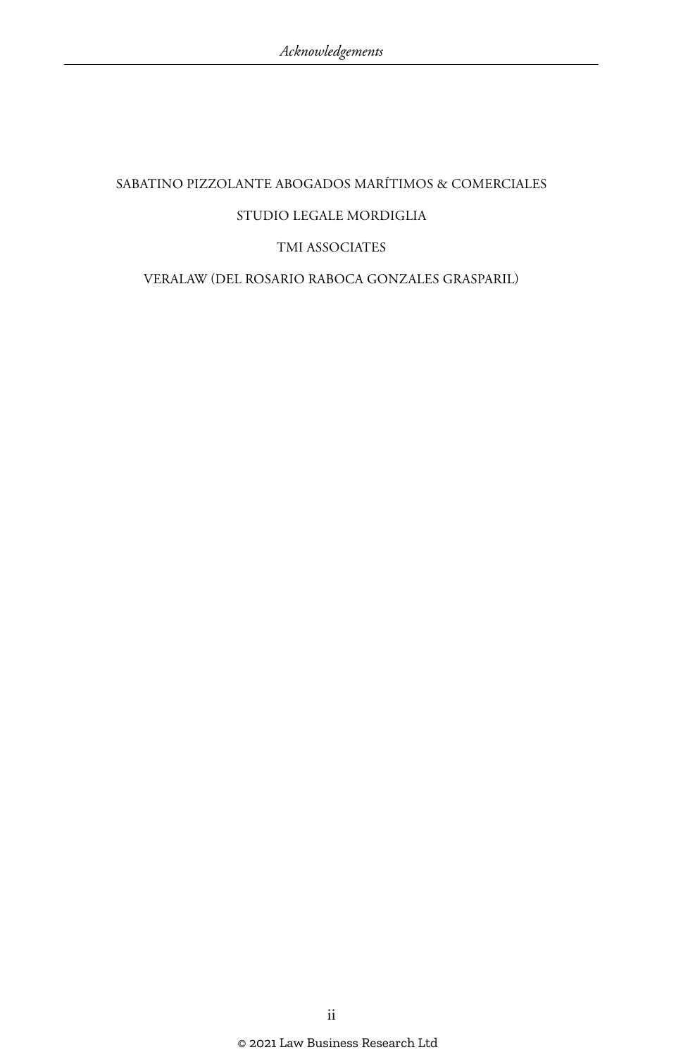SABATINO PIZZOLANTE ABOGADOS MARÍTIMOS & COMERCIALES

STUDIO LEGALE MORDIGLIA

TMI ASSOCIATES

VERALAW (DEL ROSARIO RABOCA GONZALES GRASPARIL)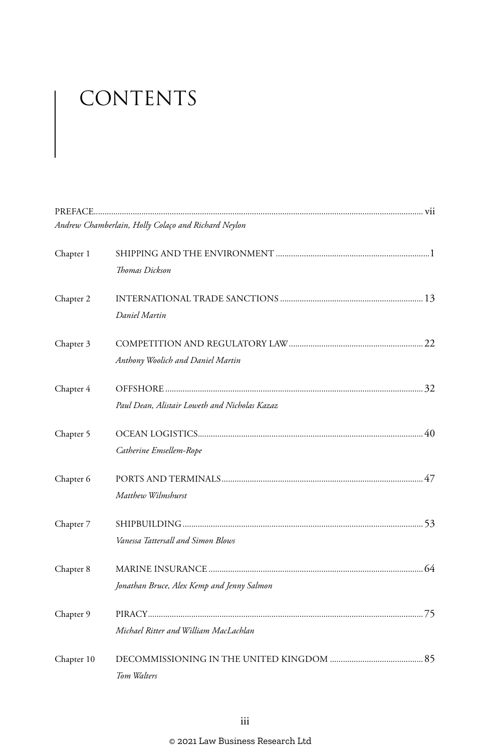# CONTENTS

PREFACE ..... vii
*Andrew Chamberlain, Holly Colaço and Richard Neylon*

Chapter 1 SHIPPING AND THE ENVIRONMENT ..... 1
*Thomas Dickson*

Chapter 2 INTERNATIONAL TRADE SANCTIONS ..... 13
*Daniel Martin*

Chapter 3 COMPETITION AND REGULATORY LAW ..... 22
*Anthony Woolich and Daniel Martin*

Chapter 4 OFFSHORE ..... 32
*Paul Dean, Alistair Loweth and Nicholas Kazaz*

Chapter 5 OCEAN LOGISTICS ..... 40
*Catherine Emsellem-Rope*

Chapter 6 PORTS AND TERMINALS ..... 47
*Matthew Wilmshurst*

Chapter 7 SHIPBUILDING ..... 53
*Vanessa Tattersall and Simon Blows*

Chapter 8 MARINE INSURANCE ..... 64
*Jonathan Bruce, Alex Kemp and Jenny Salmon*

Chapter 9 PIRACY ..... 75
*Michael Ritter and William MacLachlan*

Chapter 10 DECOMMISSIONING IN THE UNITED KINGDOM ..... 85
*Tom Walters*

© 2021 Law Business Research Ltd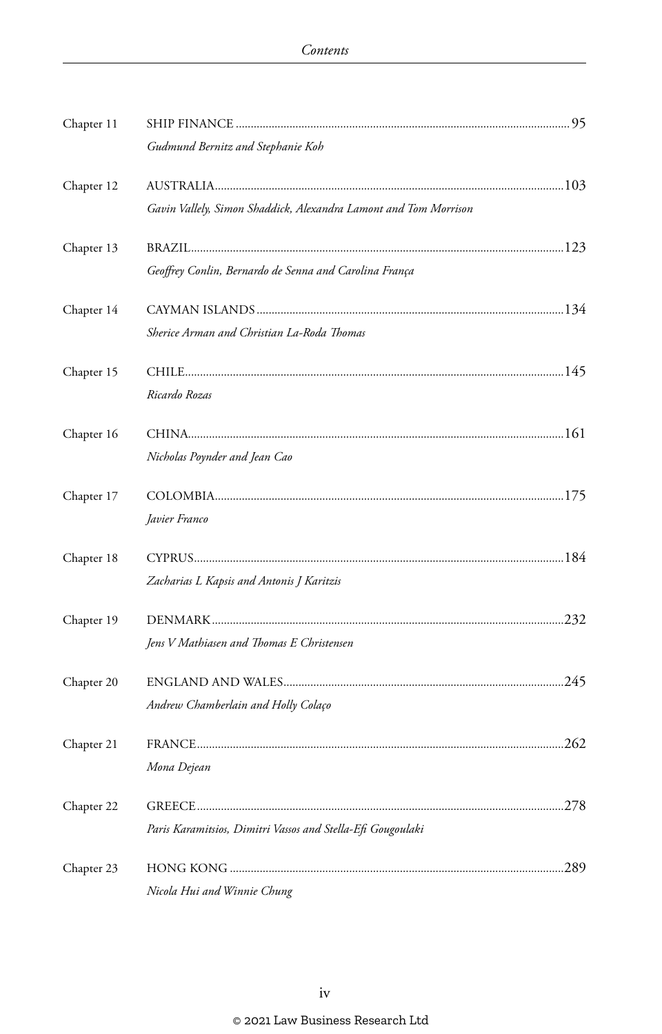| | | |
|---|---|---|
| Chapter 11 | SHIP FINANCE<br>*Gudmund Bernitz and Stephanie Koh* | 95 |
| Chapter 12 | AUSTRALIA<br>*Gavin Vallely, Simon Shaddick, Alexandra Lamont and Tom Morrison* | 103 |
| Chapter 13 | BRAZIL<br>*Geoffrey Conlin, Bernardo de Senna and Carolina França* | 123 |
| Chapter 14 | CAYMAN ISLANDS<br>*Sherice Arman and Christian La-Roda Thomas* | 134 |
| Chapter 15 | CHILE<br>*Ricardo Rozas* | 145 |
| Chapter 16 | CHINA<br>*Nicholas Poynder and Jean Cao* | 161 |
| Chapter 17 | COLOMBIA<br>*Javier Franco* | 175 |
| Chapter 18 | CYPRUS<br>*Zacharias L Kapsis and Antonis J Karitzis* | 184 |
| Chapter 19 | DENMARK<br>*Jens V Mathiasen and Thomas E Christensen* | 232 |
| Chapter 20 | ENGLAND AND WALES<br>*Andrew Chamberlain and Holly Colaço* | 245 |
| Chapter 21 | FRANCE<br>*Mona Dejean* | 262 |
| Chapter 22 | GREECE<br>*Paris Karamitsios, Dimitri Vassos and Stella-Efi Gougoulaki* | 278 |
| Chapter 23 | HONG KONG<br>*Nicola Hui and Winnie Chung* | 289 |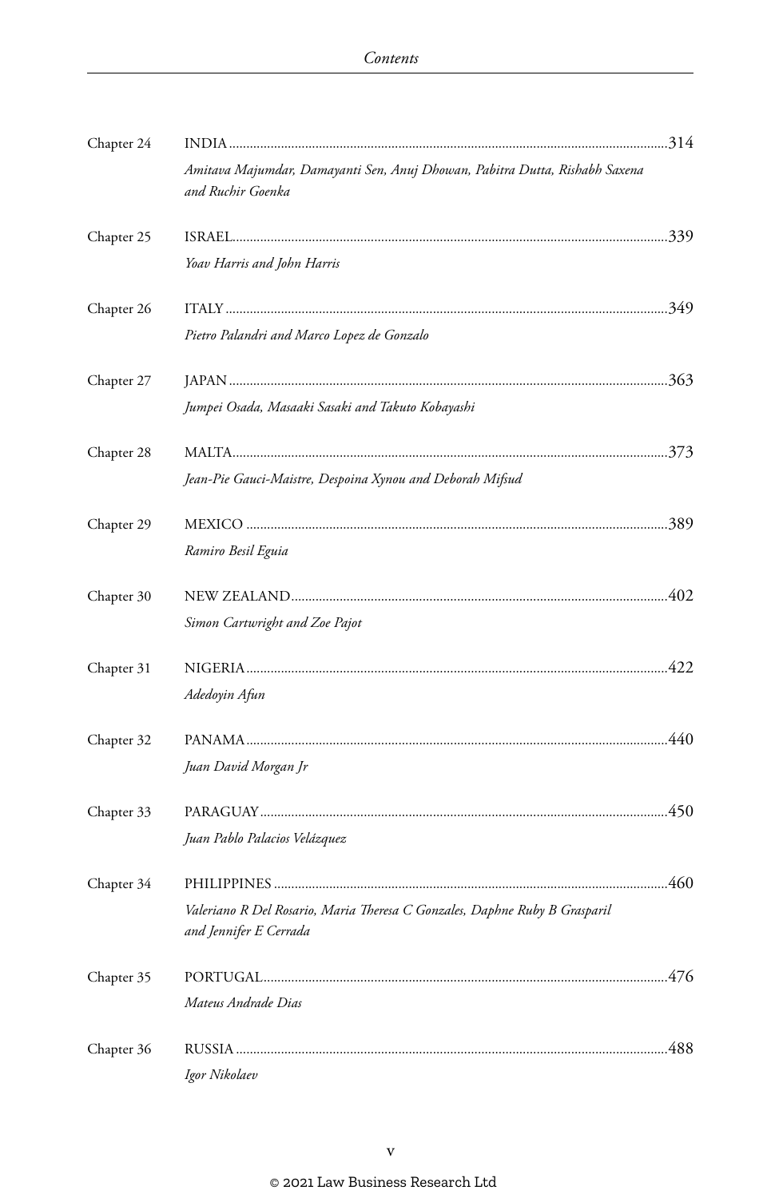Chapter 24 INDIA .......... 314

*Amitava Majumdar, Damayanti Sen, Anuj Dhowan, Pabitra Dutta, Rishabh Saxena and Ruchir Goenka*

Chapter 25 ISRAEL .......... 339

*Yoav Harris and John Harris*

Chapter 26 ITALY .......... 349

*Pietro Palandri and Marco Lopez de Gonzalo*

Chapter 27 JAPAN .......... 363

*Jumpei Osada, Masaaki Sasaki and Takuto Kobayashi*

Chapter 28 MALTA .......... 373

*Jean-Pie Gauci-Maistre, Despoina Xynou and Deborah Mifsud*

Chapter 29 MEXICO .......... 389

*Ramiro Besil Eguia*

Chapter 30 NEW ZEALAND .......... 402

*Simon Cartwright and Zoe Pajot*

Chapter 31 NIGERIA .......... 422

*Adedoyin Afun*

Chapter 32 PANAMA .......... 440

*Juan David Morgan Jr*

Chapter 33 PARAGUAY .......... 450

*Juan Pablo Palacios Velázquez*

Chapter 34 PHILIPPINES .......... 460

*Valeriano R Del Rosario, Maria Theresa C Gonzales, Daphne Ruby B Grasparil and Jennifer E Cerrada*

Chapter 35 PORTUGAL .......... 476

*Mateus Andrade Dias*

Chapter 36 RUSSIA .......... 488

*Igor Nikolaev*

© 2021 Law Business Research Ltd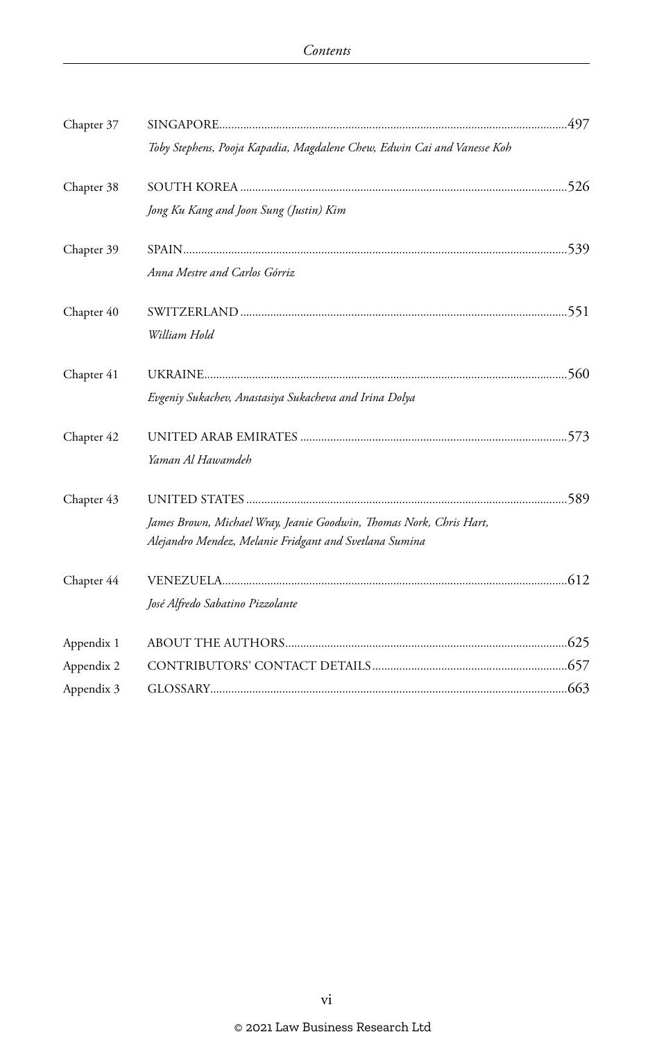| | | |
|---|---|---|
| Chapter 37 | SINGAPORE | 497 |
| | *Toby Stephens, Pooja Kapadia, Magdalene Chew, Edwin Cai and Vanesse Koh* | |
| Chapter 38 | SOUTH KOREA | 526 |
| | *Jong Ku Kang and Joon Sung (Justin) Kim* | |
| Chapter 39 | SPAIN | 539 |
| | *Anna Mestre and Carlos Górriz* | |
| Chapter 40 | SWITZERLAND | 551 |
| | *William Hold* | |
| Chapter 41 | UKRAINE | 560 |
| | *Evgeniy Sukachev, Anastasiya Sukacheva and Irina Dolya* | |
| Chapter 42 | UNITED ARAB EMIRATES | 573 |
| | *Yaman Al Hawamdeh* | |
| Chapter 43 | UNITED STATES | 589 |
| | *James Brown, Michael Wray, Jeanie Goodwin, Thomas Nork, Chris Hart, Alejandro Mendez, Melanie Fridgant and Svetlana Sumina* | |
| Chapter 44 | VENEZUELA | 612 |
| | *José Alfredo Sabatino Pizzolante* | |
| Appendix 1 | ABOUT THE AUTHORS | 625 |
| Appendix 2 | CONTRIBUTORS' CONTACT DETAILS | 657 |
| Appendix 3 | GLOSSARY | 663 |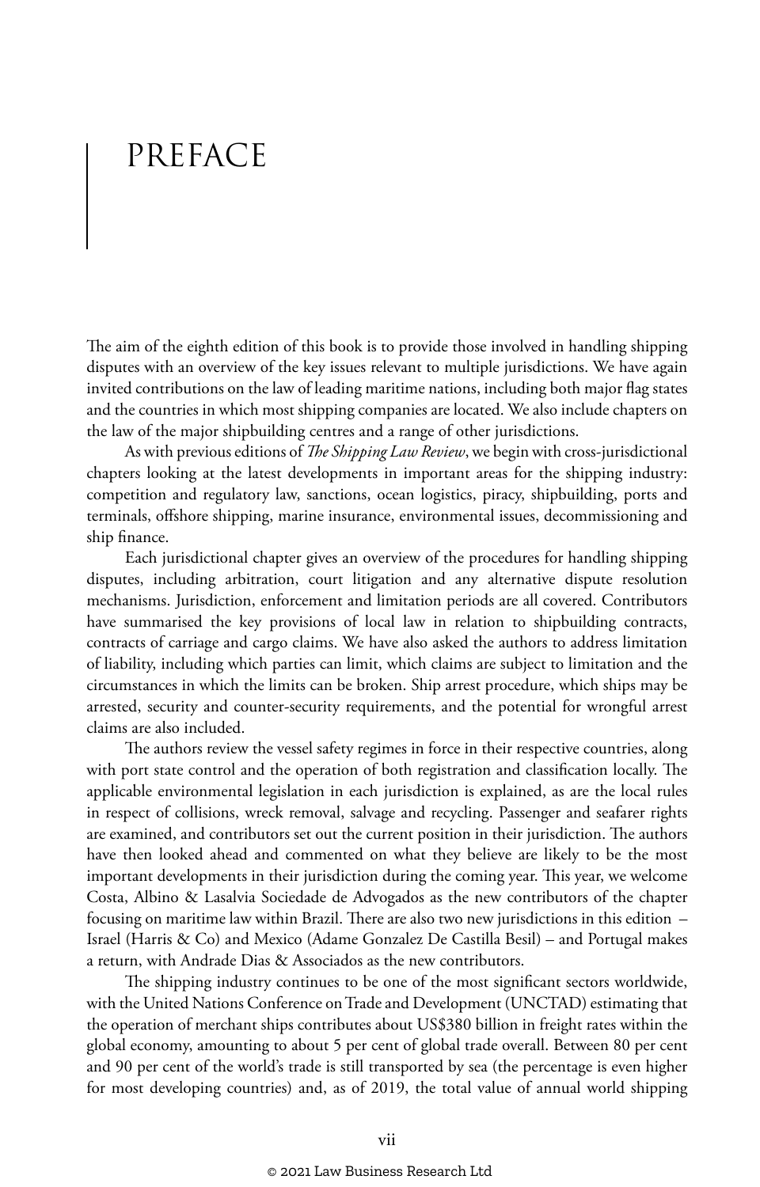# PREFACE

The aim of the eighth edition of this book is to provide those involved in handling shipping disputes with an overview of the key issues relevant to multiple jurisdictions. We have again invited contributions on the law of leading maritime nations, including both major flag states and the countries in which most shipping companies are located. We also include chapters on the law of the major shipbuilding centres and a range of other jurisdictions.

As with previous editions of *The Shipping Law Review*, we begin with cross-jurisdictional chapters looking at the latest developments in important areas for the shipping industry: competition and regulatory law, sanctions, ocean logistics, piracy, shipbuilding, ports and terminals, offshore shipping, marine insurance, environmental issues, decommissioning and ship finance.

Each jurisdictional chapter gives an overview of the procedures for handling shipping disputes, including arbitration, court litigation and any alternative dispute resolution mechanisms. Jurisdiction, enforcement and limitation periods are all covered. Contributors have summarised the key provisions of local law in relation to shipbuilding contracts, contracts of carriage and cargo claims. We have also asked the authors to address limitation of liability, including which parties can limit, which claims are subject to limitation and the circumstances in which the limits can be broken. Ship arrest procedure, which ships may be arrested, security and counter-security requirements, and the potential for wrongful arrest claims are also included.

The authors review the vessel safety regimes in force in their respective countries, along with port state control and the operation of both registration and classification locally. The applicable environmental legislation in each jurisdiction is explained, as are the local rules in respect of collisions, wreck removal, salvage and recycling. Passenger and seafarer rights are examined, and contributors set out the current position in their jurisdiction. The authors have then looked ahead and commented on what they believe are likely to be the most important developments in their jurisdiction during the coming year. This year, we welcome Costa, Albino & Lasalvia Sociedade de Advogados as the new contributors of the chapter focusing on maritime law within Brazil. There are also two new jurisdictions in this edition – Israel (Harris & Co) and Mexico (Adame Gonzalez De Castilla Besil) – and Portugal makes a return, with Andrade Dias & Associados as the new contributors.

The shipping industry continues to be one of the most significant sectors worldwide, with the United Nations Conference on Trade and Development (UNCTAD) estimating that the operation of merchant ships contributes about US$380 billion in freight rates within the global economy, amounting to about 5 per cent of global trade overall. Between 80 per cent and 90 per cent of the world's trade is still transported by sea (the percentage is even higher for most developing countries) and, as of 2019, the total value of annual world shipping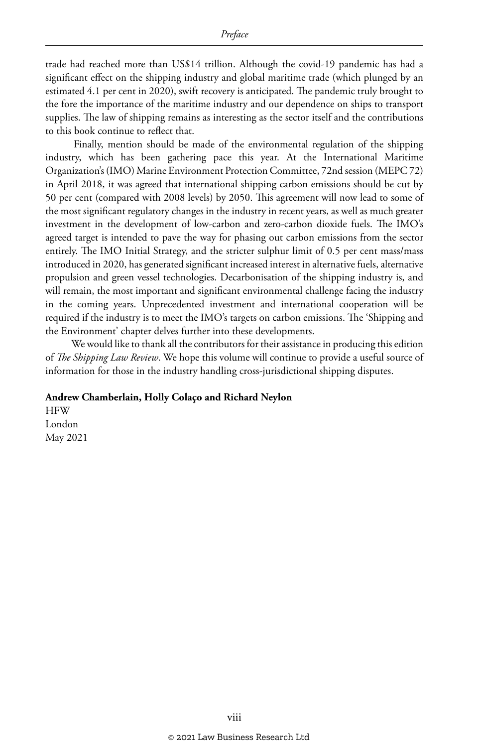trade had reached more than US$14 trillion. Although the covid-19 pandemic has had a significant effect on the shipping industry and global maritime trade (which plunged by an estimated 4.1 per cent in 2020), swift recovery is anticipated. The pandemic truly brought to the fore the importance of the maritime industry and our dependence on ships to transport supplies. The law of shipping remains as interesting as the sector itself and the contributions to this book continue to reflect that.

Finally, mention should be made of the environmental regulation of the shipping industry, which has been gathering pace this year. At the International Maritime Organization's (IMO) Marine Environment Protection Committee, 72nd session (MEPC 72) in April 2018, it was agreed that international shipping carbon emissions should be cut by 50 per cent (compared with 2008 levels) by 2050. This agreement will now lead to some of the most significant regulatory changes in the industry in recent years, as well as much greater investment in the development of low-carbon and zero-carbon dioxide fuels. The IMO's agreed target is intended to pave the way for phasing out carbon emissions from the sector entirely. The IMO Initial Strategy, and the stricter sulphur limit of 0.5 per cent mass/mass introduced in 2020, has generated significant increased interest in alternative fuels, alternative propulsion and green vessel technologies. Decarbonisation of the shipping industry is, and will remain, the most important and significant environmental challenge facing the industry in the coming years. Unprecedented investment and international cooperation will be required if the industry is to meet the IMO's targets on carbon emissions. The 'Shipping and the Environment' chapter delves further into these developments.

We would like to thank all the contributors for their assistance in producing this edition of *The Shipping Law Review*. We hope this volume will continue to provide a useful source of information for those in the industry handling cross-jurisdictional shipping disputes.

**Andrew Chamberlain, Holly Colaço and Richard Neylon**
HFW
London
May 2021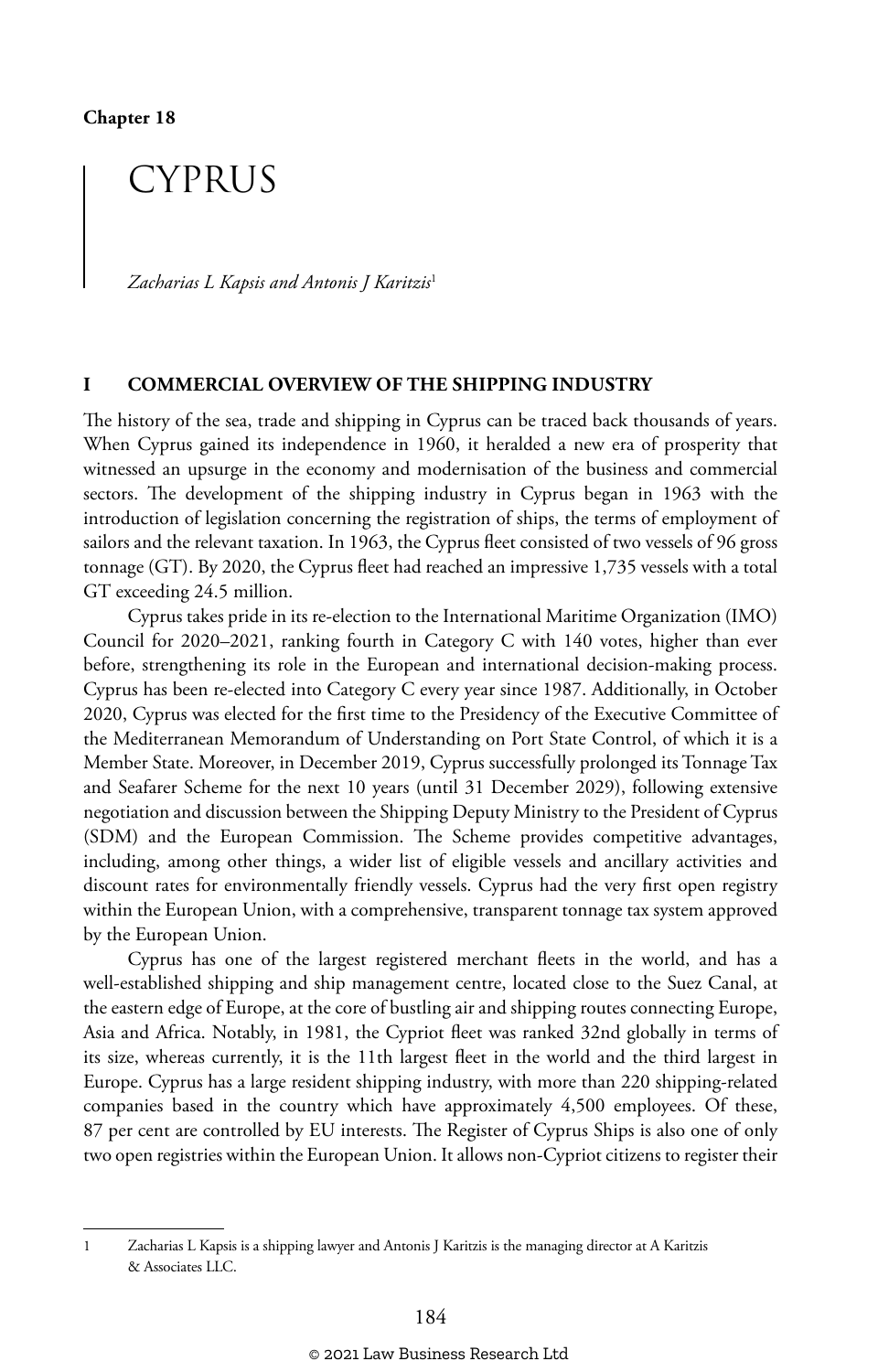**Chapter 18**

# CYPRUS

*Zacharias L Kapsis and Antonis J Karitzis*[1]

## I COMMERCIAL OVERVIEW OF THE SHIPPING INDUSTRY

The history of the sea, trade and shipping in Cyprus can be traced back thousands of years. When Cyprus gained its independence in 1960, it heralded a new era of prosperity that witnessed an upsurge in the economy and modernisation of the business and commercial sectors. The development of the shipping industry in Cyprus began in 1963 with the introduction of legislation concerning the registration of ships, the terms of employment of sailors and the relevant taxation. In 1963, the Cyprus fleet consisted of two vessels of 96 gross tonnage (GT). By 2020, the Cyprus fleet had reached an impressive 1,735 vessels with a total GT exceeding 24.5 million.

Cyprus takes pride in its re-election to the International Maritime Organization (IMO) Council for 2020–2021, ranking fourth in Category C with 140 votes, higher than ever before, strengthening its role in the European and international decision-making process. Cyprus has been re-elected into Category C every year since 1987. Additionally, in October 2020, Cyprus was elected for the first time to the Presidency of the Executive Committee of the Mediterranean Memorandum of Understanding on Port State Control, of which it is a Member State. Moreover, in December 2019, Cyprus successfully prolonged its Tonnage Tax and Seafarer Scheme for the next 10 years (until 31 December 2029), following extensive negotiation and discussion between the Shipping Deputy Ministry to the President of Cyprus (SDM) and the European Commission. The Scheme provides competitive advantages, including, among other things, a wider list of eligible vessels and ancillary activities and discount rates for environmentally friendly vessels. Cyprus had the very first open registry within the European Union, with a comprehensive, transparent tonnage tax system approved by the European Union.

Cyprus has one of the largest registered merchant fleets in the world, and has a well-established shipping and ship management centre, located close to the Suez Canal, at the eastern edge of Europe, at the core of bustling air and shipping routes connecting Europe, Asia and Africa. Notably, in 1981, the Cypriot fleet was ranked 32nd globally in terms of its size, whereas currently, it is the 11th largest fleet in the world and the third largest in Europe. Cyprus has a large resident shipping industry, with more than 220 shipping-related companies based in the country which have approximately 4,500 employees. Of these, 87 per cent are controlled by EU interests. The Register of Cyprus Ships is also one of only two open registries within the European Union. It allows non-Cypriot citizens to register their

---

1 Zacharias L Kapsis is a shipping lawyer and Antonis J Karitzis is the managing director at A Karitzis & Associates LLC.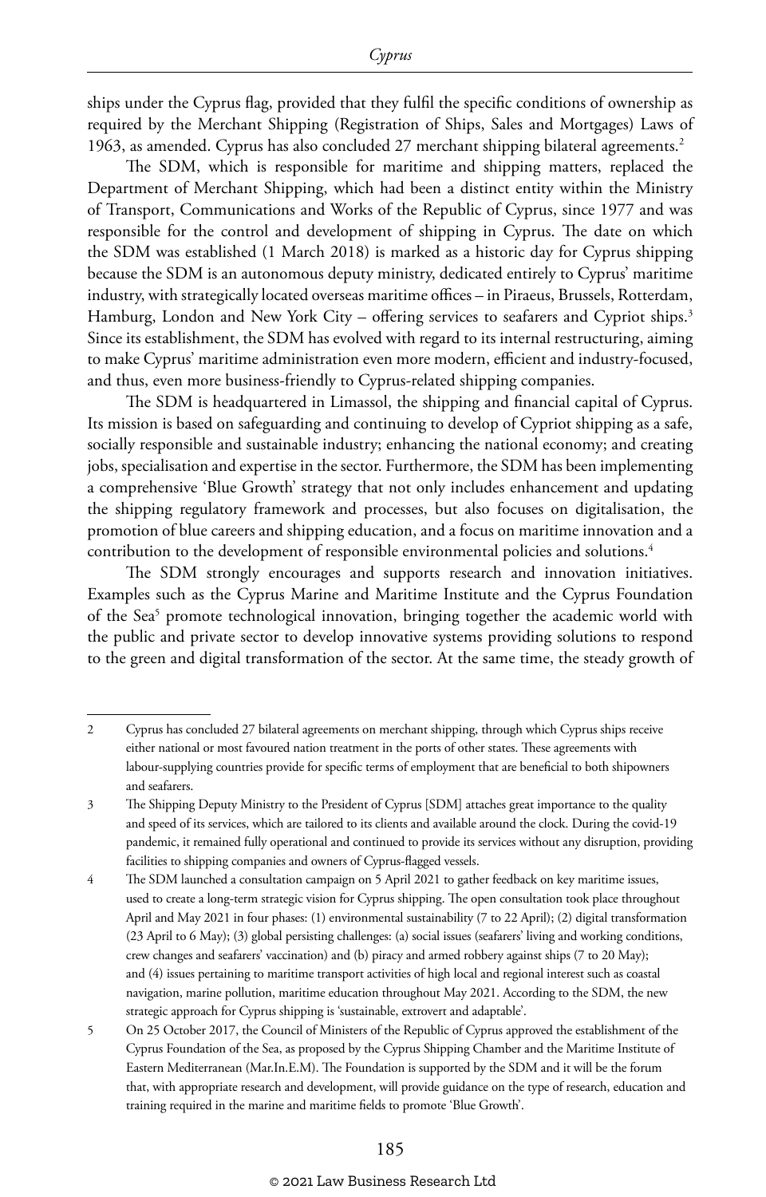ships under the Cyprus flag, provided that they fulfil the specific conditions of ownership as required by the Merchant Shipping (Registration of Ships, Sales and Mortgages) Laws of 1963, as amended. Cyprus has also concluded 27 merchant shipping bilateral agreements.[2]

The SDM, which is responsible for maritime and shipping matters, replaced the Department of Merchant Shipping, which had been a distinct entity within the Ministry of Transport, Communications and Works of the Republic of Cyprus, since 1977 and was responsible for the control and development of shipping in Cyprus. The date on which the SDM was established (1 March 2018) is marked as a historic day for Cyprus shipping because the SDM is an autonomous deputy ministry, dedicated entirely to Cyprus' maritime industry, with strategically located overseas maritime offices – in Piraeus, Brussels, Rotterdam, Hamburg, London and New York City – offering services to seafarers and Cypriot ships.[3] Since its establishment, the SDM has evolved with regard to its internal restructuring, aiming to make Cyprus' maritime administration even more modern, efficient and industry-focused, and thus, even more business-friendly to Cyprus-related shipping companies.

The SDM is headquartered in Limassol, the shipping and financial capital of Cyprus. Its mission is based on safeguarding and continuing to develop of Cypriot shipping as a safe, socially responsible and sustainable industry; enhancing the national economy; and creating jobs, specialisation and expertise in the sector. Furthermore, the SDM has been implementing a comprehensive 'Blue Growth' strategy that not only includes enhancement and updating the shipping regulatory framework and processes, but also focuses on digitalisation, the promotion of blue careers and shipping education, and a focus on maritime innovation and a contribution to the development of responsible environmental policies and solutions.[4]

The SDM strongly encourages and supports research and innovation initiatives. Examples such as the Cyprus Marine and Maritime Institute and the Cyprus Foundation of the Sea[5] promote technological innovation, bringing together the academic world with the public and private sector to develop innovative systems providing solutions to respond to the green and digital transformation of the sector. At the same time, the steady growth of

---

2 Cyprus has concluded 27 bilateral agreements on merchant shipping, through which Cyprus ships receive either national or most favoured nation treatment in the ports of other states. These agreements with labour-supplying countries provide for specific terms of employment that are beneficial to both shipowners and seafarers.

3 The Shipping Deputy Ministry to the President of Cyprus [SDM] attaches great importance to the quality and speed of its services, which are tailored to its clients and available around the clock. During the covid-19 pandemic, it remained fully operational and continued to provide its services without any disruption, providing facilities to shipping companies and owners of Cyprus-flagged vessels.

4 The SDM launched a consultation campaign on 5 April 2021 to gather feedback on key maritime issues, used to create a long-term strategic vision for Cyprus shipping. The open consultation took place throughout April and May 2021 in four phases: (1) environmental sustainability (7 to 22 April); (2) digital transformation (23 April to 6 May); (3) global persisting challenges: (a) social issues (seafarers' living and working conditions, crew changes and seafarers' vaccination) and (b) piracy and armed robbery against ships (7 to 20 May); and (4) issues pertaining to maritime transport activities of high local and regional interest such as coastal navigation, marine pollution, maritime education throughout May 2021. According to the SDM, the new strategic approach for Cyprus shipping is 'sustainable, extrovert and adaptable'.

5 On 25 October 2017, the Council of Ministers of the Republic of Cyprus approved the establishment of the Cyprus Foundation of the Sea, as proposed by the Cyprus Shipping Chamber and the Maritime Institute of Eastern Mediterranean (Mar.In.E.M). The Foundation is supported by the SDM and it will be the forum that, with appropriate research and development, will provide guidance on the type of research, education and training required in the marine and maritime fields to promote 'Blue Growth'.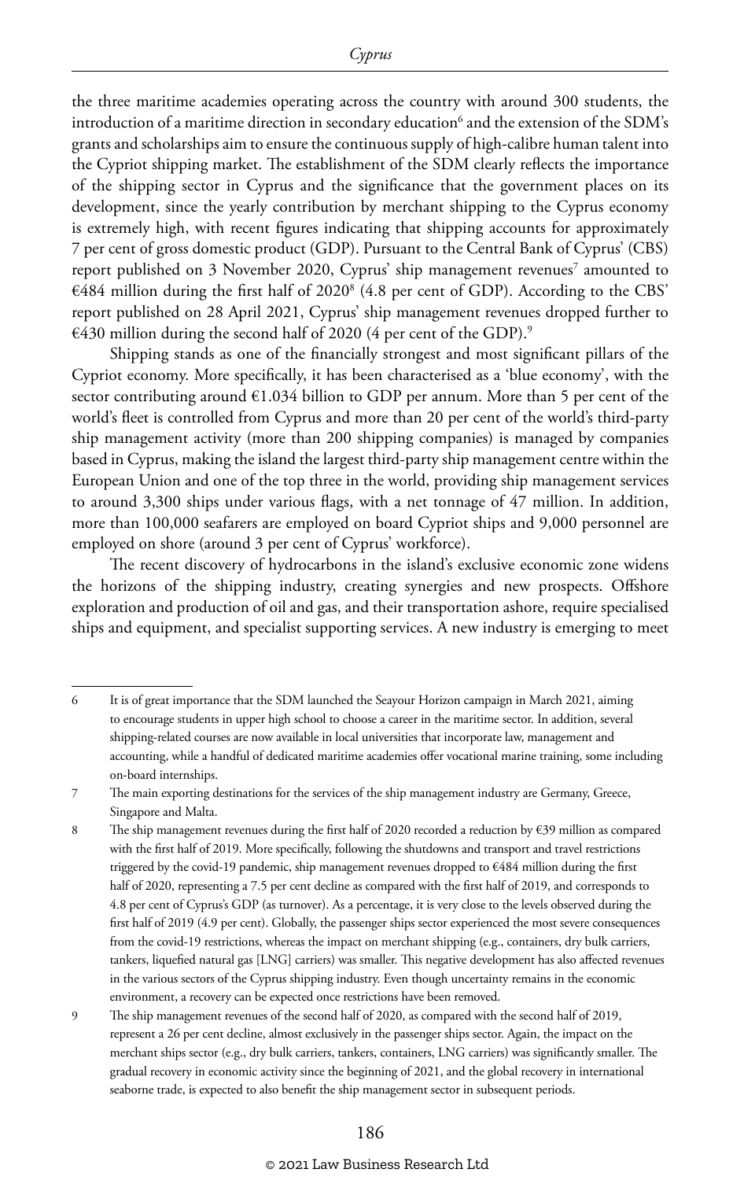the three maritime academies operating across the country with around 300 students, the introduction of a maritime direction in secondary education[6] and the extension of the SDM's grants and scholarships aim to ensure the continuous supply of high-calibre human talent into the Cypriot shipping market. The establishment of the SDM clearly reflects the importance of the shipping sector in Cyprus and the significance that the government places on its development, since the yearly contribution by merchant shipping to the Cyprus economy is extremely high, with recent figures indicating that shipping accounts for approximately 7 per cent of gross domestic product (GDP). Pursuant to the Central Bank of Cyprus' (CBS) report published on 3 November 2020, Cyprus' ship management revenues[7] amounted to €484 million during the first half of 2020[8] (4.8 per cent of GDP). According to the CBS' report published on 28 April 2021, Cyprus' ship management revenues dropped further to €430 million during the second half of 2020 (4 per cent of the GDP).[9]

Shipping stands as one of the financially strongest and most significant pillars of the Cypriot economy. More specifically, it has been characterised as a 'blue economy', with the sector contributing around €1.034 billion to GDP per annum. More than 5 per cent of the world's fleet is controlled from Cyprus and more than 20 per cent of the world's third-party ship management activity (more than 200 shipping companies) is managed by companies based in Cyprus, making the island the largest third-party ship management centre within the European Union and one of the top three in the world, providing ship management services to around 3,300 ships under various flags, with a net tonnage of 47 million. In addition, more than 100,000 seafarers are employed on board Cypriot ships and 9,000 personnel are employed on shore (around 3 per cent of Cyprus' workforce).

The recent discovery of hydrocarbons in the island's exclusive economic zone widens the horizons of the shipping industry, creating synergies and new prospects. Offshore exploration and production of oil and gas, and their transportation ashore, require specialised ships and equipment, and specialist supporting services. A new industry is emerging to meet

---

6 It is of great importance that the SDM launched the Seayour Horizon campaign in March 2021, aiming to encourage students in upper high school to choose a career in the maritime sector. In addition, several shipping-related courses are now available in local universities that incorporate law, management and accounting, while a handful of dedicated maritime academies offer vocational marine training, some including on-board internships.

7 The main exporting destinations for the services of the ship management industry are Germany, Greece, Singapore and Malta.

8 The ship management revenues during the first half of 2020 recorded a reduction by €39 million as compared with the first half of 2019. More specifically, following the shutdowns and transport and travel restrictions triggered by the covid-19 pandemic, ship management revenues dropped to €484 million during the first half of 2020, representing a 7.5 per cent decline as compared with the first half of 2019, and corresponds to 4.8 per cent of Cyprus's GDP (as turnover). As a percentage, it is very close to the levels observed during the first half of 2019 (4.9 per cent). Globally, the passenger ships sector experienced the most severe consequences from the covid-19 restrictions, whereas the impact on merchant shipping (e.g., containers, dry bulk carriers, tankers, liquefied natural gas [LNG] carriers) was smaller. This negative development has also affected revenues in the various sectors of the Cyprus shipping industry. Even though uncertainty remains in the economic environment, a recovery can be expected once restrictions have been removed.

9 The ship management revenues of the second half of 2020, as compared with the second half of 2019, represent a 26 per cent decline, almost exclusively in the passenger ships sector. Again, the impact on the merchant ships sector (e.g., dry bulk carriers, tankers, containers, LNG carriers) was significantly smaller. The gradual recovery in economic activity since the beginning of 2021, and the global recovery in international seaborne trade, is expected to also benefit the ship management sector in subsequent periods.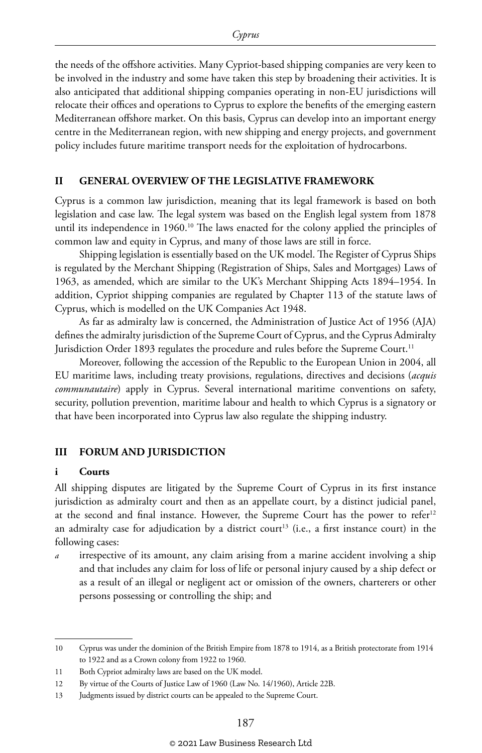the needs of the offshore activities. Many Cypriot-based shipping companies are very keen to be involved in the industry and some have taken this step by broadening their activities. It is also anticipated that additional shipping companies operating in non-EU jurisdictions will relocate their offices and operations to Cyprus to explore the benefits of the emerging eastern Mediterranean offshore market. On this basis, Cyprus can develop into an important energy centre in the Mediterranean region, with new shipping and energy projects, and government policy includes future maritime transport needs for the exploitation of hydrocarbons.

## II GENERAL OVERVIEW OF THE LEGISLATIVE FRAMEWORK

Cyprus is a common law jurisdiction, meaning that its legal framework is based on both legislation and case law. The legal system was based on the English legal system from 1878 until its independence in 1960.[10] The laws enacted for the colony applied the principles of common law and equity in Cyprus, and many of those laws are still in force.

Shipping legislation is essentially based on the UK model. The Register of Cyprus Ships is regulated by the Merchant Shipping (Registration of Ships, Sales and Mortgages) Laws of 1963, as amended, which are similar to the UK's Merchant Shipping Acts 1894–1954. In addition, Cypriot shipping companies are regulated by Chapter 113 of the statute laws of Cyprus, which is modelled on the UK Companies Act 1948.

As far as admiralty law is concerned, the Administration of Justice Act of 1956 (AJA) defines the admiralty jurisdiction of the Supreme Court of Cyprus, and the Cyprus Admiralty Jurisdiction Order 1893 regulates the procedure and rules before the Supreme Court.[11]

Moreover, following the accession of the Republic to the European Union in 2004, all EU maritime laws, including treaty provisions, regulations, directives and decisions (*acquis communautaire*) apply in Cyprus. Several international maritime conventions on safety, security, pollution prevention, maritime labour and health to which Cyprus is a signatory or that have been incorporated into Cyprus law also regulate the shipping industry.

## III FORUM AND JURISDICTION

### i Courts

All shipping disputes are litigated by the Supreme Court of Cyprus in its first instance jurisdiction as admiralty court and then as an appellate court, by a distinct judicial panel, at the second and final instance. However, the Supreme Court has the power to refer[12] an admiralty case for adjudication by a district court[13] (i.e., a first instance court) in the following cases:

*a* irrespective of its amount, any claim arising from a marine accident involving a ship and that includes any claim for loss of life or personal injury caused by a ship defect or as a result of an illegal or negligent act or omission of the owners, charterers or other persons possessing or controlling the ship; and

---

10 Cyprus was under the dominion of the British Empire from 1878 to 1914, as a British protectorate from 1914 to 1922 and as a Crown colony from 1922 to 1960.

11 Both Cypriot admiralty laws are based on the UK model.

12 By virtue of the Courts of Justice Law of 1960 (Law No. 14/1960), Article 22B.

13 Judgments issued by district courts can be appealed to the Supreme Court.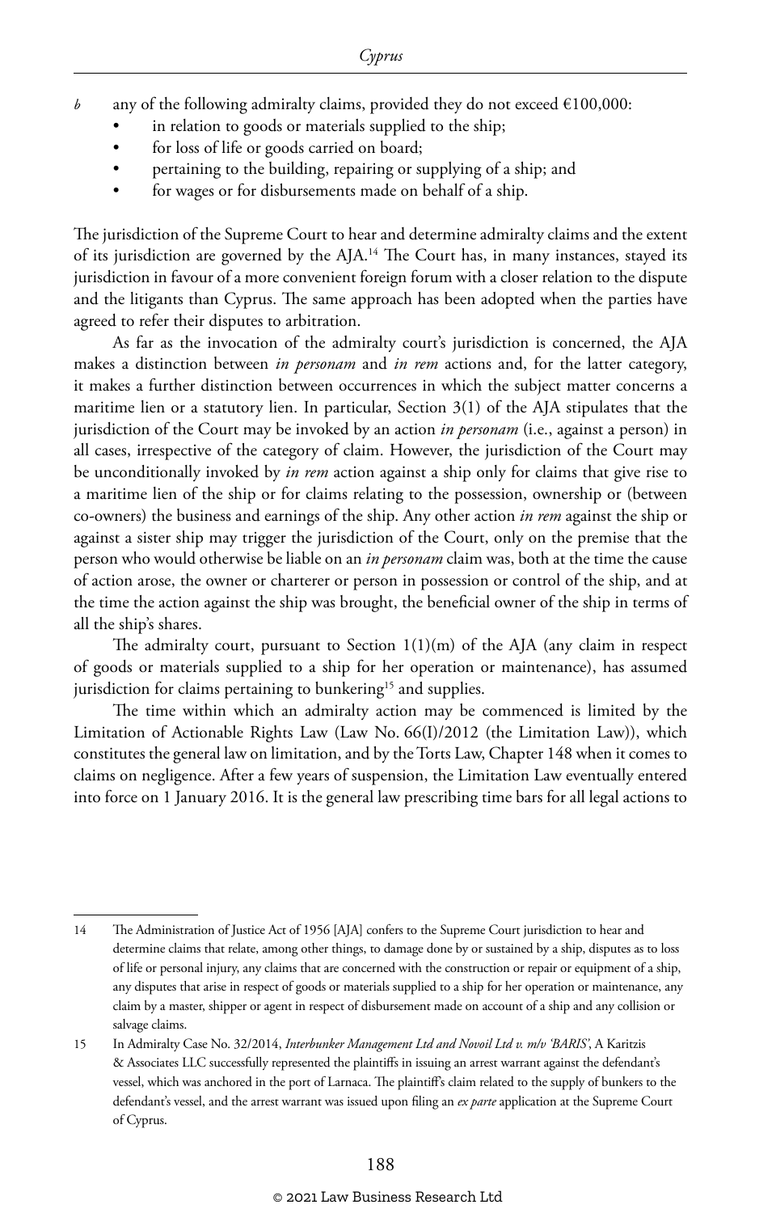*b* any of the following admiralty claims, provided they do not exceed €100,000:
- in relation to goods or materials supplied to the ship;
- for loss of life or goods carried on board;
- pertaining to the building, repairing or supplying of a ship; and
- for wages or for disbursements made on behalf of a ship.

The jurisdiction of the Supreme Court to hear and determine admiralty claims and the extent of its jurisdiction are governed by the AJA.[14] The Court has, in many instances, stayed its jurisdiction in favour of a more convenient foreign forum with a closer relation to the dispute and the litigants than Cyprus. The same approach has been adopted when the parties have agreed to refer their disputes to arbitration.

As far as the invocation of the admiralty court's jurisdiction is concerned, the AJA makes a distinction between *in personam* and *in rem* actions and, for the latter category, it makes a further distinction between occurrences in which the subject matter concerns a maritime lien or a statutory lien. In particular, Section 3(1) of the AJA stipulates that the jurisdiction of the Court may be invoked by an action *in personam* (i.e., against a person) in all cases, irrespective of the category of claim. However, the jurisdiction of the Court may be unconditionally invoked by *in rem* action against a ship only for claims that give rise to a maritime lien of the ship or for claims relating to the possession, ownership or (between co-owners) the business and earnings of the ship. Any other action *in rem* against the ship or against a sister ship may trigger the jurisdiction of the Court, only on the premise that the person who would otherwise be liable on an *in personam* claim was, both at the time the cause of action arose, the owner or charterer or person in possession or control of the ship, and at the time the action against the ship was brought, the beneficial owner of the ship in terms of all the ship's shares.

The admiralty court, pursuant to Section 1(1)(m) of the AJA (any claim in respect of goods or materials supplied to a ship for her operation or maintenance), has assumed jurisdiction for claims pertaining to bunkering[15] and supplies.

The time within which an admiralty action may be commenced is limited by the Limitation of Actionable Rights Law (Law No. 66(I)/2012 (the Limitation Law)), which constitutes the general law on limitation, and by the Torts Law, Chapter 148 when it comes to claims on negligence. After a few years of suspension, the Limitation Law eventually entered into force on 1 January 2016. It is the general law prescribing time bars for all legal actions to

---

14 The Administration of Justice Act of 1956 [AJA] confers to the Supreme Court jurisdiction to hear and determine claims that relate, among other things, to damage done by or sustained by a ship, disputes as to loss of life or personal injury, any claims that are concerned with the construction or repair or equipment of a ship, any disputes that arise in respect of goods or materials supplied to a ship for her operation or maintenance, any claim by a master, shipper or agent in respect of disbursement made on account of a ship and any collision or salvage claims.

15 In Admiralty Case No. 32/2014, *Interbunker Management Ltd and Novoil Ltd v. m/v 'BARIS'*, A Karitzis & Associates LLC successfully represented the plaintiffs in issuing an arrest warrant against the defendant's vessel, which was anchored in the port of Larnaca. The plaintiff's claim related to the supply of bunkers to the defendant's vessel, and the arrest warrant was issued upon filing an *ex parte* application at the Supreme Court of Cyprus.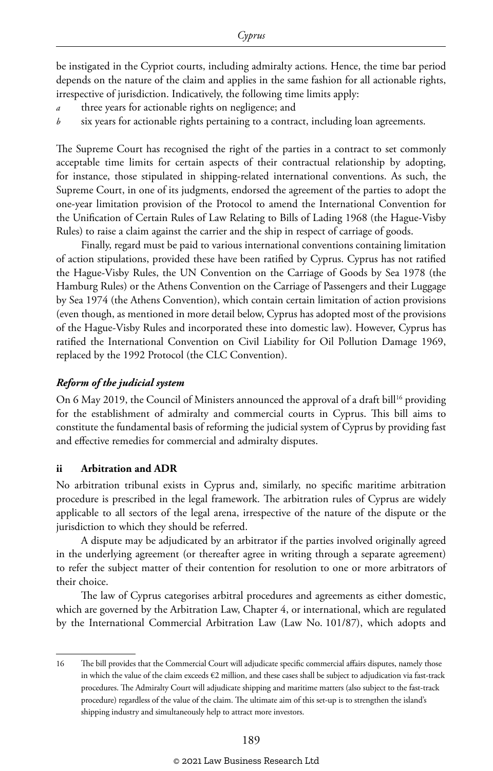be instigated in the Cypriot courts, including admiralty actions. Hence, the time bar period depends on the nature of the claim and applies in the same fashion for all actionable rights, irrespective of jurisdiction. Indicatively, the following time limits apply:

*a* three years for actionable rights on negligence; and

*b* six years for actionable rights pertaining to a contract, including loan agreements.

The Supreme Court has recognised the right of the parties in a contract to set commonly acceptable time limits for certain aspects of their contractual relationship by adopting, for instance, those stipulated in shipping-related international conventions. As such, the Supreme Court, in one of its judgments, endorsed the agreement of the parties to adopt the one-year limitation provision of the Protocol to amend the International Convention for the Unification of Certain Rules of Law Relating to Bills of Lading 1968 (the Hague-Visby Rules) to raise a claim against the carrier and the ship in respect of carriage of goods.

Finally, regard must be paid to various international conventions containing limitation of action stipulations, provided these have been ratified by Cyprus. Cyprus has not ratified the Hague-Visby Rules, the UN Convention on the Carriage of Goods by Sea 1978 (the Hamburg Rules) or the Athens Convention on the Carriage of Passengers and their Luggage by Sea 1974 (the Athens Convention), which contain certain limitation of action provisions (even though, as mentioned in more detail below, Cyprus has adopted most of the provisions of the Hague-Visby Rules and incorporated these into domestic law). However, Cyprus has ratified the International Convention on Civil Liability for Oil Pollution Damage 1969, replaced by the 1992 Protocol (the CLC Convention).

***Reform of the judicial system***

On 6 May 2019, the Council of Ministers announced the approval of a draft bill[16] providing for the establishment of admiralty and commercial courts in Cyprus. This bill aims to constitute the fundamental basis of reforming the judicial system of Cyprus by providing fast and effective remedies for commercial and admiralty disputes.

### ii Arbitration and ADR

No arbitration tribunal exists in Cyprus and, similarly, no specific maritime arbitration procedure is prescribed in the legal framework. The arbitration rules of Cyprus are widely applicable to all sectors of the legal arena, irrespective of the nature of the dispute or the jurisdiction to which they should be referred.

A dispute may be adjudicated by an arbitrator if the parties involved originally agreed in the underlying agreement (or thereafter agree in writing through a separate agreement) to refer the subject matter of their contention for resolution to one or more arbitrators of their choice.

The law of Cyprus categorises arbitral procedures and agreements as either domestic, which are governed by the Arbitration Law, Chapter 4, or international, which are regulated by the International Commercial Arbitration Law (Law No. 101/87), which adopts and

---

16 The bill provides that the Commercial Court will adjudicate specific commercial affairs disputes, namely those in which the value of the claim exceeds €2 million, and these cases shall be subject to adjudication via fast-track procedures. The Admiralty Court will adjudicate shipping and maritime matters (also subject to the fast-track procedure) regardless of the value of the claim. The ultimate aim of this set-up is to strengthen the island's shipping industry and simultaneously help to attract more investors.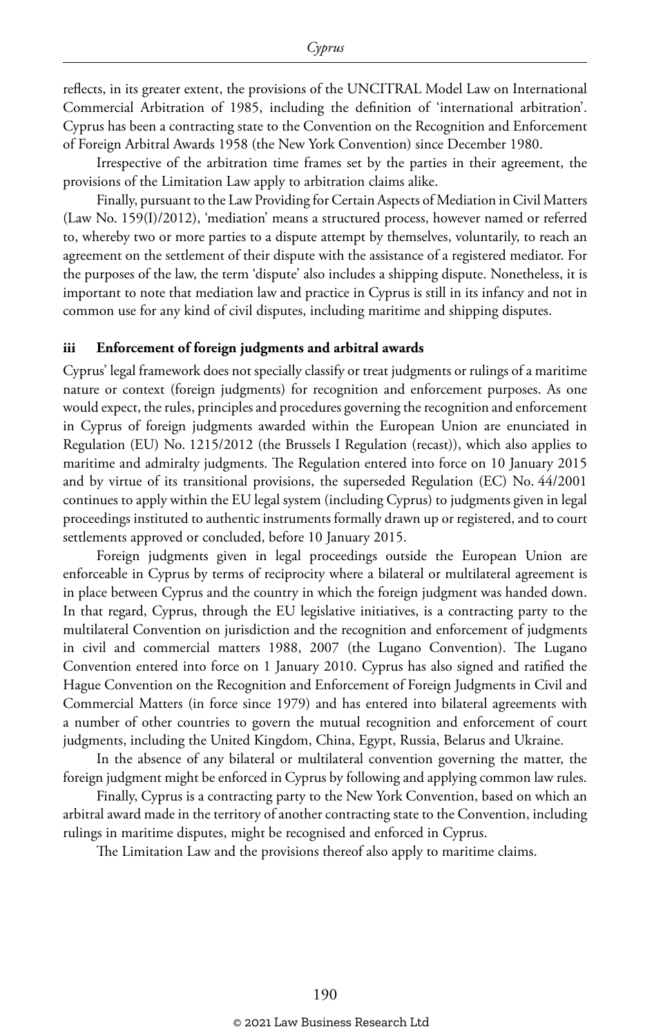reflects, in its greater extent, the provisions of the UNCITRAL Model Law on International Commercial Arbitration of 1985, including the definition of 'international arbitration'. Cyprus has been a contracting state to the Convention on the Recognition and Enforcement of Foreign Arbitral Awards 1958 (the New York Convention) since December 1980.

Irrespective of the arbitration time frames set by the parties in their agreement, the provisions of the Limitation Law apply to arbitration claims alike.

Finally, pursuant to the Law Providing for Certain Aspects of Mediation in Civil Matters (Law No. 159(I)/2012), 'mediation' means a structured process, however named or referred to, whereby two or more parties to a dispute attempt by themselves, voluntarily, to reach an agreement on the settlement of their dispute with the assistance of a registered mediator. For the purposes of the law, the term 'dispute' also includes a shipping dispute. Nonetheless, it is important to note that mediation law and practice in Cyprus is still in its infancy and not in common use for any kind of civil disputes, including maritime and shipping disputes.

### iii Enforcement of foreign judgments and arbitral awards

Cyprus' legal framework does not specially classify or treat judgments or rulings of a maritime nature or context (foreign judgments) for recognition and enforcement purposes. As one would expect, the rules, principles and procedures governing the recognition and enforcement in Cyprus of foreign judgments awarded within the European Union are enunciated in Regulation (EU) No. 1215/2012 (the Brussels I Regulation (recast)), which also applies to maritime and admiralty judgments. The Regulation entered into force on 10 January 2015 and by virtue of its transitional provisions, the superseded Regulation (EC) No. 44/2001 continues to apply within the EU legal system (including Cyprus) to judgments given in legal proceedings instituted to authentic instruments formally drawn up or registered, and to court settlements approved or concluded, before 10 January 2015.

Foreign judgments given in legal proceedings outside the European Union are enforceable in Cyprus by terms of reciprocity where a bilateral or multilateral agreement is in place between Cyprus and the country in which the foreign judgment was handed down. In that regard, Cyprus, through the EU legislative initiatives, is a contracting party to the multilateral Convention on jurisdiction and the recognition and enforcement of judgments in civil and commercial matters 1988, 2007 (the Lugano Convention). The Lugano Convention entered into force on 1 January 2010. Cyprus has also signed and ratified the Hague Convention on the Recognition and Enforcement of Foreign Judgments in Civil and Commercial Matters (in force since 1979) and has entered into bilateral agreements with a number of other countries to govern the mutual recognition and enforcement of court judgments, including the United Kingdom, China, Egypt, Russia, Belarus and Ukraine.

In the absence of any bilateral or multilateral convention governing the matter, the foreign judgment might be enforced in Cyprus by following and applying common law rules.

Finally, Cyprus is a contracting party to the New York Convention, based on which an arbitral award made in the territory of another contracting state to the Convention, including rulings in maritime disputes, might be recognised and enforced in Cyprus.

The Limitation Law and the provisions thereof also apply to maritime claims.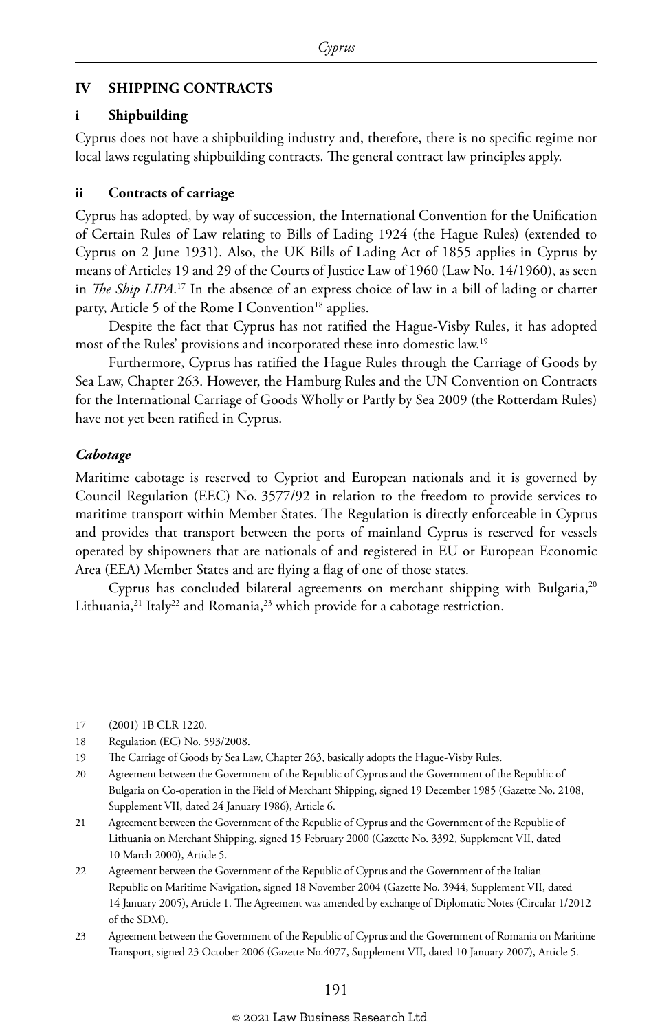## IV SHIPPING CONTRACTS

### i Shipbuilding

Cyprus does not have a shipbuilding industry and, therefore, there is no specific regime nor local laws regulating shipbuilding contracts. The general contract law principles apply.

### ii Contracts of carriage

Cyprus has adopted, by way of succession, the International Convention for the Unification of Certain Rules of Law relating to Bills of Lading 1924 (the Hague Rules) (extended to Cyprus on 2 June 1931). Also, the UK Bills of Lading Act of 1855 applies in Cyprus by means of Articles 19 and 29 of the Courts of Justice Law of 1960 (Law No. 14/1960), as seen in *The Ship LIPA*.[17] In the absence of an express choice of law in a bill of lading or charter party, Article 5 of the Rome I Convention[18] applies.

Despite the fact that Cyprus has not ratified the Hague-Visby Rules, it has adopted most of the Rules' provisions and incorporated these into domestic law.[19]

Furthermore, Cyprus has ratified the Hague Rules through the Carriage of Goods by Sea Law, Chapter 263. However, the Hamburg Rules and the UN Convention on Contracts for the International Carriage of Goods Wholly or Partly by Sea 2009 (the Rotterdam Rules) have not yet been ratified in Cyprus.

#### *Cabotage*

Maritime cabotage is reserved to Cypriot and European nationals and it is governed by Council Regulation (EEC) No. 3577/92 in relation to the freedom to provide services to maritime transport within Member States. The Regulation is directly enforceable in Cyprus and provides that transport between the ports of mainland Cyprus is reserved for vessels operated by shipowners that are nationals of and registered in EU or European Economic Area (EEA) Member States and are flying a flag of one of those states.

Cyprus has concluded bilateral agreements on merchant shipping with Bulgaria,[20] Lithuania,[21] Italy[22] and Romania,[23] which provide for a cabotage restriction.

---

17 (2001) 1B CLR 1220.

18 Regulation (EC) No. 593/2008.

19 The Carriage of Goods by Sea Law, Chapter 263, basically adopts the Hague-Visby Rules.

20 Agreement between the Government of the Republic of Cyprus and the Government of the Republic of Bulgaria on Co-operation in the Field of Merchant Shipping, signed 19 December 1985 (Gazette No. 2108, Supplement VII, dated 24 January 1986), Article 6.

21 Agreement between the Government of the Republic of Cyprus and the Government of the Republic of Lithuania on Merchant Shipping, signed 15 February 2000 (Gazette No. 3392, Supplement VII, dated 10 March 2000), Article 5.

22 Agreement between the Government of the Republic of Cyprus and the Government of the Italian Republic on Maritime Navigation, signed 18 November 2004 (Gazette No. 3944, Supplement VII, dated 14 January 2005), Article 1. The Agreement was amended by exchange of Diplomatic Notes (Circular 1/2012 of the SDM).

23 Agreement between the Government of the Republic of Cyprus and the Government of Romania on Maritime Transport, signed 23 October 2006 (Gazette No.4077, Supplement VII, dated 10 January 2007), Article 5.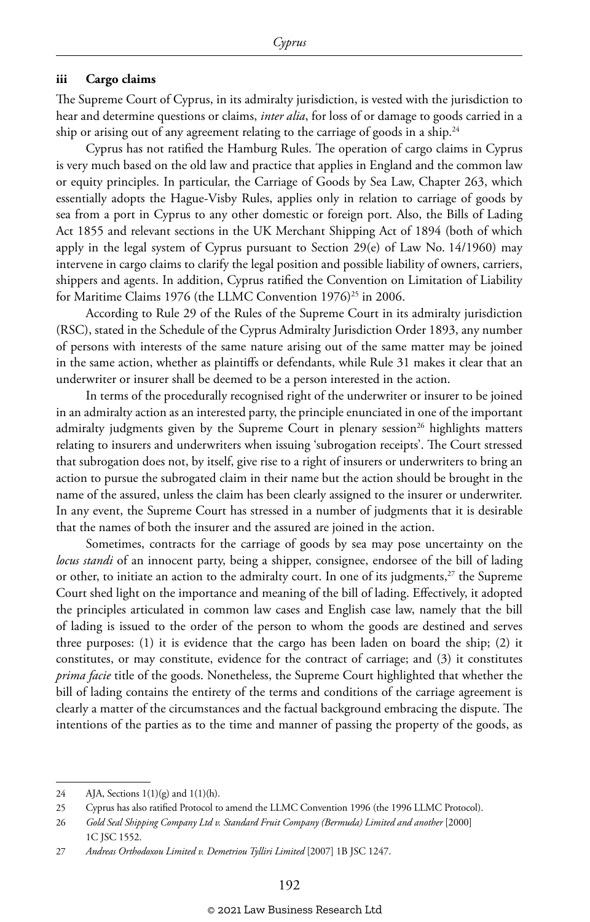### iii Cargo claims

The Supreme Court of Cyprus, in its admiralty jurisdiction, is vested with the jurisdiction to hear and determine questions or claims, *inter alia*, for loss of or damage to goods carried in a ship or arising out of any agreement relating to the carriage of goods in a ship.[24]

Cyprus has not ratified the Hamburg Rules. The operation of cargo claims in Cyprus is very much based on the old law and practice that applies in England and the common law or equity principles. In particular, the Carriage of Goods by Sea Law, Chapter 263, which essentially adopts the Hague-Visby Rules, applies only in relation to carriage of goods by sea from a port in Cyprus to any other domestic or foreign port. Also, the Bills of Lading Act 1855 and relevant sections in the UK Merchant Shipping Act of 1894 (both of which apply in the legal system of Cyprus pursuant to Section 29(e) of Law No. 14/1960) may intervene in cargo claims to clarify the legal position and possible liability of owners, carriers, shippers and agents. In addition, Cyprus ratified the Convention on Limitation of Liability for Maritime Claims 1976 (the LLMC Convention 1976)[25] in 2006.

According to Rule 29 of the Rules of the Supreme Court in its admiralty jurisdiction (RSC), stated in the Schedule of the Cyprus Admiralty Jurisdiction Order 1893, any number of persons with interests of the same nature arising out of the same matter may be joined in the same action, whether as plaintiffs or defendants, while Rule 31 makes it clear that an underwriter or insurer shall be deemed to be a person interested in the action.

In terms of the procedurally recognised right of the underwriter or insurer to be joined in an admiralty action as an interested party, the principle enunciated in one of the important admiralty judgments given by the Supreme Court in plenary session[26] highlights matters relating to insurers and underwriters when issuing 'subrogation receipts'. The Court stressed that subrogation does not, by itself, give rise to a right of insurers or underwriters to bring an action to pursue the subrogated claim in their name but the action should be brought in the name of the assured, unless the claim has been clearly assigned to the insurer or underwriter. In any event, the Supreme Court has stressed in a number of judgments that it is desirable that the names of both the insurer and the assured are joined in the action.

Sometimes, contracts for the carriage of goods by sea may pose uncertainty on the *locus standi* of an innocent party, being a shipper, consignee, endorsee of the bill of lading or other, to initiate an action to the admiralty court. In one of its judgments,[27] the Supreme Court shed light on the importance and meaning of the bill of lading. Effectively, it adopted the principles articulated in common law cases and English case law, namely that the bill of lading is issued to the order of the person to whom the goods are destined and serves three purposes: (1) it is evidence that the cargo has been laden on board the ship; (2) it constitutes, or may constitute, evidence for the contract of carriage; and (3) it constitutes *prima facie* title of the goods. Nonetheless, the Supreme Court highlighted that whether the bill of lading contains the entirety of the terms and conditions of the carriage agreement is clearly a matter of the circumstances and the factual background embracing the dispute. The intentions of the parties as to the time and manner of passing the property of the goods, as

---

24 AJA, Sections 1(1)(g) and 1(1)(h).

25 Cyprus has also ratified Protocol to amend the LLMC Convention 1996 (the 1996 LLMC Protocol).

26 *Gold Seal Shipping Company Ltd v. Standard Fruit Company (Bermuda) Limited and another* [2000] 1C JSC 1552.

27 *Andreas Orthodoxou Limited v. Demetriou Tylliri Limited* [2007] 1B JSC 1247.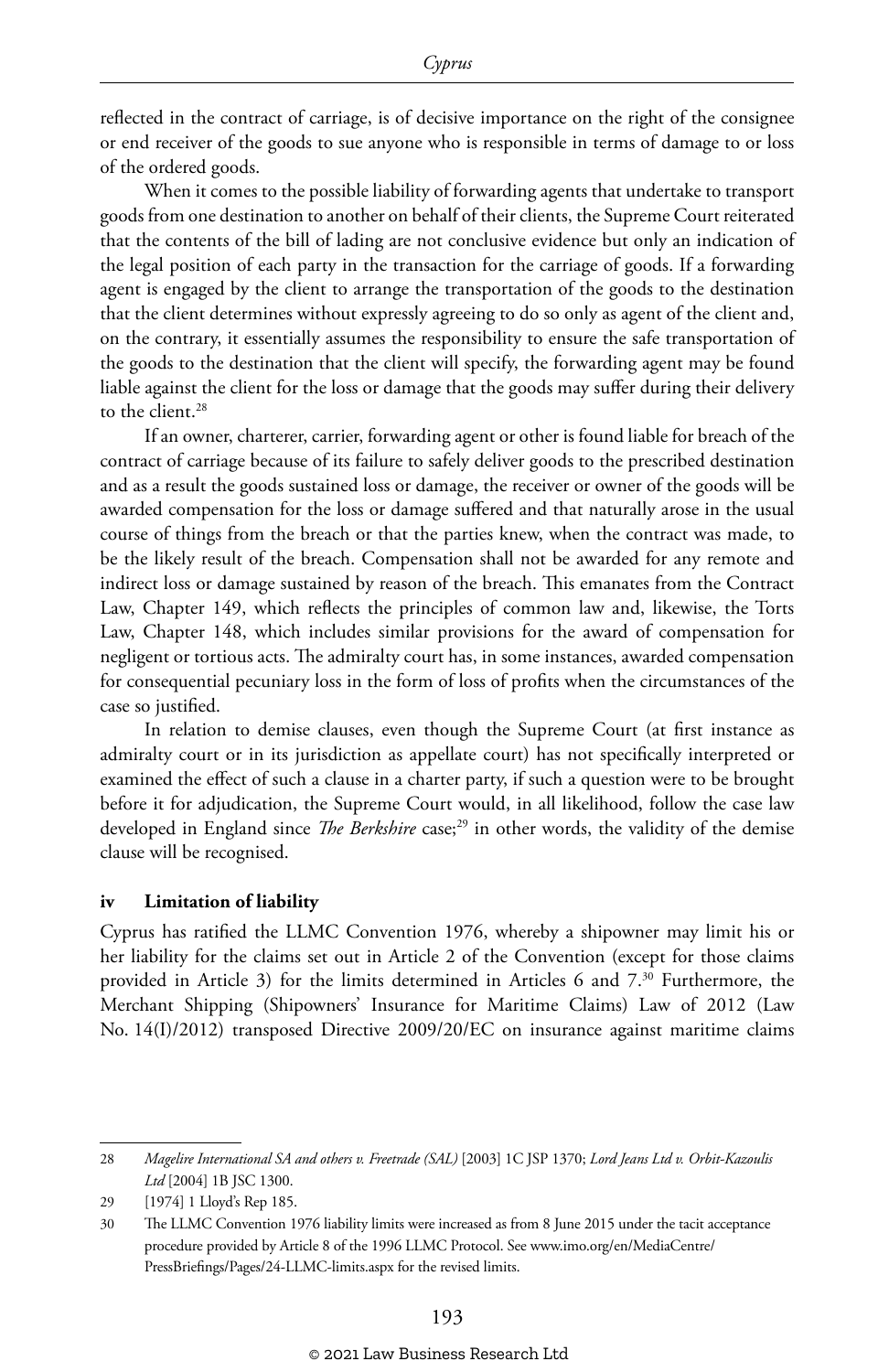reflected in the contract of carriage, is of decisive importance on the right of the consignee or end receiver of the goods to sue anyone who is responsible in terms of damage to or loss of the ordered goods.

When it comes to the possible liability of forwarding agents that undertake to transport goods from one destination to another on behalf of their clients, the Supreme Court reiterated that the contents of the bill of lading are not conclusive evidence but only an indication of the legal position of each party in the transaction for the carriage of goods. If a forwarding agent is engaged by the client to arrange the transportation of the goods to the destination that the client determines without expressly agreeing to do so only as agent of the client and, on the contrary, it essentially assumes the responsibility to ensure the safe transportation of the goods to the destination that the client will specify, the forwarding agent may be found liable against the client for the loss or damage that the goods may suffer during their delivery to the client.[28]

If an owner, charterer, carrier, forwarding agent or other is found liable for breach of the contract of carriage because of its failure to safely deliver goods to the prescribed destination and as a result the goods sustained loss or damage, the receiver or owner of the goods will be awarded compensation for the loss or damage suffered and that naturally arose in the usual course of things from the breach or that the parties knew, when the contract was made, to be the likely result of the breach. Compensation shall not be awarded for any remote and indirect loss or damage sustained by reason of the breach. This emanates from the Contract Law, Chapter 149, which reflects the principles of common law and, likewise, the Torts Law, Chapter 148, which includes similar provisions for the award of compensation for negligent or tortious acts. The admiralty court has, in some instances, awarded compensation for consequential pecuniary loss in the form of loss of profits when the circumstances of the case so justified.

In relation to demise clauses, even though the Supreme Court (at first instance as admiralty court or in its jurisdiction as appellate court) has not specifically interpreted or examined the effect of such a clause in a charter party, if such a question were to be brought before it for adjudication, the Supreme Court would, in all likelihood, follow the case law developed in England since *The Berkshire* case;[29] in other words, the validity of the demise clause will be recognised.

### iv Limitation of liability

Cyprus has ratified the LLMC Convention 1976, whereby a shipowner may limit his or her liability for the claims set out in Article 2 of the Convention (except for those claims provided in Article 3) for the limits determined in Articles 6 and 7.[30] Furthermore, the Merchant Shipping (Shipowners' Insurance for Maritime Claims) Law of 2012 (Law No. 14(I)/2012) transposed Directive 2009/20/EC on insurance against maritime claims

---

28 *Magelire International SA and others v. Freetrade (SAL)* [2003] 1C JSP 1370; *Lord Jeans Ltd v. Orbit-Kazoulis Ltd* [2004] 1B JSC 1300.

29 [1974] 1 Lloyd's Rep 185.

30 The LLMC Convention 1976 liability limits were increased as from 8 June 2015 under the tacit acceptance procedure provided by Article 8 of the 1996 LLMC Protocol. See www.imo.org/en/MediaCentre/PressBriefings/Pages/24-LLMC-limits.aspx for the revised limits.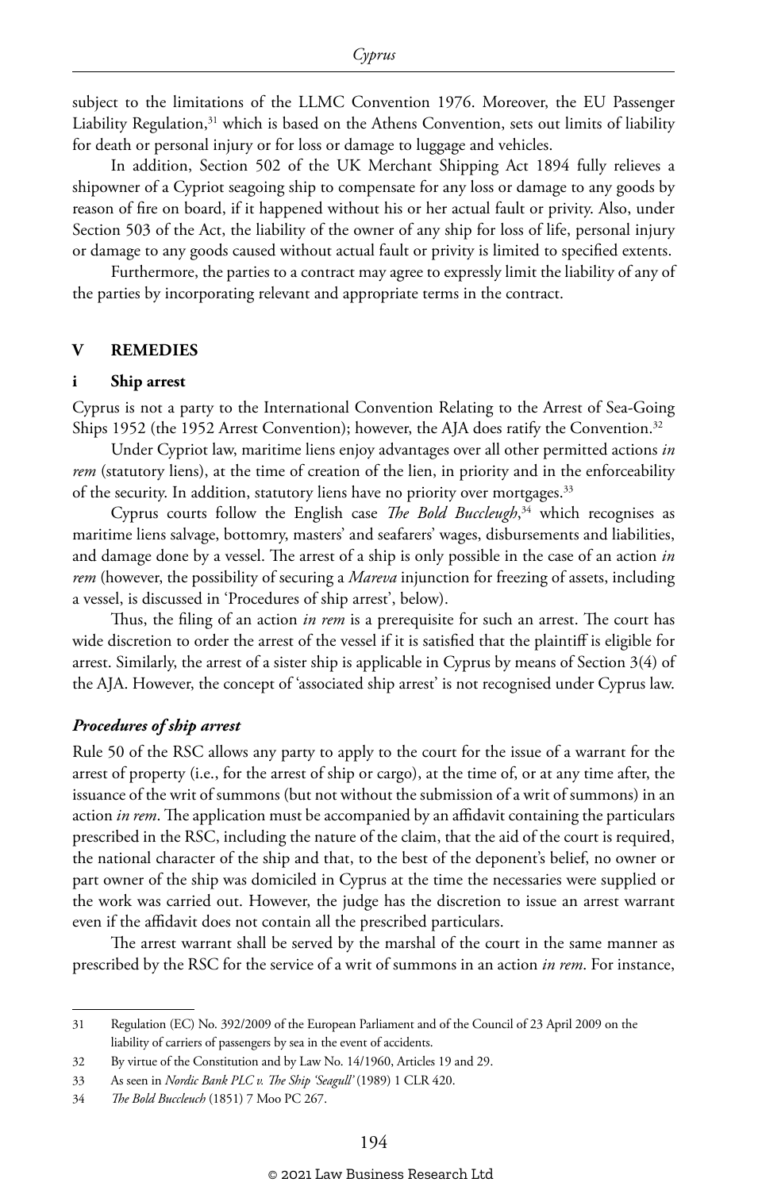subject to the limitations of the LLMC Convention 1976. Moreover, the EU Passenger Liability Regulation,[31] which is based on the Athens Convention, sets out limits of liability for death or personal injury or for loss or damage to luggage and vehicles.

In addition, Section 502 of the UK Merchant Shipping Act 1894 fully relieves a shipowner of a Cypriot seagoing ship to compensate for any loss or damage to any goods by reason of fire on board, if it happened without his or her actual fault or privity. Also, under Section 503 of the Act, the liability of the owner of any ship for loss of life, personal injury or damage to any goods caused without actual fault or privity is limited to specified extents.

Furthermore, the parties to a contract may agree to expressly limit the liability of any of the parties by incorporating relevant and appropriate terms in the contract.

## V REMEDIES

### i Ship arrest

Cyprus is not a party to the International Convention Relating to the Arrest of Sea-Going Ships 1952 (the 1952 Arrest Convention); however, the AJA does ratify the Convention.[32]

Under Cypriot law, maritime liens enjoy advantages over all other permitted actions *in rem* (statutory liens), at the time of creation of the lien, in priority and in the enforceability of the security. In addition, statutory liens have no priority over mortgages.[33]

Cyprus courts follow the English case *The Bold Buccleugh*,[34] which recognises as maritime liens salvage, bottomry, masters' and seafarers' wages, disbursements and liabilities, and damage done by a vessel. The arrest of a ship is only possible in the case of an action *in rem* (however, the possibility of securing a *Mareva* injunction for freezing of assets, including a vessel, is discussed in 'Procedures of ship arrest', below).

Thus, the filing of an action *in rem* is a prerequisite for such an arrest. The court has wide discretion to order the arrest of the vessel if it is satisfied that the plaintiff is eligible for arrest. Similarly, the arrest of a sister ship is applicable in Cyprus by means of Section 3(4) of the AJA. However, the concept of 'associated ship arrest' is not recognised under Cyprus law.

#### *Procedures of ship arrest*

Rule 50 of the RSC allows any party to apply to the court for the issue of a warrant for the arrest of property (i.e., for the arrest of ship or cargo), at the time of, or at any time after, the issuance of the writ of summons (but not without the submission of a writ of summons) in an action *in rem*. The application must be accompanied by an affidavit containing the particulars prescribed in the RSC, including the nature of the claim, that the aid of the court is required, the national character of the ship and that, to the best of the deponent's belief, no owner or part owner of the ship was domiciled in Cyprus at the time the necessaries were supplied or the work was carried out. However, the judge has the discretion to issue an arrest warrant even if the affidavit does not contain all the prescribed particulars.

The arrest warrant shall be served by the marshal of the court in the same manner as prescribed by the RSC for the service of a writ of summons in an action *in rem*. For instance,

---

31 Regulation (EC) No. 392/2009 of the European Parliament and of the Council of 23 April 2009 on the liability of carriers of passengers by sea in the event of accidents.

32 By virtue of the Constitution and by Law No. 14/1960, Articles 19 and 29.

33 As seen in *Nordic Bank PLC v. The Ship 'Seagull'* (1989) 1 CLR 420.

34 *The Bold Buccleuch* (1851) 7 Moo PC 267.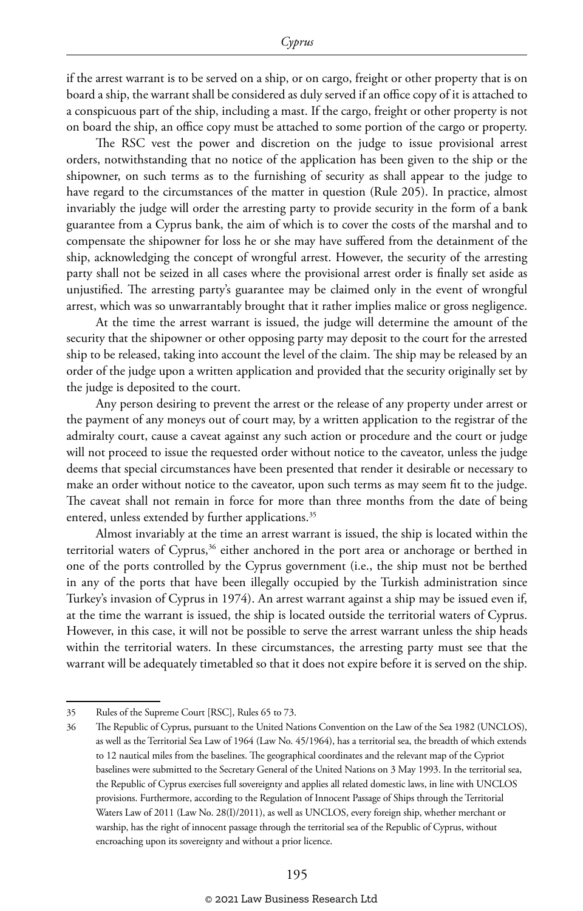if the arrest warrant is to be served on a ship, or on cargo, freight or other property that is on board a ship, the warrant shall be considered as duly served if an office copy of it is attached to a conspicuous part of the ship, including a mast. If the cargo, freight or other property is not on board the ship, an office copy must be attached to some portion of the cargo or property.

The RSC vest the power and discretion on the judge to issue provisional arrest orders, notwithstanding that no notice of the application has been given to the ship or the shipowner, on such terms as to the furnishing of security as shall appear to the judge to have regard to the circumstances of the matter in question (Rule 205). In practice, almost invariably the judge will order the arresting party to provide security in the form of a bank guarantee from a Cyprus bank, the aim of which is to cover the costs of the marshal and to compensate the shipowner for loss he or she may have suffered from the detainment of the ship, acknowledging the concept of wrongful arrest. However, the security of the arresting party shall not be seized in all cases where the provisional arrest order is finally set aside as unjustified. The arresting party's guarantee may be claimed only in the event of wrongful arrest, which was so unwarrantably brought that it rather implies malice or gross negligence.

At the time the arrest warrant is issued, the judge will determine the amount of the security that the shipowner or other opposing party may deposit to the court for the arrested ship to be released, taking into account the level of the claim. The ship may be released by an order of the judge upon a written application and provided that the security originally set by the judge is deposited to the court.

Any person desiring to prevent the arrest or the release of any property under arrest or the payment of any moneys out of court may, by a written application to the registrar of the admiralty court, cause a caveat against any such action or procedure and the court or judge will not proceed to issue the requested order without notice to the caveator, unless the judge deems that special circumstances have been presented that render it desirable or necessary to make an order without notice to the caveator, upon such terms as may seem fit to the judge. The caveat shall not remain in force for more than three months from the date of being entered, unless extended by further applications.[35]

Almost invariably at the time an arrest warrant is issued, the ship is located within the territorial waters of Cyprus,[36] either anchored in the port area or anchorage or berthed in one of the ports controlled by the Cyprus government (i.e., the ship must not be berthed in any of the ports that have been illegally occupied by the Turkish administration since Turkey's invasion of Cyprus in 1974). An arrest warrant against a ship may be issued even if, at the time the warrant is issued, the ship is located outside the territorial waters of Cyprus. However, in this case, it will not be possible to serve the arrest warrant unless the ship heads within the territorial waters. In these circumstances, the arresting party must see that the warrant will be adequately timetabled so that it does not expire before it is served on the ship.

---

35 Rules of the Supreme Court [RSC], Rules 65 to 73.

36 The Republic of Cyprus, pursuant to the United Nations Convention on the Law of the Sea 1982 (UNCLOS), as well as the Territorial Sea Law of 1964 (Law No. 45/1964), has a territorial sea, the breadth of which extends to 12 nautical miles from the baselines. The geographical coordinates and the relevant map of the Cypriot baselines were submitted to the Secretary General of the United Nations on 3 May 1993. In the territorial sea, the Republic of Cyprus exercises full sovereignty and applies all related domestic laws, in line with UNCLOS provisions. Furthermore, according to the Regulation of Innocent Passage of Ships through the Territorial Waters Law of 2011 (Law No. 28(I)/2011), as well as UNCLOS, every foreign ship, whether merchant or warship, has the right of innocent passage through the territorial sea of the Republic of Cyprus, without encroaching upon its sovereignty and without a prior licence.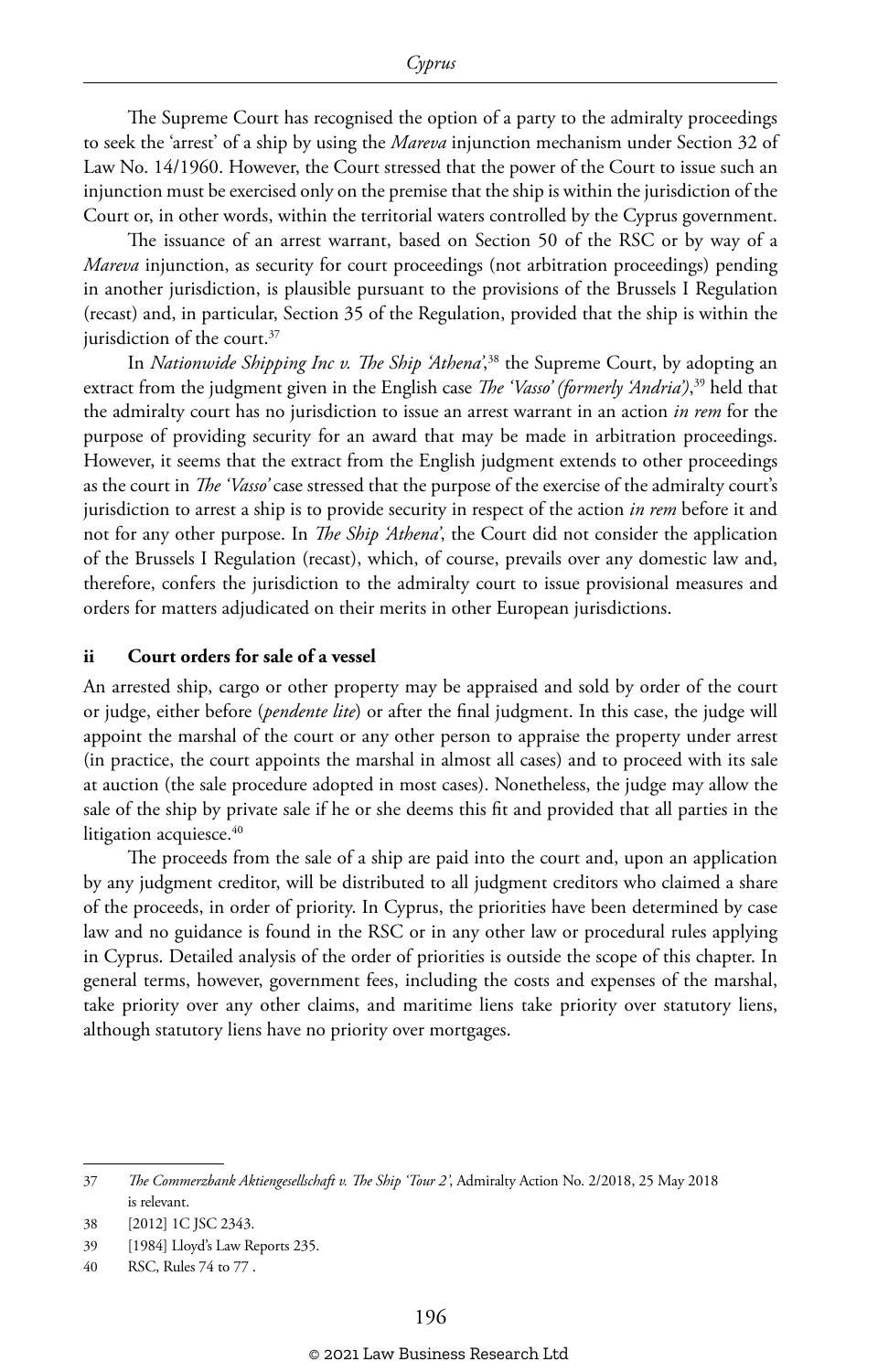The Supreme Court has recognised the option of a party to the admiralty proceedings to seek the 'arrest' of a ship by using the *Mareva* injunction mechanism under Section 32 of Law No. 14/1960. However, the Court stressed that the power of the Court to issue such an injunction must be exercised only on the premise that the ship is within the jurisdiction of the Court or, in other words, within the territorial waters controlled by the Cyprus government.

The issuance of an arrest warrant, based on Section 50 of the RSC or by way of a *Mareva* injunction, as security for court proceedings (not arbitration proceedings) pending in another jurisdiction, is plausible pursuant to the provisions of the Brussels I Regulation (recast) and, in particular, Section 35 of the Regulation, provided that the ship is within the jurisdiction of the court.[37]

In *Nationwide Shipping Inc v. The Ship 'Athena'*,[38] the Supreme Court, by adopting an extract from the judgment given in the English case *The 'Vasso' (formerly 'Andria')*,[39] held that the admiralty court has no jurisdiction to issue an arrest warrant in an action *in rem* for the purpose of providing security for an award that may be made in arbitration proceedings. However, it seems that the extract from the English judgment extends to other proceedings as the court in *The 'Vasso'* case stressed that the purpose of the exercise of the admiralty court's jurisdiction to arrest a ship is to provide security in respect of the action *in rem* before it and not for any other purpose. In *The Ship 'Athena'*, the Court did not consider the application of the Brussels I Regulation (recast), which, of course, prevails over any domestic law and, therefore, confers the jurisdiction to the admiralty court to issue provisional measures and orders for matters adjudicated on their merits in other European jurisdictions.

### ii Court orders for sale of a vessel

An arrested ship, cargo or other property may be appraised and sold by order of the court or judge, either before (*pendente lite*) or after the final judgment. In this case, the judge will appoint the marshal of the court or any other person to appraise the property under arrest (in practice, the court appoints the marshal in almost all cases) and to proceed with its sale at auction (the sale procedure adopted in most cases). Nonetheless, the judge may allow the sale of the ship by private sale if he or she deems this fit and provided that all parties in the litigation acquiesce.[40]

The proceeds from the sale of a ship are paid into the court and, upon an application by any judgment creditor, will be distributed to all judgment creditors who claimed a share of the proceeds, in order of priority. In Cyprus, the priorities have been determined by case law and no guidance is found in the RSC or in any other law or procedural rules applying in Cyprus. Detailed analysis of the order of priorities is outside the scope of this chapter. In general terms, however, government fees, including the costs and expenses of the marshal, take priority over any other claims, and maritime liens take priority over statutory liens, although statutory liens have no priority over mortgages.

---

37 *The Commerzbank Aktiengesellschaft v. The Ship 'Tour 2'*, Admiralty Action No. 2/2018, 25 May 2018 is relevant.

38 [2012] 1C JSC 2343.

39 [1984] Lloyd's Law Reports 235.

40 RSC, Rules 74 to 77 .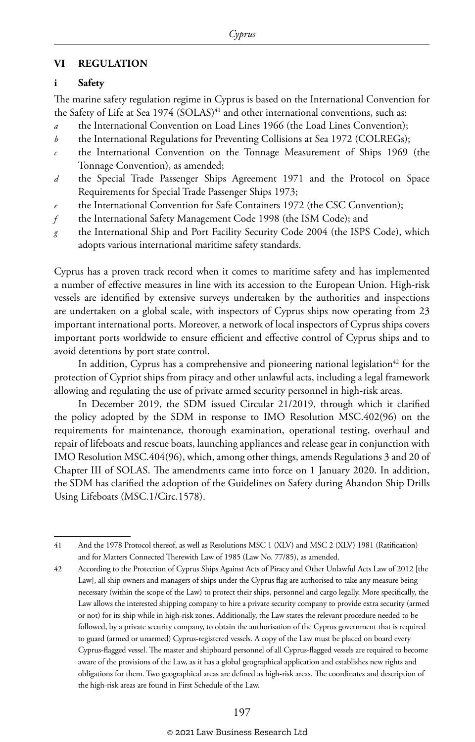## VI REGULATION

### i Safety

The marine safety regulation regime in Cyprus is based on the International Convention for the Safety of Life at Sea 1974 (SOLAS)[41] and other international conventions, such as:

- *a* the International Convention on Load Lines 1966 (the Load Lines Convention);
- *b* the International Regulations for Preventing Collisions at Sea 1972 (COLREGs);
- *c* the International Convention on the Tonnage Measurement of Ships 1969 (the Tonnage Convention), as amended;
- *d* the Special Trade Passenger Ships Agreement 1971 and the Protocol on Space Requirements for Special Trade Passenger Ships 1973;
- *e* the International Convention for Safe Containers 1972 (the CSC Convention);
- *f* the International Safety Management Code 1998 (the ISM Code); and
- *g* the International Ship and Port Facility Security Code 2004 (the ISPS Code), which adopts various international maritime safety standards.

Cyprus has a proven track record when it comes to maritime safety and has implemented a number of effective measures in line with its accession to the European Union. High-risk vessels are identified by extensive surveys undertaken by the authorities and inspections are undertaken on a global scale, with inspectors of Cyprus ships now operating from 23 important international ports. Moreover, a network of local inspectors of Cyprus ships covers important ports worldwide to ensure efficient and effective control of Cyprus ships and to avoid detentions by port state control.

In addition, Cyprus has a comprehensive and pioneering national legislation[42] for the protection of Cypriot ships from piracy and other unlawful acts, including a legal framework allowing and regulating the use of private armed security personnel in high-risk areas.

In December 2019, the SDM issued Circular 21/2019, through which it clarified the policy adopted by the SDM in response to IMO Resolution MSC.402(96) on the requirements for maintenance, thorough examination, operational testing, overhaul and repair of lifeboats and rescue boats, launching appliances and release gear in conjunction with IMO Resolution MSC.404(96), which, among other things, amends Regulations 3 and 20 of Chapter III of SOLAS. The amendments came into force on 1 January 2020. In addition, the SDM has clarified the adoption of the Guidelines on Safety during Abandon Ship Drills Using Lifeboats (MSC.1/Circ.1578).

---

41 And the 1978 Protocol thereof, as well as Resolutions MSC 1 (XLV) and MSC 2 (XLV) 1981 (Ratification) and for Matters Connected Therewith Law of 1985 (Law No. 77/85), as amended.

42 According to the Protection of Cyprus Ships Against Acts of Piracy and Other Unlawful Acts Law of 2012 [the Law], all ship owners and managers of ships under the Cyprus flag are authorised to take any measure being necessary (within the scope of the Law) to protect their ships, personnel and cargo legally. More specifically, the Law allows the interested shipping company to hire a private security company to provide extra security (armed or not) for its ship while in high-risk zones. Additionally, the Law states the relevant procedure needed to be followed, by a private security company, to obtain the authorisation of the Cyprus government that is required to guard (armed or unarmed) Cyprus-registered vessels. A copy of the Law must be placed on board every Cyprus-flagged vessel. The master and shipboard personnel of all Cyprus-flagged vessels are required to become aware of the provisions of the Law, as it has a global geographical application and establishes new rights and obligations for them. Two geographical areas are defined as high-risk areas. The coordinates and description of the high-risk areas are found in First Schedule of the Law.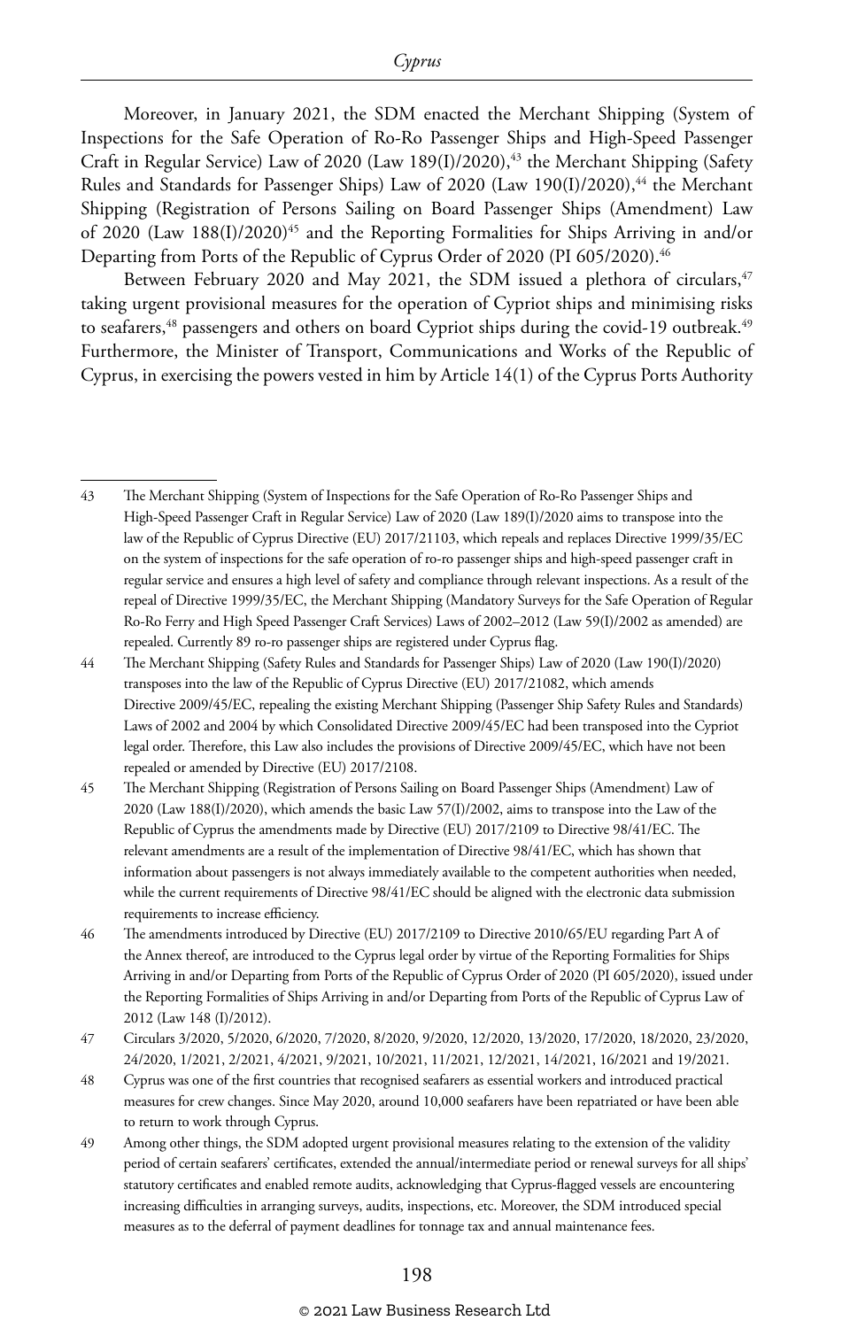Moreover, in January 2021, the SDM enacted the Merchant Shipping (System of Inspections for the Safe Operation of Ro-Ro Passenger Ships and High-Speed Passenger Craft in Regular Service) Law of 2020 (Law 189(I)/2020),[43] the Merchant Shipping (Safety Rules and Standards for Passenger Ships) Law of 2020 (Law 190(I)/2020),[44] the Merchant Shipping (Registration of Persons Sailing on Board Passenger Ships (Amendment) Law of 2020 (Law 188(I)/2020)[45] and the Reporting Formalities for Ships Arriving in and/or Departing from Ports of the Republic of Cyprus Order of 2020 (PI 605/2020).[46]

Between February 2020 and May 2021, the SDM issued a plethora of circulars,[47] taking urgent provisional measures for the operation of Cypriot ships and minimising risks to seafarers,[48] passengers and others on board Cypriot ships during the covid-19 outbreak.[49] Furthermore, the Minister of Transport, Communications and Works of the Republic of Cyprus, in exercising the powers vested in him by Article 14(1) of the Cyprus Ports Authority

---

43 The Merchant Shipping (System of Inspections for the Safe Operation of Ro-Ro Passenger Ships and High-Speed Passenger Craft in Regular Service) Law of 2020 (Law 189(I)/2020 aims to transpose into the law of the Republic of Cyprus Directive (EU) 2017/21103, which repeals and replaces Directive 1999/35/EC on the system of inspections for the safe operation of ro-ro passenger ships and high-speed passenger craft in regular service and ensures a high level of safety and compliance through relevant inspections. As a result of the repeal of Directive 1999/35/EC, the Merchant Shipping (Mandatory Surveys for the Safe Operation of Regular Ro-Ro Ferry and High Speed Passenger Craft Services) Laws of 2002–2012 (Law 59(I)/2002 as amended) are repealed. Currently 89 ro-ro passenger ships are registered under Cyprus flag.

44 The Merchant Shipping (Safety Rules and Standards for Passenger Ships) Law of 2020 (Law 190(I)/2020) transposes into the law of the Republic of Cyprus Directive (EU) 2017/21082, which amends Directive 2009/45/EC, repealing the existing Merchant Shipping (Passenger Ship Safety Rules and Standards) Laws of 2002 and 2004 by which Consolidated Directive 2009/45/EC had been transposed into the Cypriot legal order. Therefore, this Law also includes the provisions of Directive 2009/45/EC, which have not been repealed or amended by Directive (EU) 2017/2108.

45 The Merchant Shipping (Registration of Persons Sailing on Board Passenger Ships (Amendment) Law of 2020 (Law 188(I)/2020), which amends the basic Law 57(I)/2002, aims to transpose into the Law of the Republic of Cyprus the amendments made by Directive (EU) 2017/2109 to Directive 98/41/EC. The relevant amendments are a result of the implementation of Directive 98/41/EC, which has shown that information about passengers is not always immediately available to the competent authorities when needed, while the current requirements of Directive 98/41/EC should be aligned with the electronic data submission requirements to increase efficiency.

46 The amendments introduced by Directive (EU) 2017/2109 to Directive 2010/65/EU regarding Part A of the Annex thereof, are introduced to the Cyprus legal order by virtue of the Reporting Formalities for Ships Arriving in and/or Departing from Ports of the Republic of Cyprus Order of 2020 (PI 605/2020), issued under the Reporting Formalities of Ships Arriving in and/or Departing from Ports of the Republic of Cyprus Law of 2012 (Law 148 (I)/2012).

47 Circulars 3/2020, 5/2020, 6/2020, 7/2020, 8/2020, 9/2020, 12/2020, 13/2020, 17/2020, 18/2020, 23/2020, 24/2020, 1/2021, 2/2021, 4/2021, 9/2021, 10/2021, 11/2021, 12/2021, 14/2021, 16/2021 and 19/2021.

48 Cyprus was one of the first countries that recognised seafarers as essential workers and introduced practical measures for crew changes. Since May 2020, around 10,000 seafarers have been repatriated or have been able to return to work through Cyprus.

49 Among other things, the SDM adopted urgent provisional measures relating to the extension of the validity period of certain seafarers' certificates, extended the annual/intermediate period or renewal surveys for all ships' statutory certificates and enabled remote audits, acknowledging that Cyprus-flagged vessels are encountering increasing difficulties in arranging surveys, audits, inspections, etc. Moreover, the SDM introduced special measures as to the deferral of payment deadlines for tonnage tax and annual maintenance fees.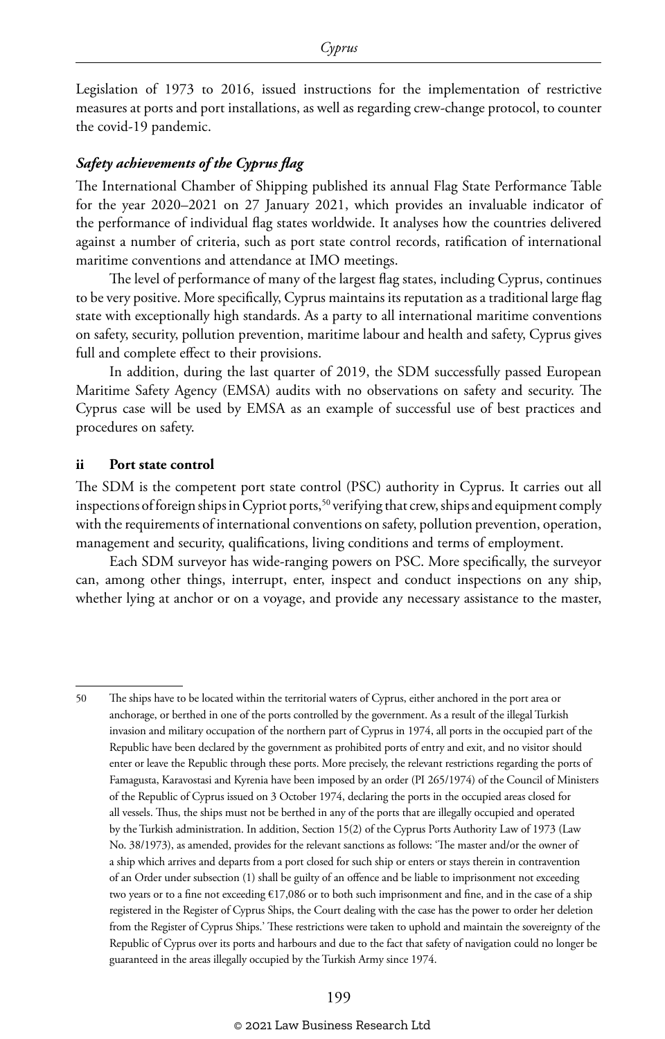Legislation of 1973 to 2016, issued instructions for the implementation of restrictive measures at ports and port installations, as well as regarding crew-change protocol, to counter the covid-19 pandemic.

***Safety achievements of the Cyprus flag***

The International Chamber of Shipping published its annual Flag State Performance Table for the year 2020–2021 on 27 January 2021, which provides an invaluable indicator of the performance of individual flag states worldwide. It analyses how the countries delivered against a number of criteria, such as port state control records, ratification of international maritime conventions and attendance at IMO meetings.

The level of performance of many of the largest flag states, including Cyprus, continues to be very positive. More specifically, Cyprus maintains its reputation as a traditional large flag state with exceptionally high standards. As a party to all international maritime conventions on safety, security, pollution prevention, maritime labour and health and safety, Cyprus gives full and complete effect to their provisions.

In addition, during the last quarter of 2019, the SDM successfully passed European Maritime Safety Agency (EMSA) audits with no observations on safety and security. The Cyprus case will be used by EMSA as an example of successful use of best practices and procedures on safety.

### ii Port state control

The SDM is the competent port state control (PSC) authority in Cyprus. It carries out all inspections of foreign ships in Cypriot ports,[50] verifying that crew, ships and equipment comply with the requirements of international conventions on safety, pollution prevention, operation, management and security, qualifications, living conditions and terms of employment.

Each SDM surveyor has wide-ranging powers on PSC. More specifically, the surveyor can, among other things, interrupt, enter, inspect and conduct inspections on any ship, whether lying at anchor or on a voyage, and provide any necessary assistance to the master,

---

50 The ships have to be located within the territorial waters of Cyprus, either anchored in the port area or anchorage, or berthed in one of the ports controlled by the government. As a result of the illegal Turkish invasion and military occupation of the northern part of Cyprus in 1974, all ports in the occupied part of the Republic have been declared by the government as prohibited ports of entry and exit, and no visitor should enter or leave the Republic through these ports. More precisely, the relevant restrictions regarding the ports of Famagusta, Karavostasi and Kyrenia have been imposed by an order (PI 265/1974) of the Council of Ministers of the Republic of Cyprus issued on 3 October 1974, declaring the ports in the occupied areas closed for all vessels. Thus, the ships must not be berthed in any of the ports that are illegally occupied and operated by the Turkish administration. In addition, Section 15(2) of the Cyprus Ports Authority Law of 1973 (Law No. 38/1973), as amended, provides for the relevant sanctions as follows: 'The master and/or the owner of a ship which arrives and departs from a port closed for such ship or enters or stays therein in contravention of an Order under subsection (1) shall be guilty of an offence and be liable to imprisonment not exceeding two years or to a fine not exceeding €17,086 or to both such imprisonment and fine, and in the case of a ship registered in the Register of Cyprus Ships, the Court dealing with the case has the power to order her deletion from the Register of Cyprus Ships.' These restrictions were taken to uphold and maintain the sovereignty of the Republic of Cyprus over its ports and harbours and due to the fact that safety of navigation could no longer be guaranteed in the areas illegally occupied by the Turkish Army since 1974.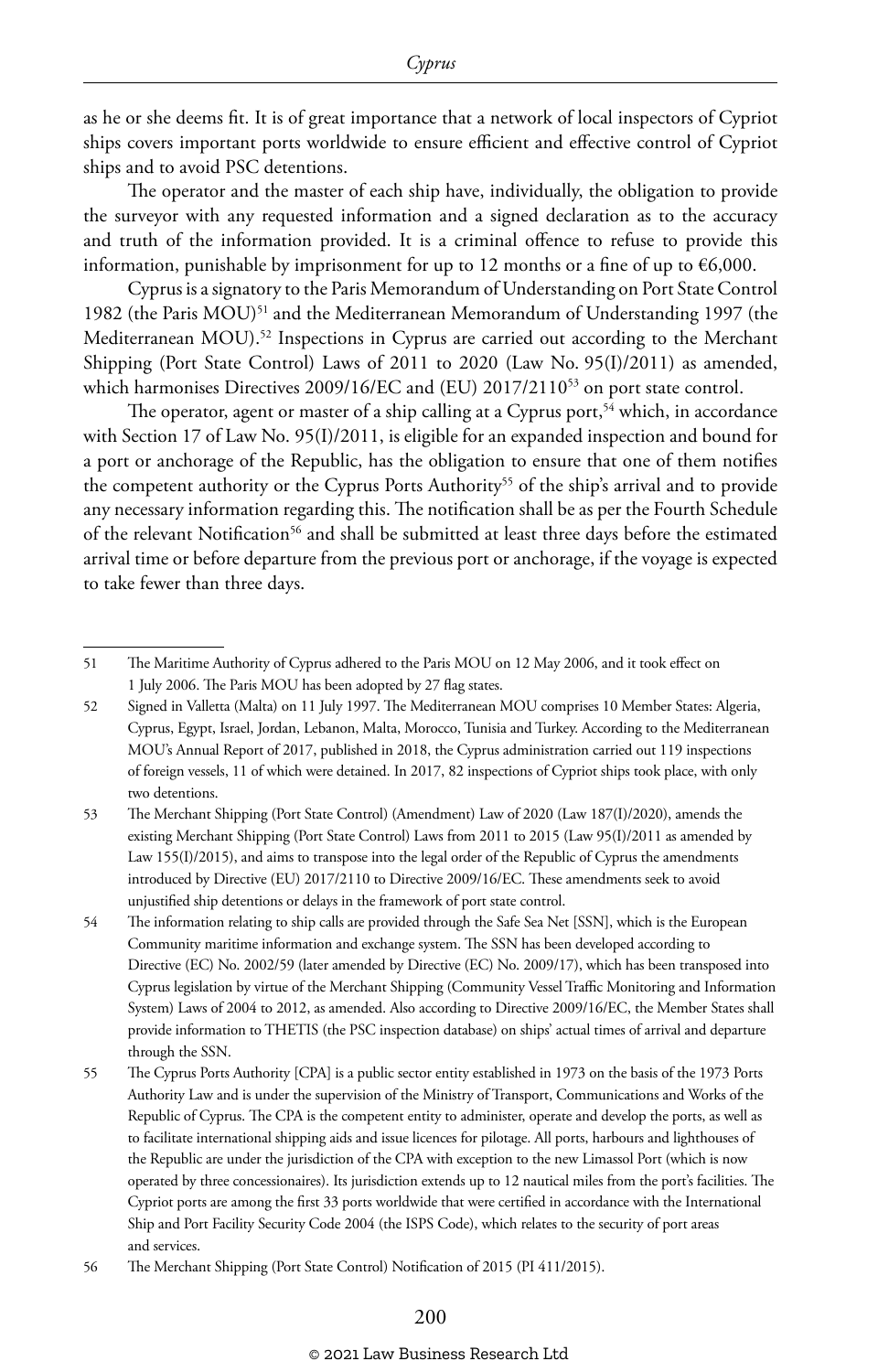as he or she deems fit. It is of great importance that a network of local inspectors of Cypriot ships covers important ports worldwide to ensure efficient and effective control of Cypriot ships and to avoid PSC detentions.

The operator and the master of each ship have, individually, the obligation to provide the surveyor with any requested information and a signed declaration as to the accuracy and truth of the information provided. It is a criminal offence to refuse to provide this information, punishable by imprisonment for up to 12 months or a fine of up to €6,000.

Cyprus is a signatory to the Paris Memorandum of Understanding on Port State Control 1982 (the Paris MOU)[51] and the Mediterranean Memorandum of Understanding 1997 (the Mediterranean MOU).[52] Inspections in Cyprus are carried out according to the Merchant Shipping (Port State Control) Laws of 2011 to 2020 (Law No. 95(I)/2011) as amended, which harmonises Directives 2009/16/EC and (EU) 2017/2110[53] on port state control.

The operator, agent or master of a ship calling at a Cyprus port,[54] which, in accordance with Section 17 of Law No. 95(I)/2011, is eligible for an expanded inspection and bound for a port or anchorage of the Republic, has the obligation to ensure that one of them notifies the competent authority or the Cyprus Ports Authority[55] of the ship's arrival and to provide any necessary information regarding this. The notification shall be as per the Fourth Schedule of the relevant Notification[56] and shall be submitted at least three days before the estimated arrival time or before departure from the previous port or anchorage, if the voyage is expected to take fewer than three days.

---

51 The Maritime Authority of Cyprus adhered to the Paris MOU on 12 May 2006, and it took effect on 1 July 2006. The Paris MOU has been adopted by 27 flag states.

52 Signed in Valletta (Malta) on 11 July 1997. The Mediterranean MOU comprises 10 Member States: Algeria, Cyprus, Egypt, Israel, Jordan, Lebanon, Malta, Morocco, Tunisia and Turkey. According to the Mediterranean MOU's Annual Report of 2017, published in 2018, the Cyprus administration carried out 119 inspections of foreign vessels, 11 of which were detained. In 2017, 82 inspections of Cypriot ships took place, with only two detentions.

53 The Merchant Shipping (Port State Control) (Amendment) Law of 2020 (Law 187(I)/2020), amends the existing Merchant Shipping (Port State Control) Laws from 2011 to 2015 (Law 95(I)/2011 as amended by Law 155(I)/2015), and aims to transpose into the legal order of the Republic of Cyprus the amendments introduced by Directive (EU) 2017/2110 to Directive 2009/16/EC. These amendments seek to avoid unjustified ship detentions or delays in the framework of port state control.

54 The information relating to ship calls are provided through the Safe Sea Net [SSN], which is the European Community maritime information and exchange system. The SSN has been developed according to Directive (EC) No. 2002/59 (later amended by Directive (EC) No. 2009/17), which has been transposed into Cyprus legislation by virtue of the Merchant Shipping (Community Vessel Traffic Monitoring and Information System) Laws of 2004 to 2012, as amended. Also according to Directive 2009/16/EC, the Member States shall provide information to THETIS (the PSC inspection database) on ships' actual times of arrival and departure through the SSN.

55 The Cyprus Ports Authority [CPA] is a public sector entity established in 1973 on the basis of the 1973 Ports Authority Law and is under the supervision of the Ministry of Transport, Communications and Works of the Republic of Cyprus. The CPA is the competent entity to administer, operate and develop the ports, as well as to facilitate international shipping aids and issue licences for pilotage. All ports, harbours and lighthouses of the Republic are under the jurisdiction of the CPA with exception to the new Limassol Port (which is now operated by three concessionaires). Its jurisdiction extends up to 12 nautical miles from the port's facilities. The Cypriot ports are among the first 33 ports worldwide that were certified in accordance with the International Ship and Port Facility Security Code 2004 (the ISPS Code), which relates to the security of port areas and services.

56 The Merchant Shipping (Port State Control) Notification of 2015 (PI 411/2015).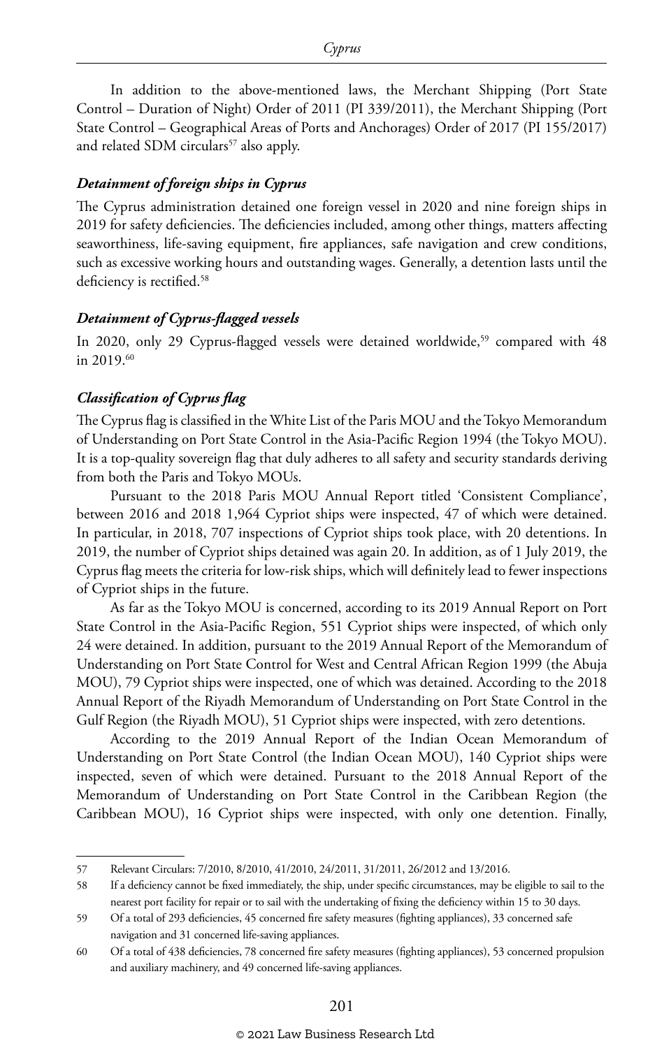In addition to the above-mentioned laws, the Merchant Shipping (Port State Control – Duration of Night) Order of 2011 (PI 339/2011), the Merchant Shipping (Port State Control – Geographical Areas of Ports and Anchorages) Order of 2017 (PI 155/2017) and related SDM circulars[57] also apply.

### *Detainment of foreign ships in Cyprus*

The Cyprus administration detained one foreign vessel in 2020 and nine foreign ships in 2019 for safety deficiencies. The deficiencies included, among other things, matters affecting seaworthiness, life-saving equipment, fire appliances, safe navigation and crew conditions, such as excessive working hours and outstanding wages. Generally, a detention lasts until the deficiency is rectified.[58]

### *Detainment of Cyprus-flagged vessels*

In 2020, only 29 Cyprus-flagged vessels were detained worldwide,[59] compared with 48 in 2019.[60]

### *Classification of Cyprus flag*

The Cyprus flag is classified in the White List of the Paris MOU and the Tokyo Memorandum of Understanding on Port State Control in the Asia-Pacific Region 1994 (the Tokyo MOU). It is a top-quality sovereign flag that duly adheres to all safety and security standards deriving from both the Paris and Tokyo MOUs.

Pursuant to the 2018 Paris MOU Annual Report titled 'Consistent Compliance', between 2016 and 2018 1,964 Cypriot ships were inspected, 47 of which were detained. In particular, in 2018, 707 inspections of Cypriot ships took place, with 20 detentions. In 2019, the number of Cypriot ships detained was again 20. In addition, as of 1 July 2019, the Cyprus flag meets the criteria for low-risk ships, which will definitely lead to fewer inspections of Cypriot ships in the future.

As far as the Tokyo MOU is concerned, according to its 2019 Annual Report on Port State Control in the Asia-Pacific Region, 551 Cypriot ships were inspected, of which only 24 were detained. In addition, pursuant to the 2019 Annual Report of the Memorandum of Understanding on Port State Control for West and Central African Region 1999 (the Abuja MOU), 79 Cypriot ships were inspected, one of which was detained. According to the 2018 Annual Report of the Riyadh Memorandum of Understanding on Port State Control in the Gulf Region (the Riyadh MOU), 51 Cypriot ships were inspected, with zero detentions.

According to the 2019 Annual Report of the Indian Ocean Memorandum of Understanding on Port State Control (the Indian Ocean MOU), 140 Cypriot ships were inspected, seven of which were detained. Pursuant to the 2018 Annual Report of the Memorandum of Understanding on Port State Control in the Caribbean Region (the Caribbean MOU), 16 Cypriot ships were inspected, with only one detention. Finally,

---

57 Relevant Circulars: 7/2010, 8/2010, 41/2010, 24/2011, 31/2011, 26/2012 and 13/2016.

58 If a deficiency cannot be fixed immediately, the ship, under specific circumstances, may be eligible to sail to the nearest port facility for repair or to sail with the undertaking of fixing the deficiency within 15 to 30 days.

59 Of a total of 293 deficiencies, 45 concerned fire safety measures (fighting appliances), 33 concerned safe navigation and 31 concerned life-saving appliances.

60 Of a total of 438 deficiencies, 78 concerned fire safety measures (fighting appliances), 53 concerned propulsion and auxiliary machinery, and 49 concerned life-saving appliances.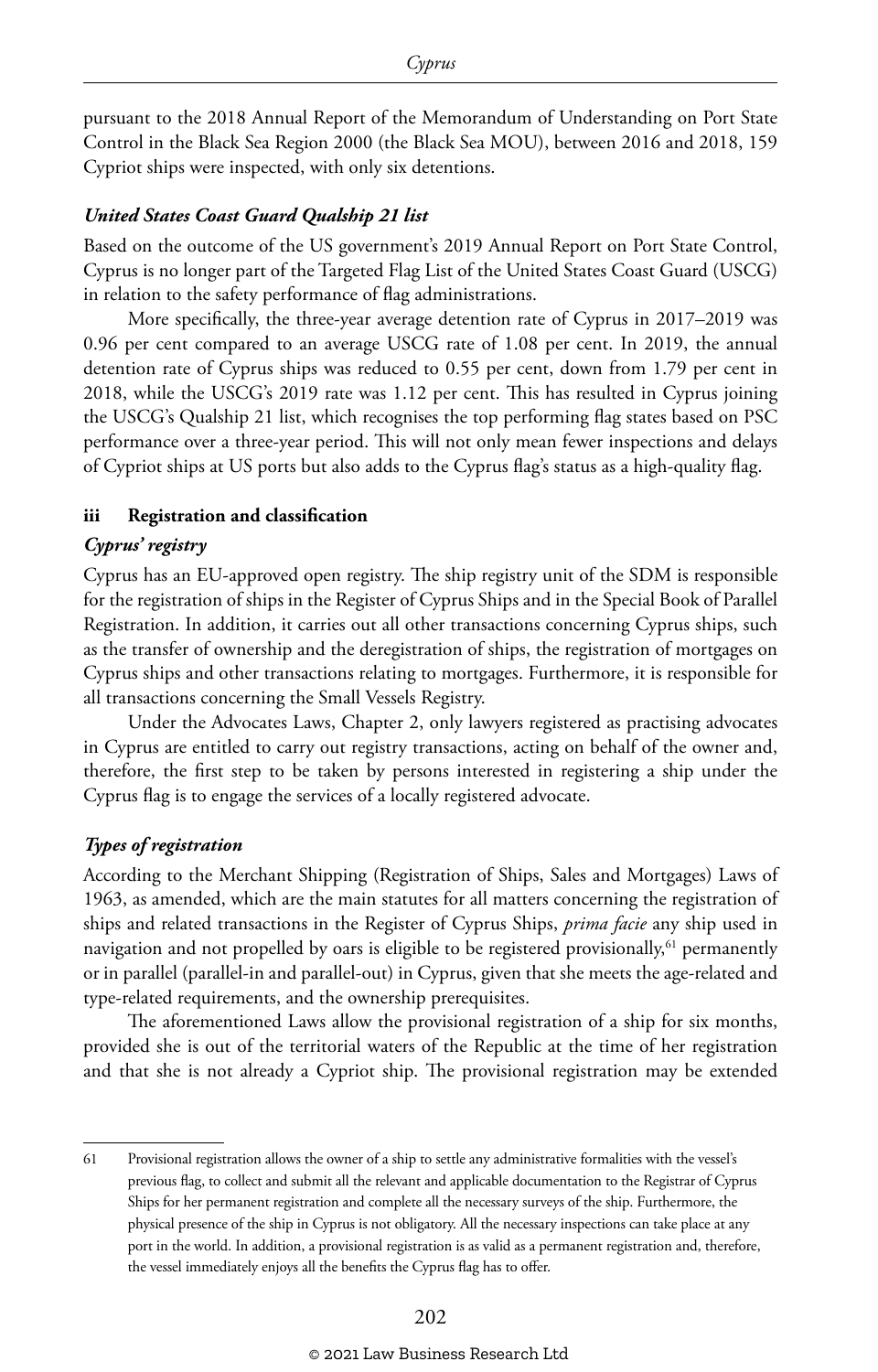pursuant to the 2018 Annual Report of the Memorandum of Understanding on Port State Control in the Black Sea Region 2000 (the Black Sea MOU), between 2016 and 2018, 159 Cypriot ships were inspected, with only six detentions.

***United States Coast Guard Qualship 21 list***

Based on the outcome of the US government's 2019 Annual Report on Port State Control, Cyprus is no longer part of the Targeted Flag List of the United States Coast Guard (USCG) in relation to the safety performance of flag administrations.

More specifically, the three-year average detention rate of Cyprus in 2017–2019 was 0.96 per cent compared to an average USCG rate of 1.08 per cent. In 2019, the annual detention rate of Cyprus ships was reduced to 0.55 per cent, down from 1.79 per cent in 2018, while the USCG's 2019 rate was 1.12 per cent. This has resulted in Cyprus joining the USCG's Qualship 21 list, which recognises the top performing flag states based on PSC performance over a three-year period. This will not only mean fewer inspections and delays of Cypriot ships at US ports but also adds to the Cyprus flag's status as a high-quality flag.

**iii Registration and classification**

***Cyprus' registry***

Cyprus has an EU-approved open registry. The ship registry unit of the SDM is responsible for the registration of ships in the Register of Cyprus Ships and in the Special Book of Parallel Registration. In addition, it carries out all other transactions concerning Cyprus ships, such as the transfer of ownership and the deregistration of ships, the registration of mortgages on Cyprus ships and other transactions relating to mortgages. Furthermore, it is responsible for all transactions concerning the Small Vessels Registry.

Under the Advocates Laws, Chapter 2, only lawyers registered as practising advocates in Cyprus are entitled to carry out registry transactions, acting on behalf of the owner and, therefore, the first step to be taken by persons interested in registering a ship under the Cyprus flag is to engage the services of a locally registered advocate.

***Types of registration***

According to the Merchant Shipping (Registration of Ships, Sales and Mortgages) Laws of 1963, as amended, which are the main statutes for all matters concerning the registration of ships and related transactions in the Register of Cyprus Ships, *prima facie* any ship used in navigation and not propelled by oars is eligible to be registered provisionally,[61] permanently or in parallel (parallel-in and parallel-out) in Cyprus, given that she meets the age-related and type-related requirements, and the ownership prerequisites.

The aforementioned Laws allow the provisional registration of a ship for six months, provided she is out of the territorial waters of the Republic at the time of her registration and that she is not already a Cypriot ship. The provisional registration may be extended

61 Provisional registration allows the owner of a ship to settle any administrative formalities with the vessel's previous flag, to collect and submit all the relevant and applicable documentation to the Registrar of Cyprus Ships for her permanent registration and complete all the necessary surveys of the ship. Furthermore, the physical presence of the ship in Cyprus is not obligatory. All the necessary inspections can take place at any port in the world. In addition, a provisional registration is as valid as a permanent registration and, therefore, the vessel immediately enjoys all the benefits the Cyprus flag has to offer.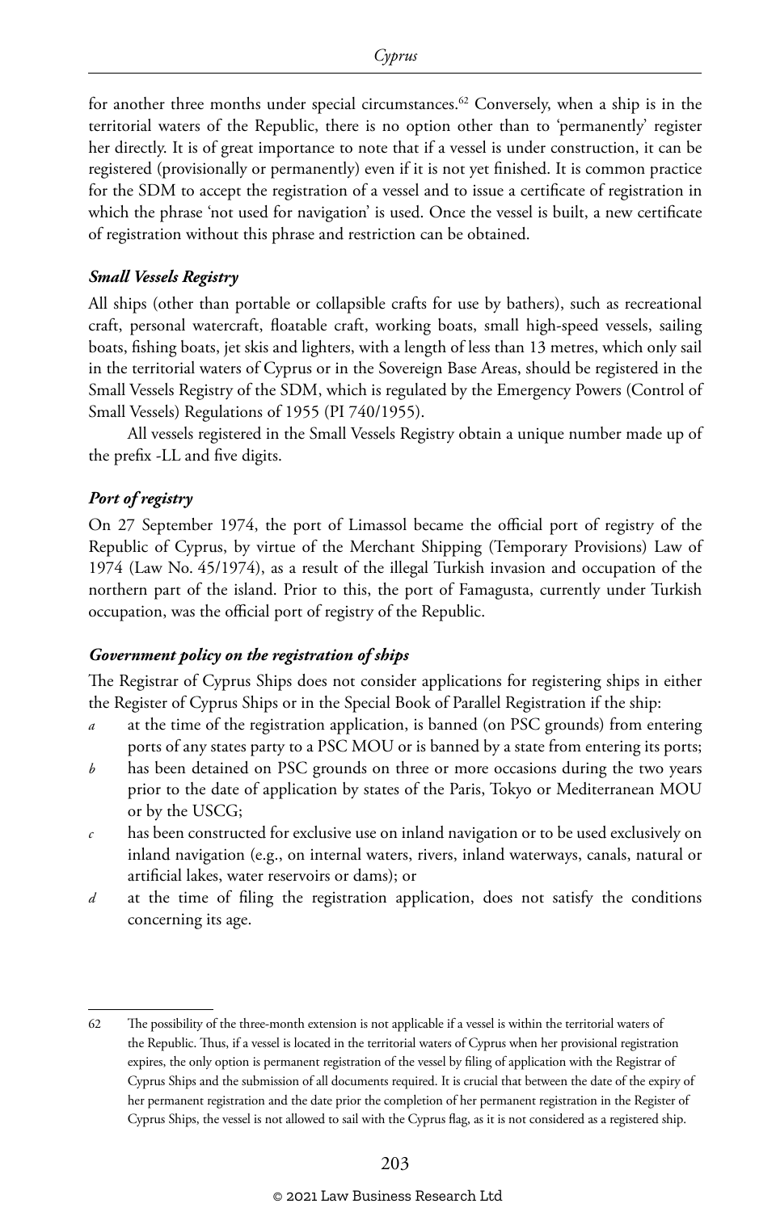for another three months under special circumstances.[62] Conversely, when a ship is in the territorial waters of the Republic, there is no option other than to 'permanently' register her directly. It is of great importance to note that if a vessel is under construction, it can be registered (provisionally or permanently) even if it is not yet finished. It is common practice for the SDM to accept the registration of a vessel and to issue a certificate of registration in which the phrase 'not used for navigation' is used. Once the vessel is built, a new certificate of registration without this phrase and restriction can be obtained.

***Small Vessels Registry***

All ships (other than portable or collapsible crafts for use by bathers), such as recreational craft, personal watercraft, floatable craft, working boats, small high-speed vessels, sailing boats, fishing boats, jet skis and lighters, with a length of less than 13 metres, which only sail in the territorial waters of Cyprus or in the Sovereign Base Areas, should be registered in the Small Vessels Registry of the SDM, which is regulated by the Emergency Powers (Control of Small Vessels) Regulations of 1955 (PI 740/1955).

All vessels registered in the Small Vessels Registry obtain a unique number made up of the prefix -LL and five digits.

***Port of registry***

On 27 September 1974, the port of Limassol became the official port of registry of the Republic of Cyprus, by virtue of the Merchant Shipping (Temporary Provisions) Law of 1974 (Law No. 45/1974), as a result of the illegal Turkish invasion and occupation of the northern part of the island. Prior to this, the port of Famagusta, currently under Turkish occupation, was the official port of registry of the Republic.

***Government policy on the registration of ships***

The Registrar of Cyprus Ships does not consider applications for registering ships in either the Register of Cyprus Ships or in the Special Book of Parallel Registration if the ship:

*a* at the time of the registration application, is banned (on PSC grounds) from entering ports of any states party to a PSC MOU or is banned by a state from entering its ports;

*b* has been detained on PSC grounds on three or more occasions during the two years prior to the date of application by states of the Paris, Tokyo or Mediterranean MOU or by the USCG;

*c* has been constructed for exclusive use on inland navigation or to be used exclusively on inland navigation (e.g., on internal waters, rivers, inland waterways, canals, natural or artificial lakes, water reservoirs or dams); or

*d* at the time of filing the registration application, does not satisfy the conditions concerning its age.

---

62 The possibility of the three-month extension is not applicable if a vessel is within the territorial waters of the Republic. Thus, if a vessel is located in the territorial waters of Cyprus when her provisional registration expires, the only option is permanent registration of the vessel by filing of application with the Registrar of Cyprus Ships and the submission of all documents required. It is crucial that between the date of the expiry of her permanent registration and the date prior the completion of her permanent registration in the Register of Cyprus Ships, the vessel is not allowed to sail with the Cyprus flag, as it is not considered as a registered ship.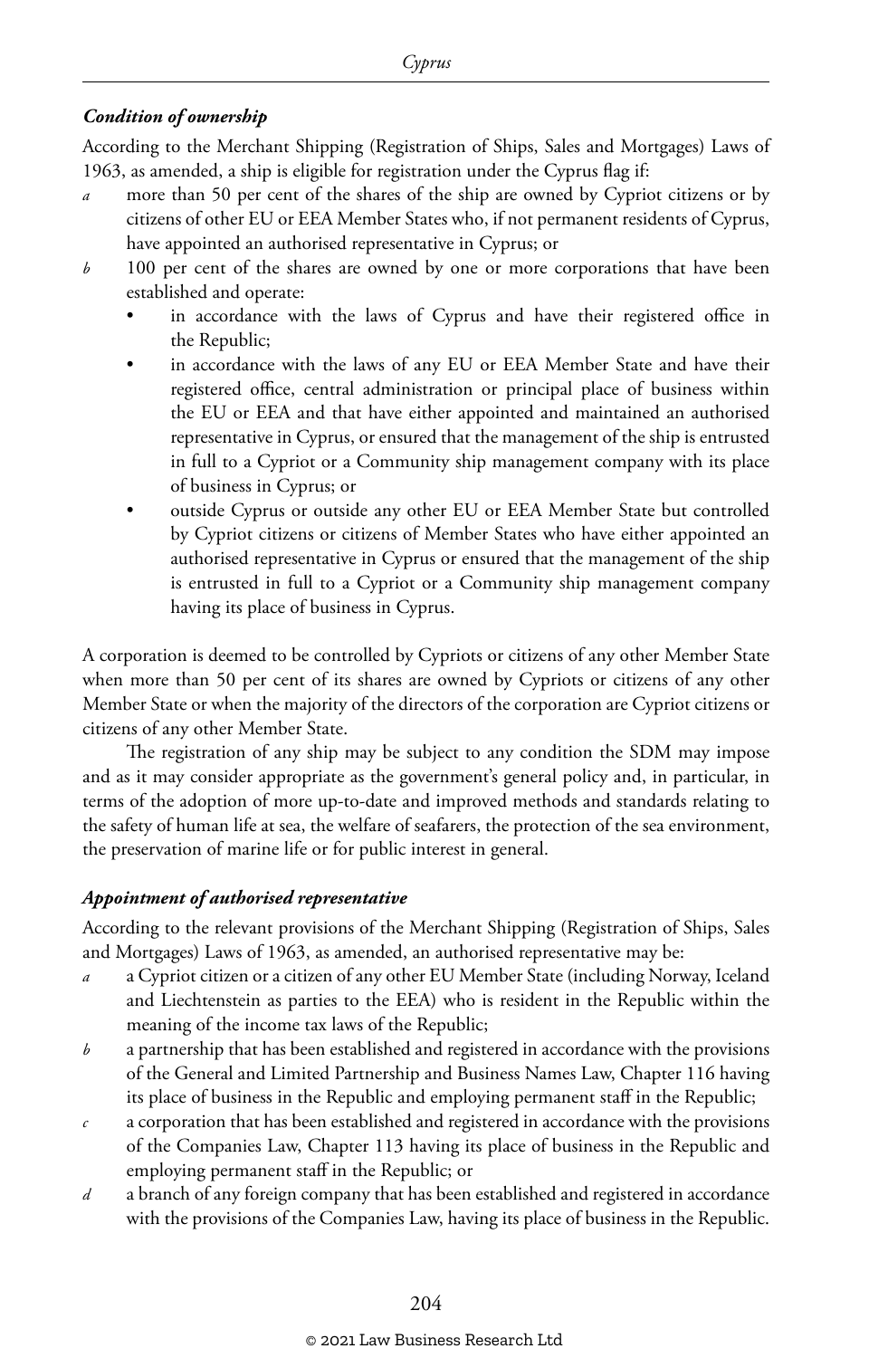***Condition of ownership***

According to the Merchant Shipping (Registration of Ships, Sales and Mortgages) Laws of 1963, as amended, a ship is eligible for registration under the Cyprus flag if:

*a* more than 50 per cent of the shares of the ship are owned by Cypriot citizens or by citizens of other EU or EEA Member States who, if not permanent residents of Cyprus, have appointed an authorised representative in Cyprus; or

*b* 100 per cent of the shares are owned by one or more corporations that have been established and operate:
- in accordance with the laws of Cyprus and have their registered office in the Republic;
- in accordance with the laws of any EU or EEA Member State and have their registered office, central administration or principal place of business within the EU or EEA and that have either appointed and maintained an authorised representative in Cyprus, or ensured that the management of the ship is entrusted in full to a Cypriot or a Community ship management company with its place of business in Cyprus; or
- outside Cyprus or outside any other EU or EEA Member State but controlled by Cypriot citizens or citizens of Member States who have either appointed an authorised representative in Cyprus or ensured that the management of the ship is entrusted in full to a Cypriot or a Community ship management company having its place of business in Cyprus.

A corporation is deemed to be controlled by Cypriots or citizens of any other Member State when more than 50 per cent of its shares are owned by Cypriots or citizens of any other Member State or when the majority of the directors of the corporation are Cypriot citizens or citizens of any other Member State.

The registration of any ship may be subject to any condition the SDM may impose and as it may consider appropriate as the government's general policy and, in particular, in terms of the adoption of more up-to-date and improved methods and standards relating to the safety of human life at sea, the welfare of seafarers, the protection of the sea environment, the preservation of marine life or for public interest in general.

***Appointment of authorised representative***

According to the relevant provisions of the Merchant Shipping (Registration of Ships, Sales and Mortgages) Laws of 1963, as amended, an authorised representative may be:

*a* a Cypriot citizen or a citizen of any other EU Member State (including Norway, Iceland and Liechtenstein as parties to the EEA) who is resident in the Republic within the meaning of the income tax laws of the Republic;

*b* a partnership that has been established and registered in accordance with the provisions of the General and Limited Partnership and Business Names Law, Chapter 116 having its place of business in the Republic and employing permanent staff in the Republic;

*c* a corporation that has been established and registered in accordance with the provisions of the Companies Law, Chapter 113 having its place of business in the Republic and employing permanent staff in the Republic; or

*d* a branch of any foreign company that has been established and registered in accordance with the provisions of the Companies Law, having its place of business in the Republic.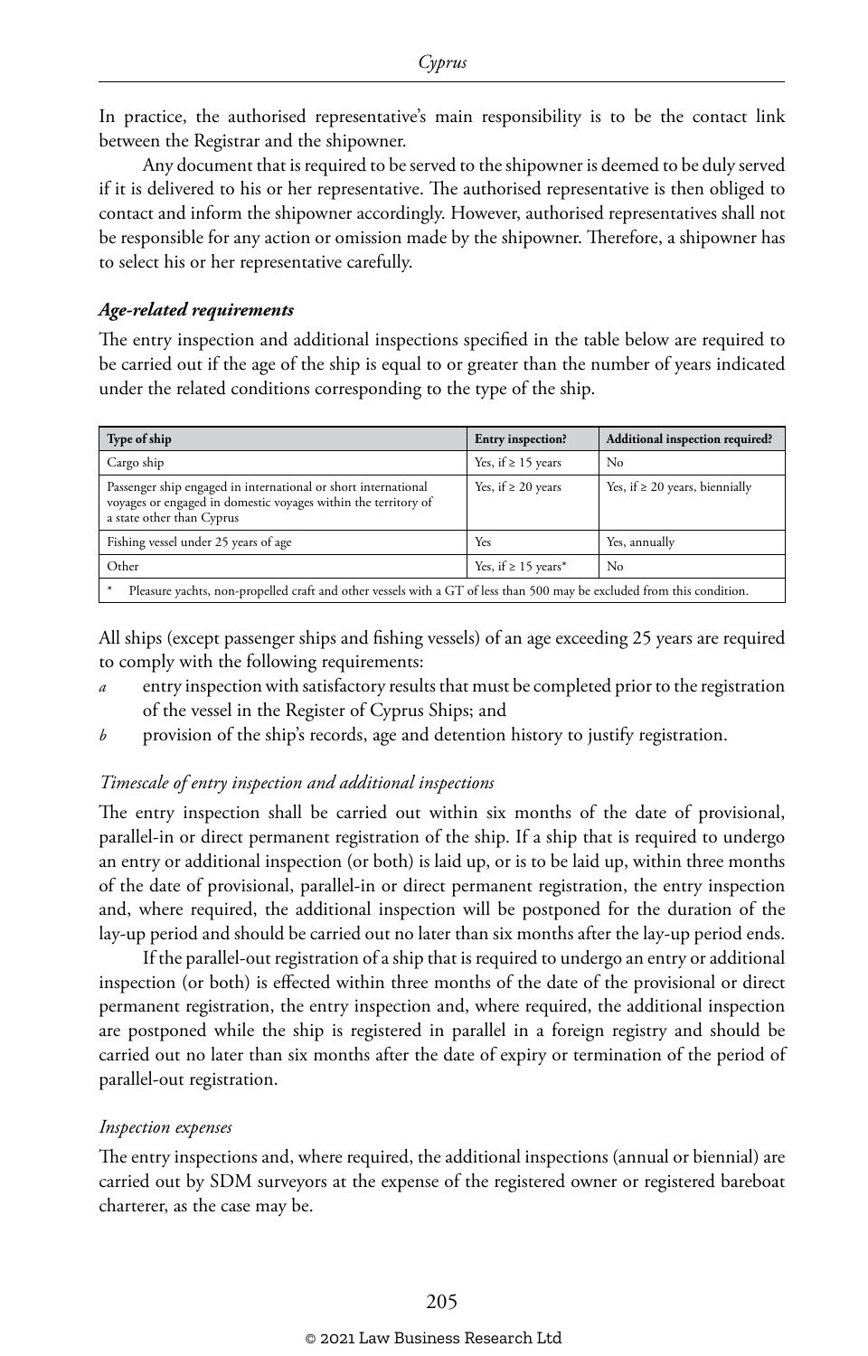In practice, the authorised representative's main responsibility is to be the contact link between the Registrar and the shipowner.

Any document that is required to be served to the shipowner is deemed to be duly served if it is delivered to his or her representative. The authorised representative is then obliged to contact and inform the shipowner accordingly. However, authorised representatives shall not be responsible for any action or omission made by the shipowner. Therefore, a shipowner has to select his or her representative carefully.

***Age-related requirements***

The entry inspection and additional inspections specified in the table below are required to be carried out if the age of the ship is equal to or greater than the number of years indicated under the related conditions corresponding to the type of the ship.

| Type of ship | Entry inspection? | Additional inspection required? |
|---|---|---|
| Cargo ship | Yes, if ≥ 15 years | No |
| Passenger ship engaged in international or short international voyages or engaged in domestic voyages within the territory of a state other than Cyprus | Yes, if ≥ 20 years | Yes, if ≥ 20 years, biennially |
| Fishing vessel under 25 years of age | Yes | Yes, annually |
| Other | Yes, if ≥ 15 years* | No |
| * Pleasure yachts, non-propelled craft and other vessels with a GT of less than 500 may be excluded from this condition. | | |

All ships (except passenger ships and fishing vessels) of an age exceeding 25 years are required to comply with the following requirements:

*a* entry inspection with satisfactory results that must be completed prior to the registration of the vessel in the Register of Cyprus Ships; and

*b* provision of the ship's records, age and detention history to justify registration.

*Timescale of entry inspection and additional inspections*

The entry inspection shall be carried out within six months of the date of provisional, parallel-in or direct permanent registration of the ship. If a ship that is required to undergo an entry or additional inspection (or both) is laid up, or is to be laid up, within three months of the date of provisional, parallel-in or direct permanent registration, the entry inspection and, where required, the additional inspection will be postponed for the duration of the lay-up period and should be carried out no later than six months after the lay-up period ends.

If the parallel-out registration of a ship that is required to undergo an entry or additional inspection (or both) is effected within three months of the date of the provisional or direct permanent registration, the entry inspection and, where required, the additional inspection are postponed while the ship is registered in parallel in a foreign registry and should be carried out no later than six months after the date of expiry or termination of the period of parallel-out registration.

*Inspection expenses*

The entry inspections and, where required, the additional inspections (annual or biennial) are carried out by SDM surveyors at the expense of the registered owner or registered bareboat charterer, as the case may be.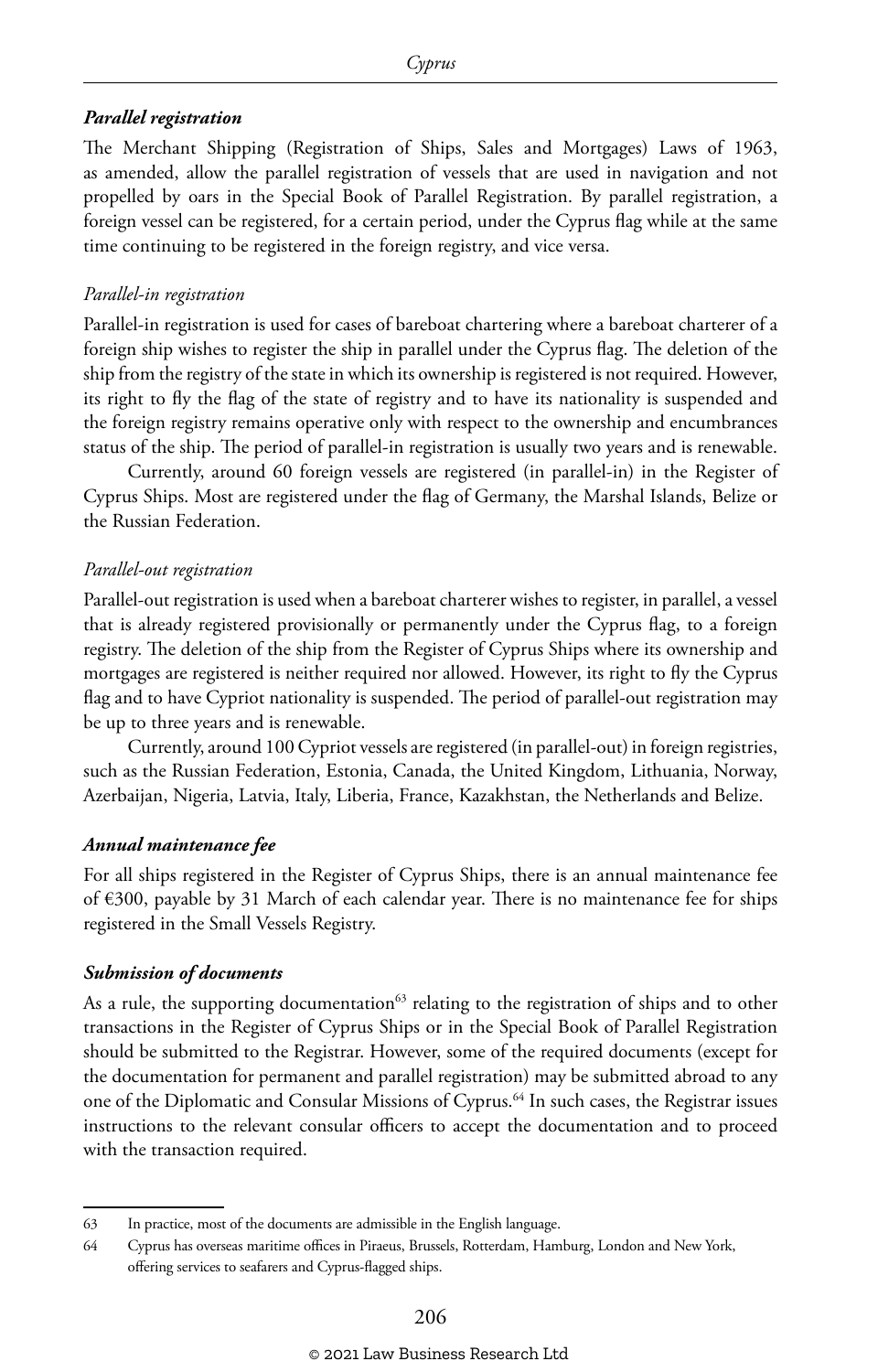#### *Parallel registration*

The Merchant Shipping (Registration of Ships, Sales and Mortgages) Laws of 1963, as amended, allow the parallel registration of vessels that are used in navigation and not propelled by oars in the Special Book of Parallel Registration. By parallel registration, a foreign vessel can be registered, for a certain period, under the Cyprus flag while at the same time continuing to be registered in the foreign registry, and vice versa.

*Parallel-in registration*

Parallel-in registration is used for cases of bareboat chartering where a bareboat charterer of a foreign ship wishes to register the ship in parallel under the Cyprus flag. The deletion of the ship from the registry of the state in which its ownership is registered is not required. However, its right to fly the flag of the state of registry and to have its nationality is suspended and the foreign registry remains operative only with respect to the ownership and encumbrances status of the ship. The period of parallel-in registration is usually two years and is renewable.

Currently, around 60 foreign vessels are registered (in parallel-in) in the Register of Cyprus Ships. Most are registered under the flag of Germany, the Marshal Islands, Belize or the Russian Federation.

*Parallel-out registration*

Parallel-out registration is used when a bareboat charterer wishes to register, in parallel, a vessel that is already registered provisionally or permanently under the Cyprus flag, to a foreign registry. The deletion of the ship from the Register of Cyprus Ships where its ownership and mortgages are registered is neither required nor allowed. However, its right to fly the Cyprus flag and to have Cypriot nationality is suspended. The period of parallel-out registration may be up to three years and is renewable.

Currently, around 100 Cypriot vessels are registered (in parallel-out) in foreign registries, such as the Russian Federation, Estonia, Canada, the United Kingdom, Lithuania, Norway, Azerbaijan, Nigeria, Latvia, Italy, Liberia, France, Kazakhstan, the Netherlands and Belize.

#### *Annual maintenance fee*

For all ships registered in the Register of Cyprus Ships, there is an annual maintenance fee of €300, payable by 31 March of each calendar year. There is no maintenance fee for ships registered in the Small Vessels Registry.

#### *Submission of documents*

As a rule, the supporting documentation[63] relating to the registration of ships and to other transactions in the Register of Cyprus Ships or in the Special Book of Parallel Registration should be submitted to the Registrar. However, some of the required documents (except for the documentation for permanent and parallel registration) may be submitted abroad to any one of the Diplomatic and Consular Missions of Cyprus.[64] In such cases, the Registrar issues instructions to the relevant consular officers to accept the documentation and to proceed with the transaction required.

---

63 In practice, most of the documents are admissible in the English language.

64 Cyprus has overseas maritime offices in Piraeus, Brussels, Rotterdam, Hamburg, London and New York, offering services to seafarers and Cyprus-flagged ships.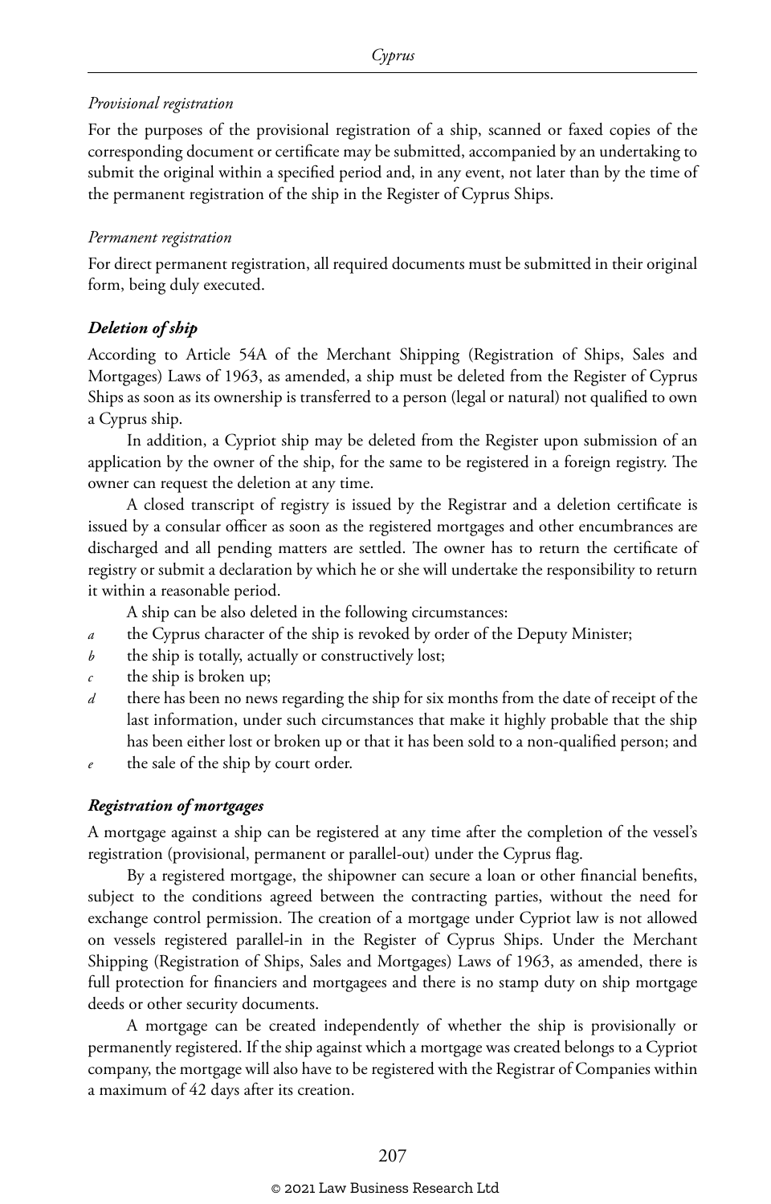*Provisional registration*

For the purposes of the provisional registration of a ship, scanned or faxed copies of the corresponding document or certificate may be submitted, accompanied by an undertaking to submit the original within a specified period and, in any event, not later than by the time of the permanent registration of the ship in the Register of Cyprus Ships.

*Permanent registration*

For direct permanent registration, all required documents must be submitted in their original form, being duly executed.

***Deletion of ship***

According to Article 54A of the Merchant Shipping (Registration of Ships, Sales and Mortgages) Laws of 1963, as amended, a ship must be deleted from the Register of Cyprus Ships as soon as its ownership is transferred to a person (legal or natural) not qualified to own a Cyprus ship.

In addition, a Cypriot ship may be deleted from the Register upon submission of an application by the owner of the ship, for the same to be registered in a foreign registry. The owner can request the deletion at any time.

A closed transcript of registry is issued by the Registrar and a deletion certificate is issued by a consular officer as soon as the registered mortgages and other encumbrances are discharged and all pending matters are settled. The owner has to return the certificate of registry or submit a declaration by which he or she will undertake the responsibility to return it within a reasonable period.

A ship can be also deleted in the following circumstances:

*a* the Cyprus character of the ship is revoked by order of the Deputy Minister;
*b* the ship is totally, actually or constructively lost;
*c* the ship is broken up;
*d* there has been no news regarding the ship for six months from the date of receipt of the last information, under such circumstances that make it highly probable that the ship has been either lost or broken up or that it has been sold to a non-qualified person; and
*e* the sale of the ship by court order.

***Registration of mortgages***

A mortgage against a ship can be registered at any time after the completion of the vessel's registration (provisional, permanent or parallel-out) under the Cyprus flag.

By a registered mortgage, the shipowner can secure a loan or other financial benefits, subject to the conditions agreed between the contracting parties, without the need for exchange control permission. The creation of a mortgage under Cypriot law is not allowed on vessels registered parallel-in in the Register of Cyprus Ships. Under the Merchant Shipping (Registration of Ships, Sales and Mortgages) Laws of 1963, as amended, there is full protection for financiers and mortgagees and there is no stamp duty on ship mortgage deeds or other security documents.

A mortgage can be created independently of whether the ship is provisionally or permanently registered. If the ship against which a mortgage was created belongs to a Cypriot company, the mortgage will also have to be registered with the Registrar of Companies within a maximum of 42 days after its creation.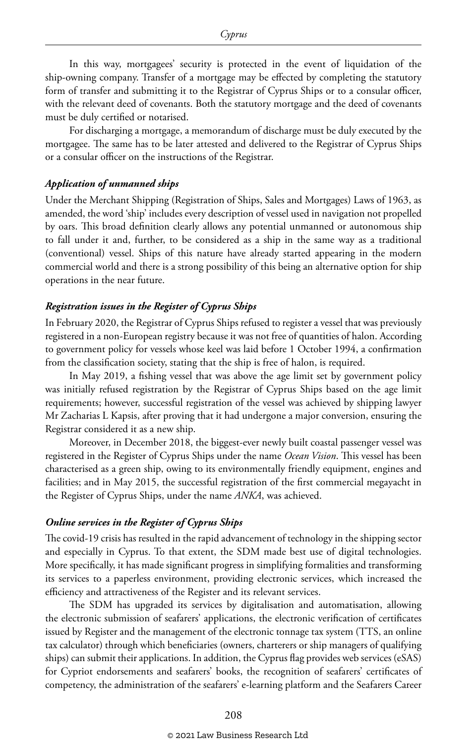In this way, mortgagees' security is protected in the event of liquidation of the ship-owning company. Transfer of a mortgage may be effected by completing the statutory form of transfer and submitting it to the Registrar of Cyprus Ships or to a consular officer, with the relevant deed of covenants. Both the statutory mortgage and the deed of covenants must be duly certified or notarised.

For discharging a mortgage, a memorandum of discharge must be duly executed by the mortgagee. The same has to be later attested and delivered to the Registrar of Cyprus Ships or a consular officer on the instructions of the Registrar.

***Application of unmanned ships***

Under the Merchant Shipping (Registration of Ships, Sales and Mortgages) Laws of 1963, as amended, the word 'ship' includes every description of vessel used in navigation not propelled by oars. This broad definition clearly allows any potential unmanned or autonomous ship to fall under it and, further, to be considered as a ship in the same way as a traditional (conventional) vessel. Ships of this nature have already started appearing in the modern commercial world and there is a strong possibility of this being an alternative option for ship operations in the near future.

***Registration issues in the Register of Cyprus Ships***

In February 2020, the Registrar of Cyprus Ships refused to register a vessel that was previously registered in a non-European registry because it was not free of quantities of halon. According to government policy for vessels whose keel was laid before 1 October 1994, a confirmation from the classification society, stating that the ship is free of halon, is required.

In May 2019, a fishing vessel that was above the age limit set by government policy was initially refused registration by the Registrar of Cyprus Ships based on the age limit requirements; however, successful registration of the vessel was achieved by shipping lawyer Mr Zacharias L Kapsis, after proving that it had undergone a major conversion, ensuring the Registrar considered it as a new ship.

Moreover, in December 2018, the biggest-ever newly built coastal passenger vessel was registered in the Register of Cyprus Ships under the name *Ocean Vision*. This vessel has been characterised as a green ship, owing to its environmentally friendly equipment, engines and facilities; and in May 2015, the successful registration of the first commercial megayacht in the Register of Cyprus Ships, under the name *ANKA*, was achieved.

***Online services in the Register of Cyprus Ships***

The covid-19 crisis has resulted in the rapid advancement of technology in the shipping sector and especially in Cyprus. To that extent, the SDM made best use of digital technologies. More specifically, it has made significant progress in simplifying formalities and transforming its services to a paperless environment, providing electronic services, which increased the efficiency and attractiveness of the Register and its relevant services.

The SDM has upgraded its services by digitalisation and automatisation, allowing the electronic submission of seafarers' applications, the electronic verification of certificates issued by Register and the management of the electronic tonnage tax system (TTS, an online tax calculator) through which beneficiaries (owners, charterers or ship managers of qualifying ships) can submit their applications. In addition, the Cyprus flag provides web services (eSAS) for Cypriot endorsements and seafarers' books, the recognition of seafarers' certificates of competency, the administration of the seafarers' e-learning platform and the Seafarers Career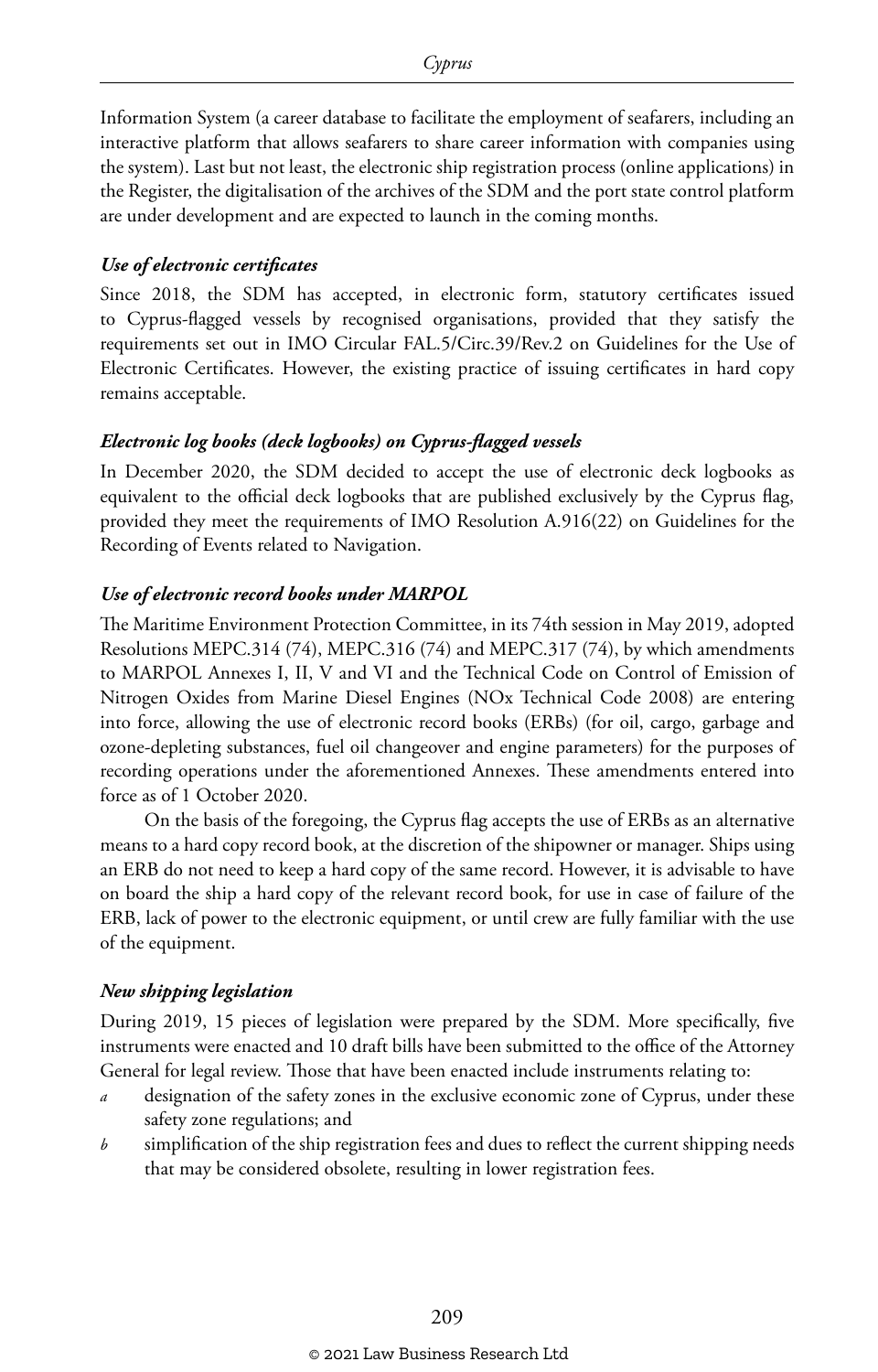Information System (a career database to facilitate the employment of seafarers, including an interactive platform that allows seafarers to share career information with companies using the system). Last but not least, the electronic ship registration process (online applications) in the Register, the digitalisation of the archives of the SDM and the port state control platform are under development and are expected to launch in the coming months.

***Use of electronic certificates***

Since 2018, the SDM has accepted, in electronic form, statutory certificates issued to Cyprus-flagged vessels by recognised organisations, provided that they satisfy the requirements set out in IMO Circular FAL.5/Circ.39/Rev.2 on Guidelines for the Use of Electronic Certificates. However, the existing practice of issuing certificates in hard copy remains acceptable.

***Electronic log books (deck logbooks) on Cyprus-flagged vessels***

In December 2020, the SDM decided to accept the use of electronic deck logbooks as equivalent to the official deck logbooks that are published exclusively by the Cyprus flag, provided they meet the requirements of IMO Resolution A.916(22) on Guidelines for the Recording of Events related to Navigation.

***Use of electronic record books under MARPOL***

The Maritime Environment Protection Committee, in its 74th session in May 2019, adopted Resolutions MEPC.314 (74), MEPC.316 (74) and MEPC.317 (74), by which amendments to MARPOL Annexes I, II, V and VI and the Technical Code on Control of Emission of Nitrogen Oxides from Marine Diesel Engines (NOx Technical Code 2008) are entering into force, allowing the use of electronic record books (ERBs) (for oil, cargo, garbage and ozone-depleting substances, fuel oil changeover and engine parameters) for the purposes of recording operations under the aforementioned Annexes. These amendments entered into force as of 1 October 2020.

On the basis of the foregoing, the Cyprus flag accepts the use of ERBs as an alternative means to a hard copy record book, at the discretion of the shipowner or manager. Ships using an ERB do not need to keep a hard copy of the same record. However, it is advisable to have on board the ship a hard copy of the relevant record book, for use in case of failure of the ERB, lack of power to the electronic equipment, or until crew are fully familiar with the use of the equipment.

***New shipping legislation***

During 2019, 15 pieces of legislation were prepared by the SDM. More specifically, five instruments were enacted and 10 draft bills have been submitted to the office of the Attorney General for legal review. Those that have been enacted include instruments relating to:

*a* designation of the safety zones in the exclusive economic zone of Cyprus, under these safety zone regulations; and

*b* simplification of the ship registration fees and dues to reflect the current shipping needs that may be considered obsolete, resulting in lower registration fees.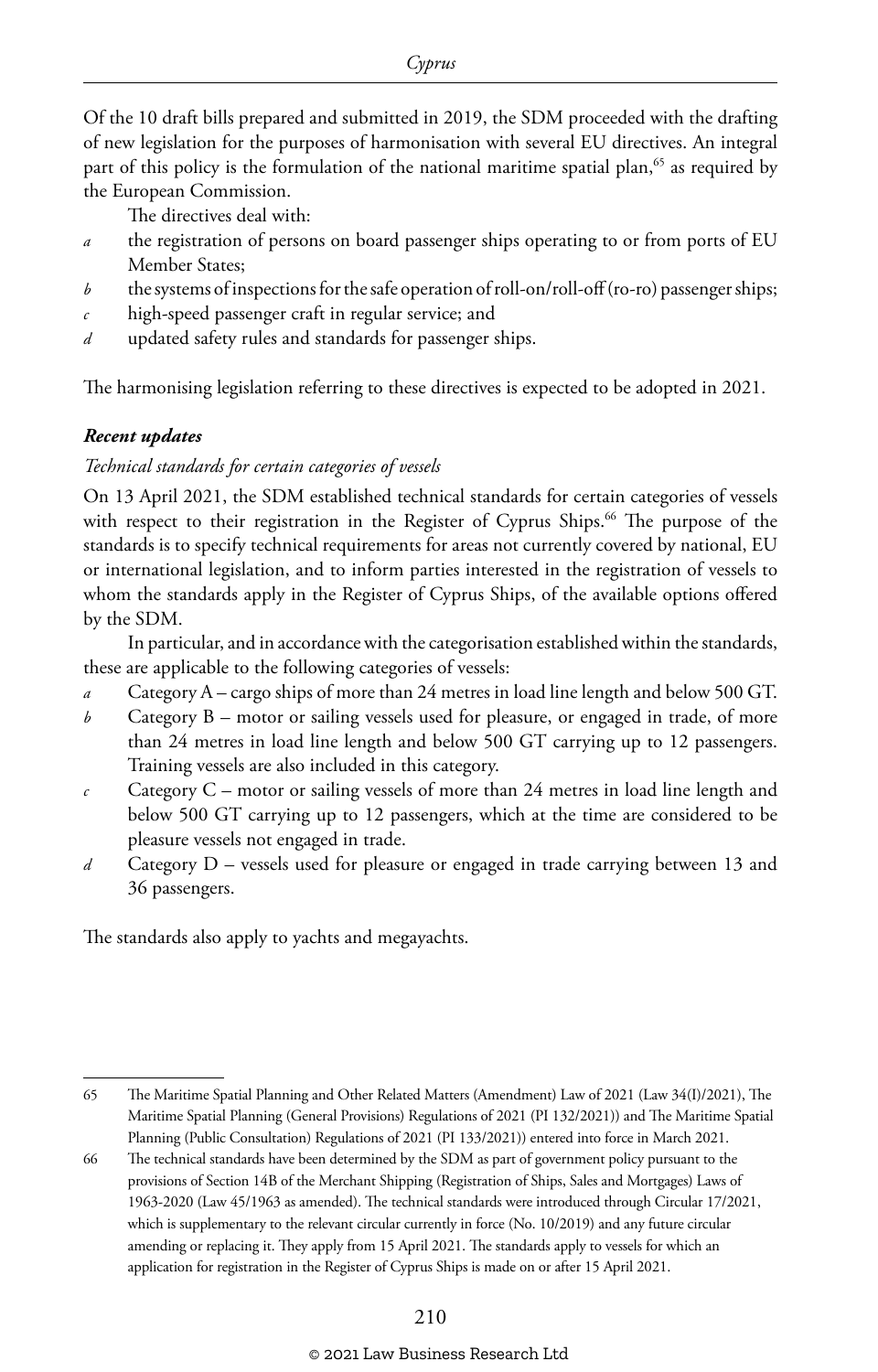Of the 10 draft bills prepared and submitted in 2019, the SDM proceeded with the drafting of new legislation for the purposes of harmonisation with several EU directives. An integral part of this policy is the formulation of the national maritime spatial plan,[65] as required by the European Commission.

The directives deal with:

*a* the registration of persons on board passenger ships operating to or from ports of EU Member States;

*b* the systems of inspections for the safe operation of roll-on/roll-off (ro-ro) passenger ships;

*c* high-speed passenger craft in regular service; and

*d* updated safety rules and standards for passenger ships.

The harmonising legislation referring to these directives is expected to be adopted in 2021.

***Recent updates***

*Technical standards for certain categories of vessels*

On 13 April 2021, the SDM established technical standards for certain categories of vessels with respect to their registration in the Register of Cyprus Ships.[66] The purpose of the standards is to specify technical requirements for areas not currently covered by national, EU or international legislation, and to inform parties interested in the registration of vessels to whom the standards apply in the Register of Cyprus Ships, of the available options offered by the SDM.

In particular, and in accordance with the categorisation established within the standards, these are applicable to the following categories of vessels:

*a* Category A – cargo ships of more than 24 metres in load line length and below 500 GT.

*b* Category B – motor or sailing vessels used for pleasure, or engaged in trade, of more than 24 metres in load line length and below 500 GT carrying up to 12 passengers. Training vessels are also included in this category.

*c* Category C – motor or sailing vessels of more than 24 metres in load line length and below 500 GT carrying up to 12 passengers, which at the time are considered to be pleasure vessels not engaged in trade.

*d* Category D – vessels used for pleasure or engaged in trade carrying between 13 and 36 passengers.

The standards also apply to yachts and megayachts.

---

65 The Maritime Spatial Planning and Other Related Matters (Amendment) Law of 2021 (Law 34(I)/2021), The Maritime Spatial Planning (General Provisions) Regulations of 2021 (PI 132/2021)) and The Maritime Spatial Planning (Public Consultation) Regulations of 2021 (PI 133/2021)) entered into force in March 2021.

66 The technical standards have been determined by the SDM as part of government policy pursuant to the provisions of Section 14B of the Merchant Shipping (Registration of Ships, Sales and Mortgages) Laws of 1963-2020 (Law 45/1963 as amended). The technical standards were introduced through Circular 17/2021, which is supplementary to the relevant circular currently in force (No. 10/2019) and any future circular amending or replacing it. They apply from 15 April 2021. The standards apply to vessels for which an application for registration in the Register of Cyprus Ships is made on or after 15 April 2021.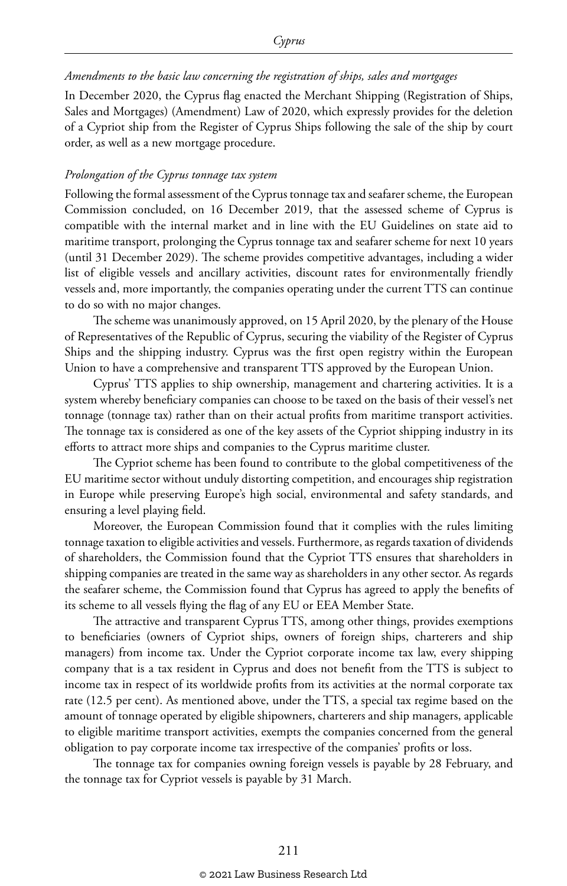*Amendments to the basic law concerning the registration of ships, sales and mortgages*

In December 2020, the Cyprus flag enacted the Merchant Shipping (Registration of Ships, Sales and Mortgages) (Amendment) Law of 2020, which expressly provides for the deletion of a Cypriot ship from the Register of Cyprus Ships following the sale of the ship by court order, as well as a new mortgage procedure.

*Prolongation of the Cyprus tonnage tax system*

Following the formal assessment of the Cyprus tonnage tax and seafarer scheme, the European Commission concluded, on 16 December 2019, that the assessed scheme of Cyprus is compatible with the internal market and in line with the EU Guidelines on state aid to maritime transport, prolonging the Cyprus tonnage tax and seafarer scheme for next 10 years (until 31 December 2029). The scheme provides competitive advantages, including a wider list of eligible vessels and ancillary activities, discount rates for environmentally friendly vessels and, more importantly, the companies operating under the current TTS can continue to do so with no major changes.

The scheme was unanimously approved, on 15 April 2020, by the plenary of the House of Representatives of the Republic of Cyprus, securing the viability of the Register of Cyprus Ships and the shipping industry. Cyprus was the first open registry within the European Union to have a comprehensive and transparent TTS approved by the European Union.

Cyprus' TTS applies to ship ownership, management and chartering activities. It is a system whereby beneficiary companies can choose to be taxed on the basis of their vessel's net tonnage (tonnage tax) rather than on their actual profits from maritime transport activities. The tonnage tax is considered as one of the key assets of the Cypriot shipping industry in its efforts to attract more ships and companies to the Cyprus maritime cluster.

The Cypriot scheme has been found to contribute to the global competitiveness of the EU maritime sector without unduly distorting competition, and encourages ship registration in Europe while preserving Europe's high social, environmental and safety standards, and ensuring a level playing field.

Moreover, the European Commission found that it complies with the rules limiting tonnage taxation to eligible activities and vessels. Furthermore, as regards taxation of dividends of shareholders, the Commission found that the Cypriot TTS ensures that shareholders in shipping companies are treated in the same way as shareholders in any other sector. As regards the seafarer scheme, the Commission found that Cyprus has agreed to apply the benefits of its scheme to all vessels flying the flag of any EU or EEA Member State.

The attractive and transparent Cyprus TTS, among other things, provides exemptions to beneficiaries (owners of Cypriot ships, owners of foreign ships, charterers and ship managers) from income tax. Under the Cypriot corporate income tax law, every shipping company that is a tax resident in Cyprus and does not benefit from the TTS is subject to income tax in respect of its worldwide profits from its activities at the normal corporate tax rate (12.5 per cent). As mentioned above, under the TTS, a special tax regime based on the amount of tonnage operated by eligible shipowners, charterers and ship managers, applicable to eligible maritime transport activities, exempts the companies concerned from the general obligation to pay corporate income tax irrespective of the companies' profits or loss.

The tonnage tax for companies owning foreign vessels is payable by 28 February, and the tonnage tax for Cypriot vessels is payable by 31 March.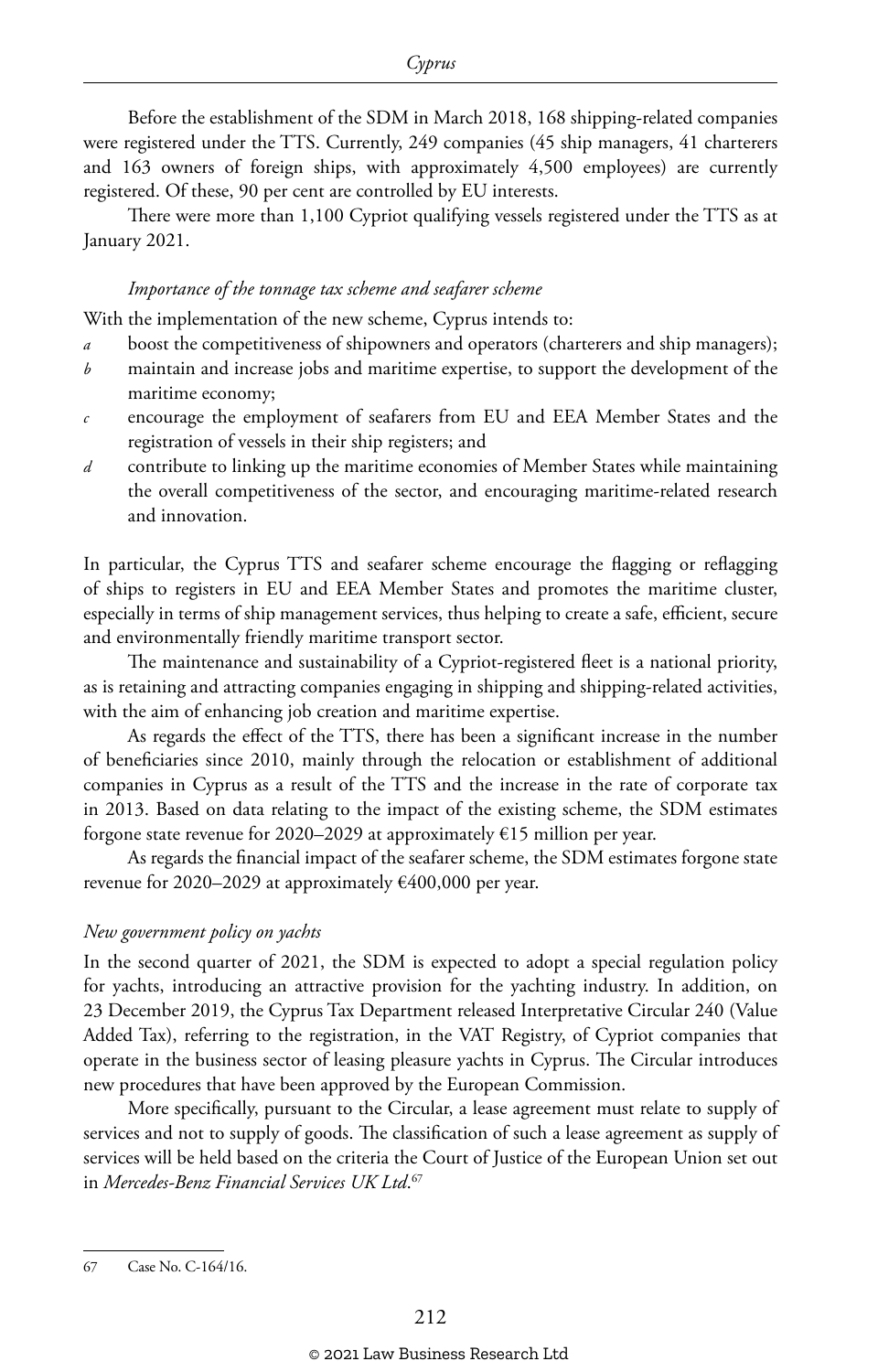Before the establishment of the SDM in March 2018, 168 shipping-related companies were registered under the TTS. Currently, 249 companies (45 ship managers, 41 charterers and 163 owners of foreign ships, with approximately 4,500 employees) are currently registered. Of these, 90 per cent are controlled by EU interests.

There were more than 1,100 Cypriot qualifying vessels registered under the TTS as at January 2021.

*Importance of the tonnage tax scheme and seafarer scheme*

With the implementation of the new scheme, Cyprus intends to:

*a* boost the competitiveness of shipowners and operators (charterers and ship managers);

*b* maintain and increase jobs and maritime expertise, to support the development of the maritime economy;

*c* encourage the employment of seafarers from EU and EEA Member States and the registration of vessels in their ship registers; and

*d* contribute to linking up the maritime economies of Member States while maintaining the overall competitiveness of the sector, and encouraging maritime-related research and innovation.

In particular, the Cyprus TTS and seafarer scheme encourage the flagging or reflagging of ships to registers in EU and EEA Member States and promotes the maritime cluster, especially in terms of ship management services, thus helping to create a safe, efficient, secure and environmentally friendly maritime transport sector.

The maintenance and sustainability of a Cypriot-registered fleet is a national priority, as is retaining and attracting companies engaging in shipping and shipping-related activities, with the aim of enhancing job creation and maritime expertise.

As regards the effect of the TTS, there has been a significant increase in the number of beneficiaries since 2010, mainly through the relocation or establishment of additional companies in Cyprus as a result of the TTS and the increase in the rate of corporate tax in 2013. Based on data relating to the impact of the existing scheme, the SDM estimates forgone state revenue for 2020–2029 at approximately €15 million per year.

As regards the financial impact of the seafarer scheme, the SDM estimates forgone state revenue for 2020–2029 at approximately €400,000 per year.

*New government policy on yachts*

In the second quarter of 2021, the SDM is expected to adopt a special regulation policy for yachts, introducing an attractive provision for the yachting industry. In addition, on 23 December 2019, the Cyprus Tax Department released Interpretative Circular 240 (Value Added Tax), referring to the registration, in the VAT Registry, of Cypriot companies that operate in the business sector of leasing pleasure yachts in Cyprus. The Circular introduces new procedures that have been approved by the European Commission.

More specifically, pursuant to the Circular, a lease agreement must relate to supply of services and not to supply of goods. The classification of such a lease agreement as supply of services will be held based on the criteria the Court of Justice of the European Union set out in *Mercedes-Benz Financial Services UK Ltd*.[67]

---

67 Case No. C-164/16.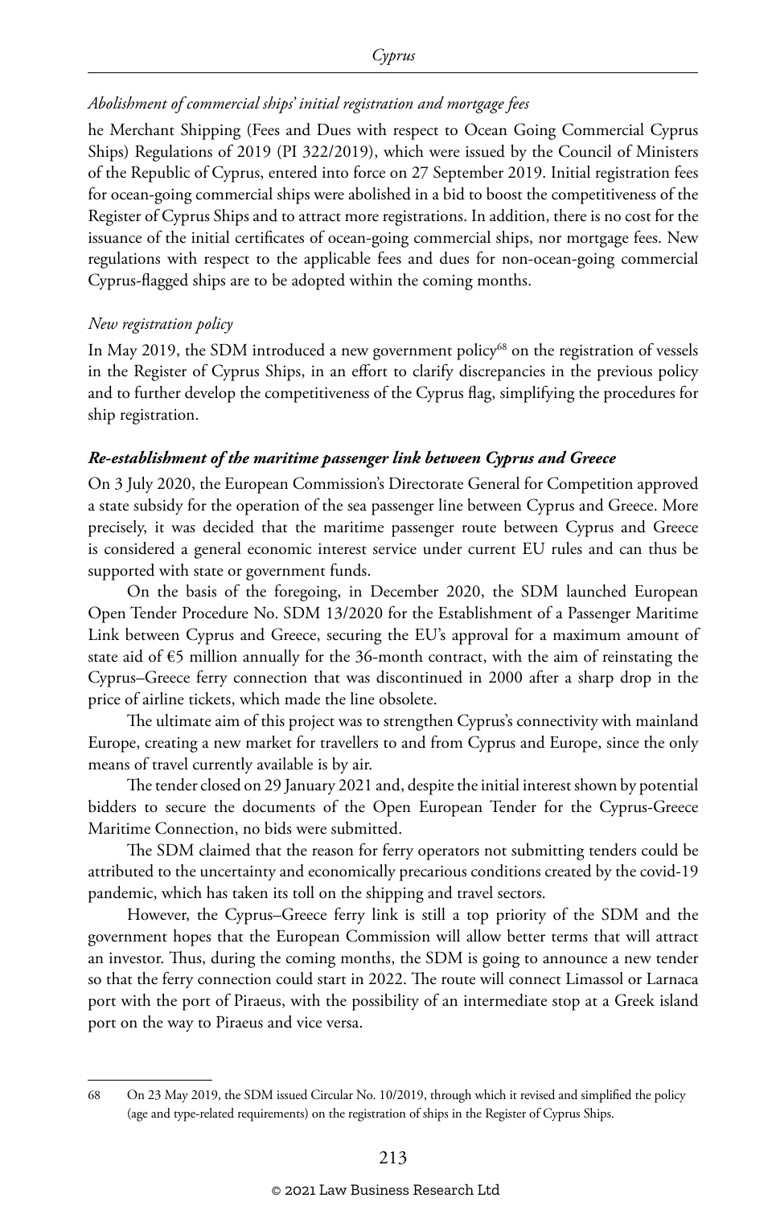*Abolishment of commercial ships' initial registration and mortgage fees*

he Merchant Shipping (Fees and Dues with respect to Ocean Going Commercial Cyprus Ships) Regulations of 2019 (PI 322/2019), which were issued by the Council of Ministers of the Republic of Cyprus, entered into force on 27 September 2019. Initial registration fees for ocean-going commercial ships were abolished in a bid to boost the competitiveness of the Register of Cyprus Ships and to attract more registrations. In addition, there is no cost for the issuance of the initial certificates of ocean-going commercial ships, nor mortgage fees. New regulations with respect to the applicable fees and dues for non-ocean-going commercial Cyprus-flagged ships are to be adopted within the coming months.

*New registration policy*

In May 2019, the SDM introduced a new government policy[68] on the registration of vessels in the Register of Cyprus Ships, in an effort to clarify discrepancies in the previous policy and to further develop the competitiveness of the Cyprus flag, simplifying the procedures for ship registration.

***Re-establishment of the maritime passenger link between Cyprus and Greece***

On 3 July 2020, the European Commission's Directorate General for Competition approved a state subsidy for the operation of the sea passenger line between Cyprus and Greece. More precisely, it was decided that the maritime passenger route between Cyprus and Greece is considered a general economic interest service under current EU rules and can thus be supported with state or government funds.

On the basis of the foregoing, in December 2020, the SDM launched European Open Tender Procedure No. SDM 13/2020 for the Establishment of a Passenger Maritime Link between Cyprus and Greece, securing the EU's approval for a maximum amount of state aid of €5 million annually for the 36-month contract, with the aim of reinstating the Cyprus–Greece ferry connection that was discontinued in 2000 after a sharp drop in the price of airline tickets, which made the line obsolete.

The ultimate aim of this project was to strengthen Cyprus's connectivity with mainland Europe, creating a new market for travellers to and from Cyprus and Europe, since the only means of travel currently available is by air.

The tender closed on 29 January 2021 and, despite the initial interest shown by potential bidders to secure the documents of the Open European Tender for the Cyprus-Greece Maritime Connection, no bids were submitted.

The SDM claimed that the reason for ferry operators not submitting tenders could be attributed to the uncertainty and economically precarious conditions created by the covid-19 pandemic, which has taken its toll on the shipping and travel sectors.

However, the Cyprus–Greece ferry link is still a top priority of the SDM and the government hopes that the European Commission will allow better terms that will attract an investor. Thus, during the coming months, the SDM is going to announce a new tender so that the ferry connection could start in 2022. The route will connect Limassol or Larnaca port with the port of Piraeus, with the possibility of an intermediate stop at a Greek island port on the way to Piraeus and vice versa.

---

68 On 23 May 2019, the SDM issued Circular No. 10/2019, through which it revised and simplified the policy (age and type-related requirements) on the registration of ships in the Register of Cyprus Ships.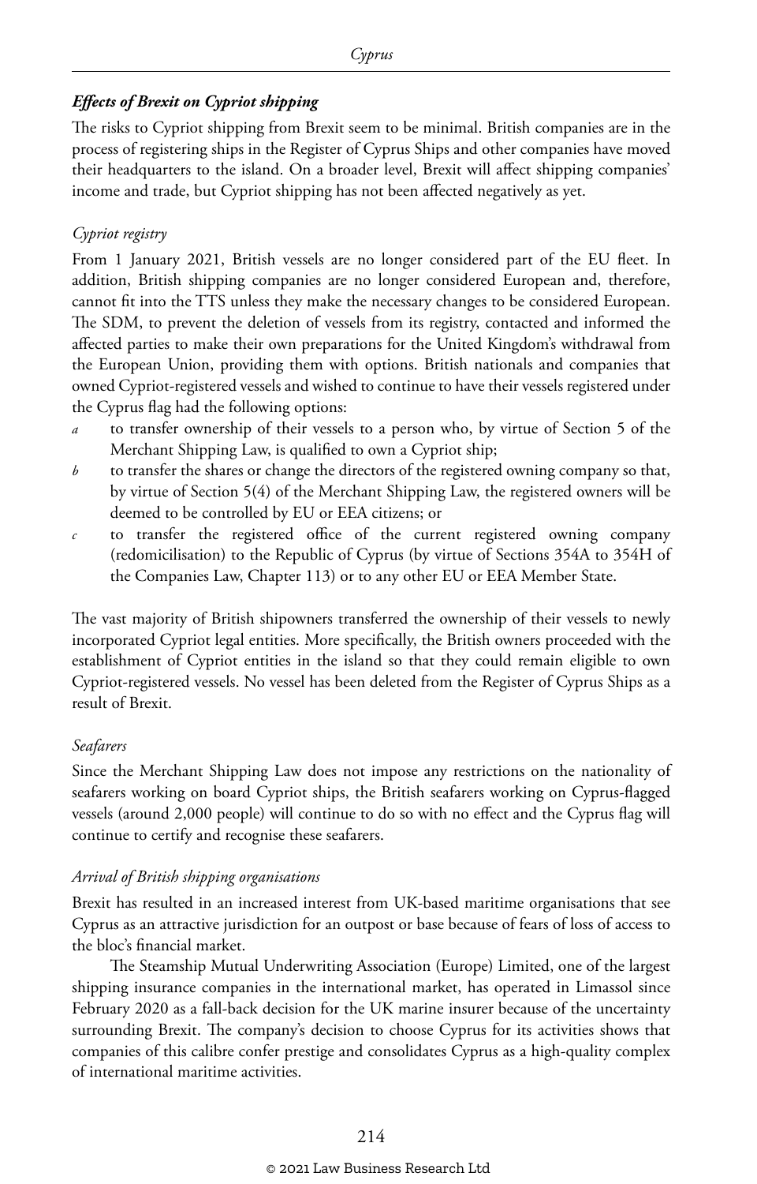### *Effects of Brexit on Cypriot shipping*

The risks to Cypriot shipping from Brexit seem to be minimal. British companies are in the process of registering ships in the Register of Cyprus Ships and other companies have moved their headquarters to the island. On a broader level, Brexit will affect shipping companies' income and trade, but Cypriot shipping has not been affected negatively as yet.

#### *Cypriot registry*

From 1 January 2021, British vessels are no longer considered part of the EU fleet. In addition, British shipping companies are no longer considered European and, therefore, cannot fit into the TTS unless they make the necessary changes to be considered European. The SDM, to prevent the deletion of vessels from its registry, contacted and informed the affected parties to make their own preparations for the United Kingdom's withdrawal from the European Union, providing them with options. British nationals and companies that owned Cypriot-registered vessels and wished to continue to have their vessels registered under the Cyprus flag had the following options:

- *a* to transfer ownership of their vessels to a person who, by virtue of Section 5 of the Merchant Shipping Law, is qualified to own a Cypriot ship;
- *b* to transfer the shares or change the directors of the registered owning company so that, by virtue of Section 5(4) of the Merchant Shipping Law, the registered owners will be deemed to be controlled by EU or EEA citizens; or
- *c* to transfer the registered office of the current registered owning company (redomicilisation) to the Republic of Cyprus (by virtue of Sections 354A to 354H of the Companies Law, Chapter 113) or to any other EU or EEA Member State.

The vast majority of British shipowners transferred the ownership of their vessels to newly incorporated Cypriot legal entities. More specifically, the British owners proceeded with the establishment of Cypriot entities in the island so that they could remain eligible to own Cypriot-registered vessels. No vessel has been deleted from the Register of Cyprus Ships as a result of Brexit.

#### *Seafarers*

Since the Merchant Shipping Law does not impose any restrictions on the nationality of seafarers working on board Cypriot ships, the British seafarers working on Cyprus-flagged vessels (around 2,000 people) will continue to do so with no effect and the Cyprus flag will continue to certify and recognise these seafarers.

#### *Arrival of British shipping organisations*

Brexit has resulted in an increased interest from UK-based maritime organisations that see Cyprus as an attractive jurisdiction for an outpost or base because of fears of loss of access to the bloc's financial market.

The Steamship Mutual Underwriting Association (Europe) Limited, one of the largest shipping insurance companies in the international market, has operated in Limassol since February 2020 as a fall-back decision for the UK marine insurer because of the uncertainty surrounding Brexit. The company's decision to choose Cyprus for its activities shows that companies of this calibre confer prestige and consolidates Cyprus as a high-quality complex of international maritime activities.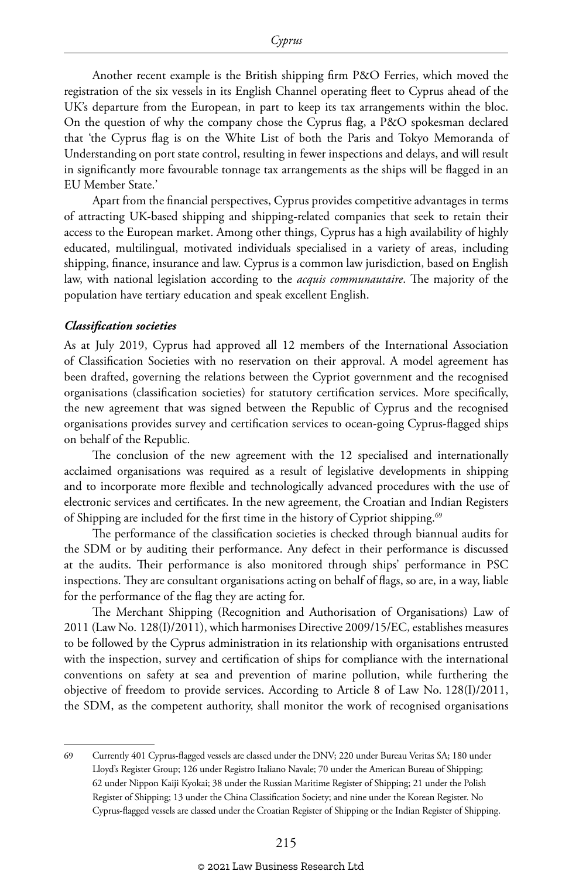Another recent example is the British shipping firm P&O Ferries, which moved the registration of the six vessels in its English Channel operating fleet to Cyprus ahead of the UK's departure from the European, in part to keep its tax arrangements within the bloc. On the question of why the company chose the Cyprus flag, a P&O spokesman declared that 'the Cyprus flag is on the White List of both the Paris and Tokyo Memoranda of Understanding on port state control, resulting in fewer inspections and delays, and will result in significantly more favourable tonnage tax arrangements as the ships will be flagged in an EU Member State.'

Apart from the financial perspectives, Cyprus provides competitive advantages in terms of attracting UK-based shipping and shipping-related companies that seek to retain their access to the European market. Among other things, Cyprus has a high availability of highly educated, multilingual, motivated individuals specialised in a variety of areas, including shipping, finance, insurance and law. Cyprus is a common law jurisdiction, based on English law, with national legislation according to the *acquis communautaire*. The majority of the population have tertiary education and speak excellent English.

***Classification societies***

As at July 2019, Cyprus had approved all 12 members of the International Association of Classification Societies with no reservation on their approval. A model agreement has been drafted, governing the relations between the Cypriot government and the recognised organisations (classification societies) for statutory certification services. More specifically, the new agreement that was signed between the Republic of Cyprus and the recognised organisations provides survey and certification services to ocean-going Cyprus-flagged ships on behalf of the Republic.

The conclusion of the new agreement with the 12 specialised and internationally acclaimed organisations was required as a result of legislative developments in shipping and to incorporate more flexible and technologically advanced procedures with the use of electronic services and certificates. In the new agreement, the Croatian and Indian Registers of Shipping are included for the first time in the history of Cypriot shipping.[69]

The performance of the classification societies is checked through biannual audits for the SDM or by auditing their performance. Any defect in their performance is discussed at the audits. Their performance is also monitored through ships' performance in PSC inspections. They are consultant organisations acting on behalf of flags, so are, in a way, liable for the performance of the flag they are acting for.

The Merchant Shipping (Recognition and Authorisation of Organisations) Law of 2011 (Law No. 128(I)/2011), which harmonises Directive 2009/15/EC, establishes measures to be followed by the Cyprus administration in its relationship with organisations entrusted with the inspection, survey and certification of ships for compliance with the international conventions on safety at sea and prevention of marine pollution, while furthering the objective of freedom to provide services. According to Article 8 of Law No. 128(I)/2011, the SDM, as the competent authority, shall monitor the work of recognised organisations

---

69 Currently 401 Cyprus-flagged vessels are classed under the DNV; 220 under Bureau Veritas SA; 180 under Lloyd's Register Group; 126 under Registro Italiano Navale; 70 under the American Bureau of Shipping; 62 under Nippon Kaiji Kyokai; 38 under the Russian Maritime Register of Shipping; 21 under the Polish Register of Shipping; 13 under the China Classification Society; and nine under the Korean Register. No Cyprus-flagged vessels are classed under the Croatian Register of Shipping or the Indian Register of Shipping.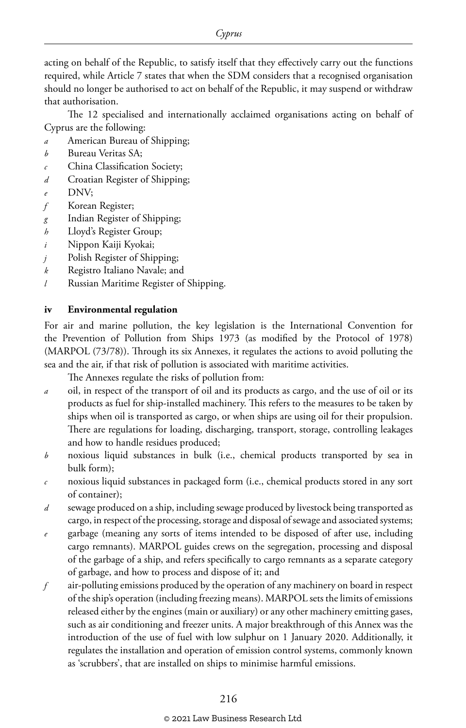acting on behalf of the Republic, to satisfy itself that they effectively carry out the functions required, while Article 7 states that when the SDM considers that a recognised organisation should no longer be authorised to act on behalf of the Republic, it may suspend or withdraw that authorisation.

The 12 specialised and internationally acclaimed organisations acting on behalf of Cyprus are the following:

- *a* American Bureau of Shipping;
- *b* Bureau Veritas SA;
- *c* China Classification Society;
- *d* Croatian Register of Shipping;
- *e* DNV;
- *f* Korean Register;
- *g* Indian Register of Shipping;
- *h* Lloyd's Register Group;
- *i* Nippon Kaiji Kyokai;
- *j* Polish Register of Shipping;
- *k* Registro Italiano Navale; and
- *l* Russian Maritime Register of Shipping.

### iv Environmental regulation

For air and marine pollution, the key legislation is the International Convention for the Prevention of Pollution from Ships 1973 (as modified by the Protocol of 1978) (MARPOL (73/78)). Through its six Annexes, it regulates the actions to avoid polluting the sea and the air, if that risk of pollution is associated with maritime activities.

The Annexes regulate the risks of pollution from:

- *a* oil, in respect of the transport of oil and its products as cargo, and the use of oil or its products as fuel for ship-installed machinery. This refers to the measures to be taken by ships when oil is transported as cargo, or when ships are using oil for their propulsion. There are regulations for loading, discharging, transport, storage, controlling leakages and how to handle residues produced;
- *b* noxious liquid substances in bulk (i.e., chemical products transported by sea in bulk form);
- *c* noxious liquid substances in packaged form (i.e., chemical products stored in any sort of container);
- *d* sewage produced on a ship, including sewage produced by livestock being transported as cargo, in respect of the processing, storage and disposal of sewage and associated systems;
- *e* garbage (meaning any sorts of items intended to be disposed of after use, including cargo remnants). MARPOL guides crews on the segregation, processing and disposal of the garbage of a ship, and refers specifically to cargo remnants as a separate category of garbage, and how to process and dispose of it; and
- *f* air-polluting emissions produced by the operation of any machinery on board in respect of the ship's operation (including freezing means). MARPOL sets the limits of emissions released either by the engines (main or auxiliary) or any other machinery emitting gases, such as air conditioning and freezer units. A major breakthrough of this Annex was the introduction of the use of fuel with low sulphur on 1 January 2020. Additionally, it regulates the installation and operation of emission control systems, commonly known as 'scrubbers', that are installed on ships to minimise harmful emissions.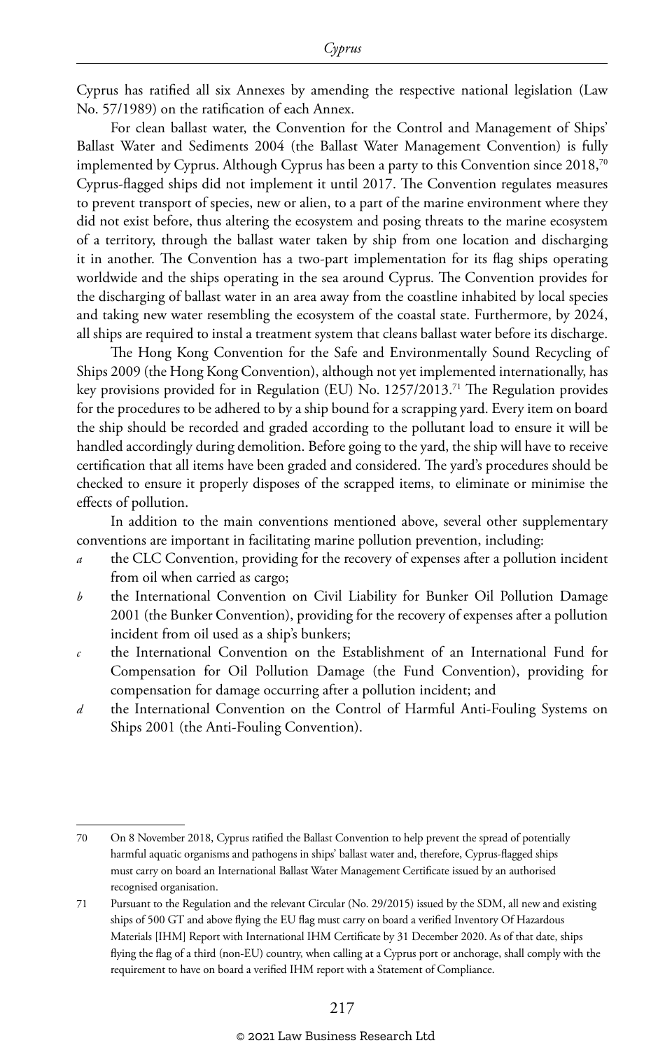Cyprus has ratified all six Annexes by amending the respective national legislation (Law No. 57/1989) on the ratification of each Annex.

For clean ballast water, the Convention for the Control and Management of Ships' Ballast Water and Sediments 2004 (the Ballast Water Management Convention) is fully implemented by Cyprus. Although Cyprus has been a party to this Convention since 2018,[70] Cyprus-flagged ships did not implement it until 2017. The Convention regulates measures to prevent transport of species, new or alien, to a part of the marine environment where they did not exist before, thus altering the ecosystem and posing threats to the marine ecosystem of a territory, through the ballast water taken by ship from one location and discharging it in another. The Convention has a two-part implementation for its flag ships operating worldwide and the ships operating in the sea around Cyprus. The Convention provides for the discharging of ballast water in an area away from the coastline inhabited by local species and taking new water resembling the ecosystem of the coastal state. Furthermore, by 2024, all ships are required to instal a treatment system that cleans ballast water before its discharge.

The Hong Kong Convention for the Safe and Environmentally Sound Recycling of Ships 2009 (the Hong Kong Convention), although not yet implemented internationally, has key provisions provided for in Regulation (EU) No. 1257/2013.[71] The Regulation provides for the procedures to be adhered to by a ship bound for a scrapping yard. Every item on board the ship should be recorded and graded according to the pollutant load to ensure it will be handled accordingly during demolition. Before going to the yard, the ship will have to receive certification that all items have been graded and considered. The yard's procedures should be checked to ensure it properly disposes of the scrapped items, to eliminate or minimise the effects of pollution.

In addition to the main conventions mentioned above, several other supplementary conventions are important in facilitating marine pollution prevention, including:

- *a* the CLC Convention, providing for the recovery of expenses after a pollution incident from oil when carried as cargo;
- *b* the International Convention on Civil Liability for Bunker Oil Pollution Damage 2001 (the Bunker Convention), providing for the recovery of expenses after a pollution incident from oil used as a ship's bunkers;
- *c* the International Convention on the Establishment of an International Fund for Compensation for Oil Pollution Damage (the Fund Convention), providing for compensation for damage occurring after a pollution incident; and
- *d* the International Convention on the Control of Harmful Anti-Fouling Systems on Ships 2001 (the Anti-Fouling Convention).

---

70 On 8 November 2018, Cyprus ratified the Ballast Convention to help prevent the spread of potentially harmful aquatic organisms and pathogens in ships' ballast water and, therefore, Cyprus-flagged ships must carry on board an International Ballast Water Management Certificate issued by an authorised recognised organisation.

71 Pursuant to the Regulation and the relevant Circular (No. 29/2015) issued by the SDM, all new and existing ships of 500 GT and above flying the EU flag must carry on board a verified Inventory Of Hazardous Materials [IHM] Report with International IHM Certificate by 31 December 2020. As of that date, ships flying the flag of a third (non-EU) country, when calling at a Cyprus port or anchorage, shall comply with the requirement to have on board a verified IHM report with a Statement of Compliance.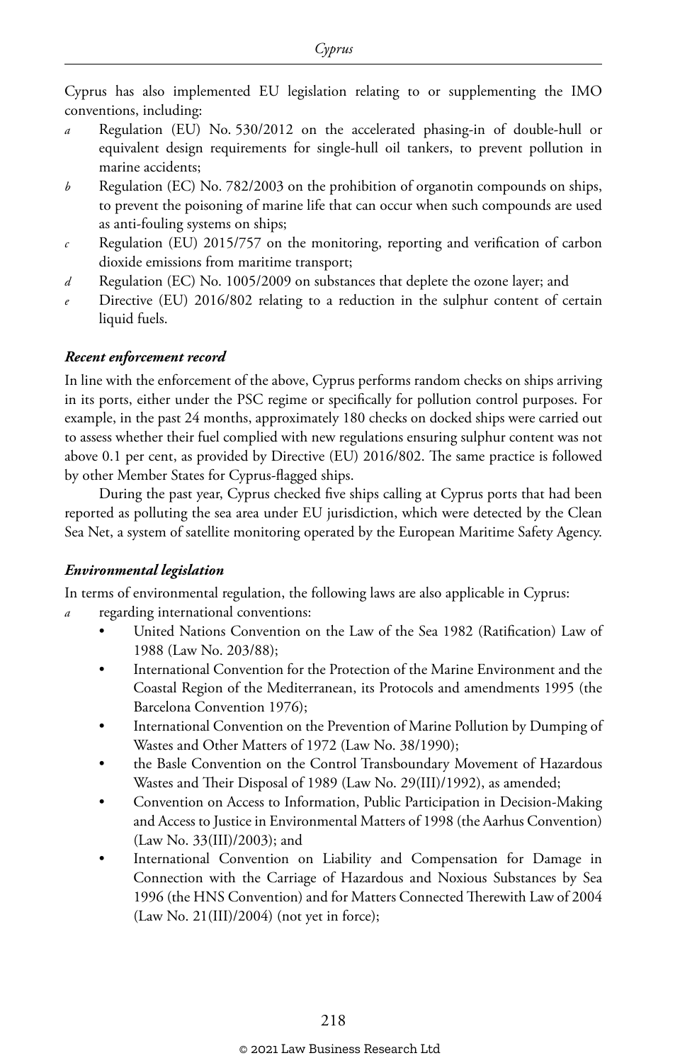Cyprus has also implemented EU legislation relating to or supplementing the IMO conventions, including:

- *a* Regulation (EU) No. 530/2012 on the accelerated phasing-in of double-hull or equivalent design requirements for single-hull oil tankers, to prevent pollution in marine accidents;
- *b* Regulation (EC) No. 782/2003 on the prohibition of organotin compounds on ships, to prevent the poisoning of marine life that can occur when such compounds are used as anti-fouling systems on ships;
- *c* Regulation (EU) 2015/757 on the monitoring, reporting and verification of carbon dioxide emissions from maritime transport;
- *d* Regulation (EC) No. 1005/2009 on substances that deplete the ozone layer; and
- *e* Directive (EU) 2016/802 relating to a reduction in the sulphur content of certain liquid fuels.

***Recent enforcement record***

In line with the enforcement of the above, Cyprus performs random checks on ships arriving in its ports, either under the PSC regime or specifically for pollution control purposes. For example, in the past 24 months, approximately 180 checks on docked ships were carried out to assess whether their fuel complied with new regulations ensuring sulphur content was not above 0.1 per cent, as provided by Directive (EU) 2016/802. The same practice is followed by other Member States for Cyprus-flagged ships.

During the past year, Cyprus checked five ships calling at Cyprus ports that had been reported as polluting the sea area under EU jurisdiction, which were detected by the Clean Sea Net, a system of satellite monitoring operated by the European Maritime Safety Agency.

***Environmental legislation***

In terms of environmental regulation, the following laws are also applicable in Cyprus:

- *a* regarding international conventions:
  - United Nations Convention on the Law of the Sea 1982 (Ratification) Law of 1988 (Law No. 203/88);
  - International Convention for the Protection of the Marine Environment and the Coastal Region of the Mediterranean, its Protocols and amendments 1995 (the Barcelona Convention 1976);
  - International Convention on the Prevention of Marine Pollution by Dumping of Wastes and Other Matters of 1972 (Law No. 38/1990);
  - the Basle Convention on the Control Transboundary Movement of Hazardous Wastes and Their Disposal of 1989 (Law No. 29(III)/1992), as amended;
  - Convention on Access to Information, Public Participation in Decision-Making and Access to Justice in Environmental Matters of 1998 (the Aarhus Convention) (Law No. 33(III)/2003); and
  - International Convention on Liability and Compensation for Damage in Connection with the Carriage of Hazardous and Noxious Substances by Sea 1996 (the HNS Convention) and for Matters Connected Therewith Law of 2004 (Law No. 21(III)/2004) (not yet in force);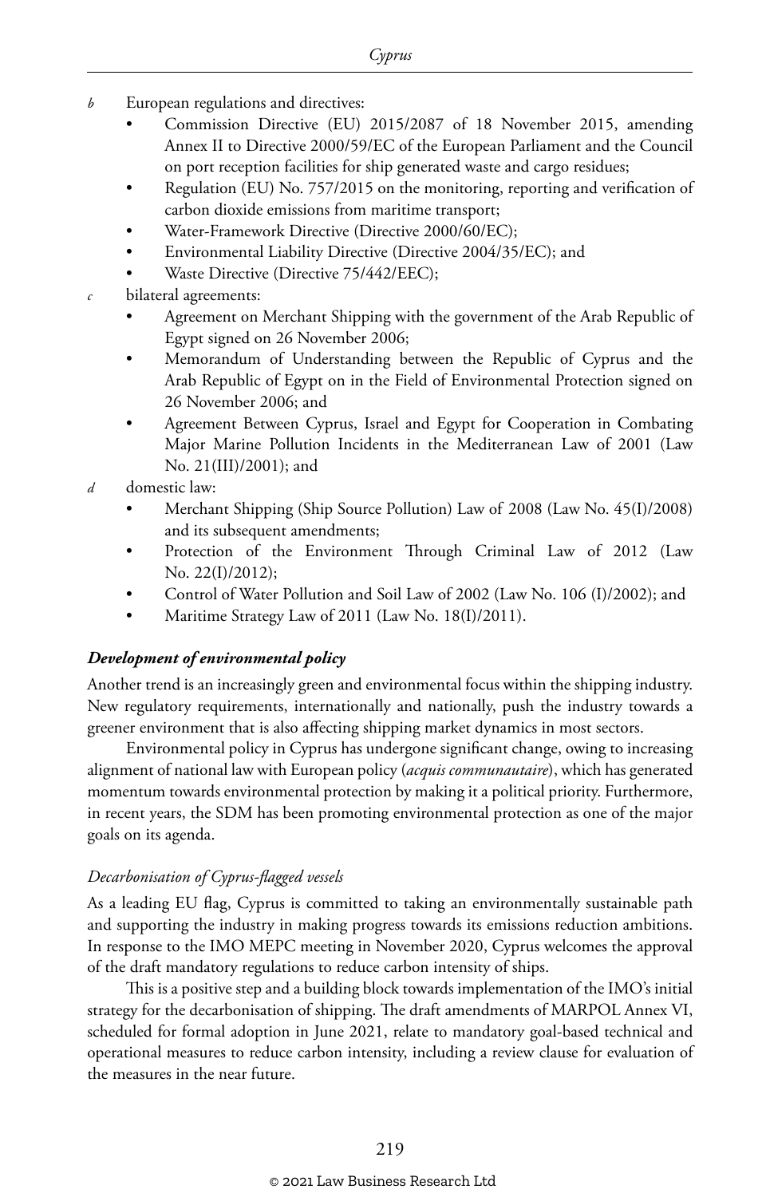*b* European regulations and directives:

- Commission Directive (EU) 2015/2087 of 18 November 2015, amending Annex II to Directive 2000/59/EC of the European Parliament and the Council on port reception facilities for ship generated waste and cargo residues;
- Regulation (EU) No. 757/2015 on the monitoring, reporting and verification of carbon dioxide emissions from maritime transport;
- Water-Framework Directive (Directive 2000/60/EC);
- Environmental Liability Directive (Directive 2004/35/EC); and
- Waste Directive (Directive 75/442/EEC);

*c* bilateral agreements:

- Agreement on Merchant Shipping with the government of the Arab Republic of Egypt signed on 26 November 2006;
- Memorandum of Understanding between the Republic of Cyprus and the Arab Republic of Egypt on in the Field of Environmental Protection signed on 26 November 2006; and
- Agreement Between Cyprus, Israel and Egypt for Cooperation in Combating Major Marine Pollution Incidents in the Mediterranean Law of 2001 (Law No. 21(III)/2001); and

*d* domestic law:

- Merchant Shipping (Ship Source Pollution) Law of 2008 (Law No. 45(I)/2008) and its subsequent amendments;
- Protection of the Environment Through Criminal Law of 2012 (Law No. 22(I)/2012);
- Control of Water Pollution and Soil Law of 2002 (Law No. 106 (I)/2002); and
- Maritime Strategy Law of 2011 (Law No. 18(I)/2011).

### *Development of environmental policy*

Another trend is an increasingly green and environmental focus within the shipping industry. New regulatory requirements, internationally and nationally, push the industry towards a greener environment that is also affecting shipping market dynamics in most sectors.

Environmental policy in Cyprus has undergone significant change, owing to increasing alignment of national law with European policy (*acquis communautaire*), which has generated momentum towards environmental protection by making it a political priority. Furthermore, in recent years, the SDM has been promoting environmental protection as one of the major goals on its agenda.

#### *Decarbonisation of Cyprus-flagged vessels*

As a leading EU flag, Cyprus is committed to taking an environmentally sustainable path and supporting the industry in making progress towards its emissions reduction ambitions. In response to the IMO MEPC meeting in November 2020, Cyprus welcomes the approval of the draft mandatory regulations to reduce carbon intensity of ships.

This is a positive step and a building block towards implementation of the IMO's initial strategy for the decarbonisation of shipping. The draft amendments of MARPOL Annex VI, scheduled for formal adoption in June 2021, relate to mandatory goal-based technical and operational measures to reduce carbon intensity, including a review clause for evaluation of the measures in the near future.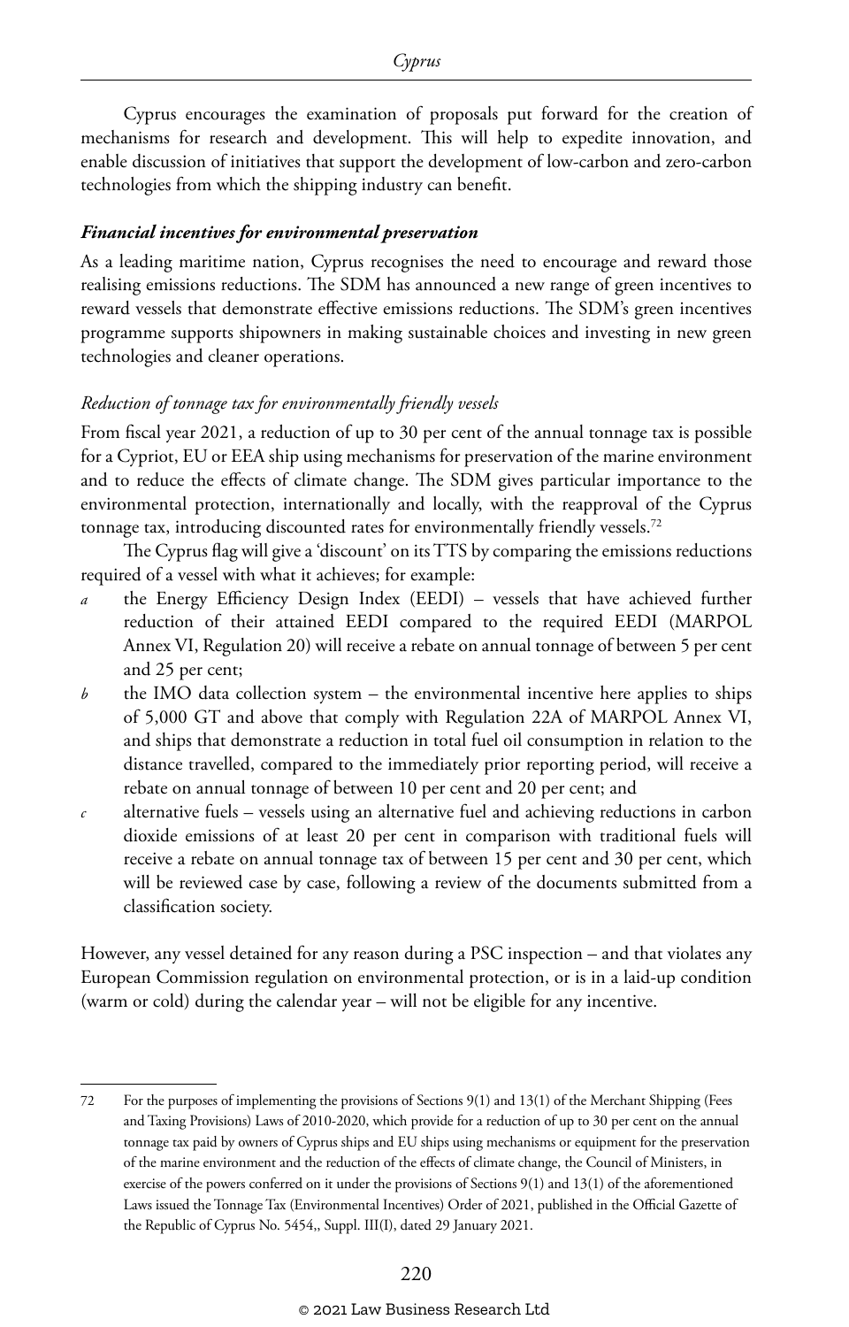Cyprus encourages the examination of proposals put forward for the creation of mechanisms for research and development. This will help to expedite innovation, and enable discussion of initiatives that support the development of low-carbon and zero-carbon technologies from which the shipping industry can benefit.

### *Financial incentives for environmental preservation*

As a leading maritime nation, Cyprus recognises the need to encourage and reward those realising emissions reductions. The SDM has announced a new range of green incentives to reward vessels that demonstrate effective emissions reductions. The SDM's green incentives programme supports shipowners in making sustainable choices and investing in new green technologies and cleaner operations.

#### *Reduction of tonnage tax for environmentally friendly vessels*

From fiscal year 2021, a reduction of up to 30 per cent of the annual tonnage tax is possible for a Cypriot, EU or EEA ship using mechanisms for preservation of the marine environment and to reduce the effects of climate change. The SDM gives particular importance to the environmental protection, internationally and locally, with the reapproval of the Cyprus tonnage tax, introducing discounted rates for environmentally friendly vessels.[72]

The Cyprus flag will give a 'discount' on its TTS by comparing the emissions reductions required of a vessel with what it achieves; for example:

*a* the Energy Efficiency Design Index (EEDI) – vessels that have achieved further reduction of their attained EEDI compared to the required EEDI (MARPOL Annex VI, Regulation 20) will receive a rebate on annual tonnage of between 5 per cent and 25 per cent;

*b* the IMO data collection system – the environmental incentive here applies to ships of 5,000 GT and above that comply with Regulation 22A of MARPOL Annex VI, and ships that demonstrate a reduction in total fuel oil consumption in relation to the distance travelled, compared to the immediately prior reporting period, will receive a rebate on annual tonnage of between 10 per cent and 20 per cent; and

*c* alternative fuels – vessels using an alternative fuel and achieving reductions in carbon dioxide emissions of at least 20 per cent in comparison with traditional fuels will receive a rebate on annual tonnage tax of between 15 per cent and 30 per cent, which will be reviewed case by case, following a review of the documents submitted from a classification society.

However, any vessel detained for any reason during a PSC inspection – and that violates any European Commission regulation on environmental protection, or is in a laid-up condition (warm or cold) during the calendar year – will not be eligible for any incentive.

---

72 For the purposes of implementing the provisions of Sections 9(1) and 13(1) of the Merchant Shipping (Fees and Taxing Provisions) Laws of 2010-2020, which provide for a reduction of up to 30 per cent on the annual tonnage tax paid by owners of Cyprus ships and EU ships using mechanisms or equipment for the preservation of the marine environment and the reduction of the effects of climate change, the Council of Ministers, in exercise of the powers conferred on it under the provisions of Sections 9(1) and 13(1) of the aforementioned Laws issued the Tonnage Tax (Environmental Incentives) Order of 2021, published in the Official Gazette of the Republic of Cyprus No. 5454,, Suppl. III(I), dated 29 January 2021.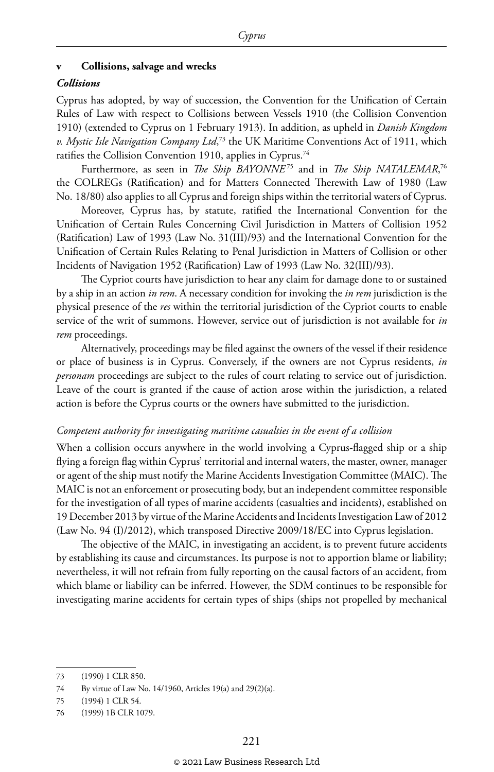### v Collisions, salvage and wrecks

#### *Collisions*

Cyprus has adopted, by way of succession, the Convention for the Unification of Certain Rules of Law with respect to Collisions between Vessels 1910 (the Collision Convention 1910) (extended to Cyprus on 1 February 1913). In addition, as upheld in *Danish Kingdom v. Mystic Isle Navigation Company Ltd*,[73] the UK Maritime Conventions Act of 1911, which ratifies the Collision Convention 1910, applies in Cyprus.[74]

Furthermore, as seen in *The Ship BAYONNE*[75] and in *The Ship NATALEMAR*,[76] the COLREGs (Ratification) and for Matters Connected Therewith Law of 1980 (Law No. 18/80) also applies to all Cyprus and foreign ships within the territorial waters of Cyprus.

Moreover, Cyprus has, by statute, ratified the International Convention for the Unification of Certain Rules Concerning Civil Jurisdiction in Matters of Collision 1952 (Ratification) Law of 1993 (Law No. 31(III)/93) and the International Convention for the Unification of Certain Rules Relating to Penal Jurisdiction in Matters of Collision or other Incidents of Navigation 1952 (Ratification) Law of 1993 (Law No. 32(III)/93).

The Cypriot courts have jurisdiction to hear any claim for damage done to or sustained by a ship in an action *in rem*. A necessary condition for invoking the *in rem* jurisdiction is the physical presence of the *res* within the territorial jurisdiction of the Cypriot courts to enable service of the writ of summons. However, service out of jurisdiction is not available for *in rem* proceedings.

Alternatively, proceedings may be filed against the owners of the vessel if their residence or place of business is in Cyprus. Conversely, if the owners are not Cyprus residents, *in personam* proceedings are subject to the rules of court relating to service out of jurisdiction. Leave of the court is granted if the cause of action arose within the jurisdiction, a related action is before the Cyprus courts or the owners have submitted to the jurisdiction.

##### *Competent authority for investigating maritime casualties in the event of a collision*

When a collision occurs anywhere in the world involving a Cyprus-flagged ship or a ship flying a foreign flag within Cyprus' territorial and internal waters, the master, owner, manager or agent of the ship must notify the Marine Accidents Investigation Committee (MAIC). The MAIC is not an enforcement or prosecuting body, but an independent committee responsible for the investigation of all types of marine accidents (casualties and incidents), established on 19 December 2013 by virtue of the Marine Accidents and Incidents Investigation Law of 2012 (Law No. 94 (I)/2012), which transposed Directive 2009/18/EC into Cyprus legislation.

The objective of the MAIC, in investigating an accident, is to prevent future accidents by establishing its cause and circumstances. Its purpose is not to apportion blame or liability; nevertheless, it will not refrain from fully reporting on the causal factors of an accident, from which blame or liability can be inferred. However, the SDM continues to be responsible for investigating marine accidents for certain types of ships (ships not propelled by mechanical

---

73 (1990) 1 CLR 850.

74 By virtue of Law No. 14/1960, Articles 19(a) and 29(2)(a).

75 (1994) 1 CLR 54.

76 (1999) 1B CLR 1079.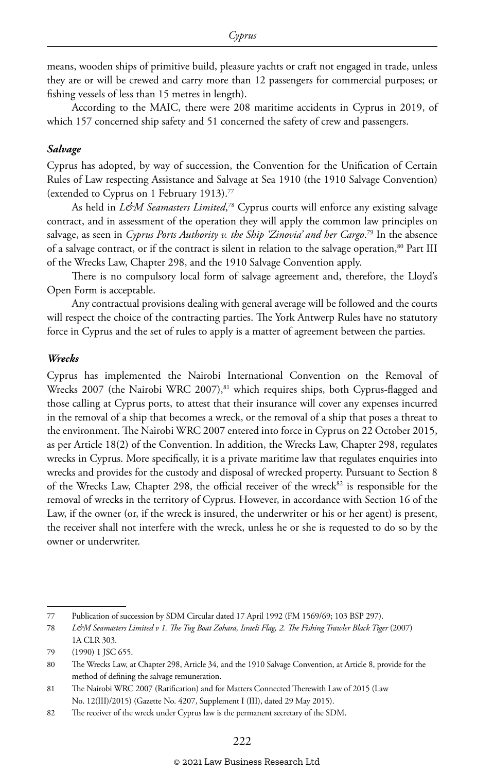means, wooden ships of primitive build, pleasure yachts or craft not engaged in trade, unless they are or will be crewed and carry more than 12 passengers for commercial purposes; or fishing vessels of less than 15 metres in length).

According to the MAIC, there were 208 maritime accidents in Cyprus in 2019, of which 157 concerned ship safety and 51 concerned the safety of crew and passengers.

#### *Salvage*

Cyprus has adopted, by way of succession, the Convention for the Unification of Certain Rules of Law respecting Assistance and Salvage at Sea 1910 (the 1910 Salvage Convention) (extended to Cyprus on 1 February 1913).[77]

As held in *L&M Seamasters Limited*,[78] Cyprus courts will enforce any existing salvage contract, and in assessment of the operation they will apply the common law principles on salvage, as seen in *Cyprus Ports Authority v. the Ship 'Zinovia' and her Cargo*.[79] In the absence of a salvage contract, or if the contract is silent in relation to the salvage operation,[80] Part III of the Wrecks Law, Chapter 298, and the 1910 Salvage Convention apply.

There is no compulsory local form of salvage agreement and, therefore, the Lloyd's Open Form is acceptable.

Any contractual provisions dealing with general average will be followed and the courts will respect the choice of the contracting parties. The York Antwerp Rules have no statutory force in Cyprus and the set of rules to apply is a matter of agreement between the parties.

#### *Wrecks*

Cyprus has implemented the Nairobi International Convention on the Removal of Wrecks 2007 (the Nairobi WRC 2007),[81] which requires ships, both Cyprus-flagged and those calling at Cyprus ports, to attest that their insurance will cover any expenses incurred in the removal of a ship that becomes a wreck, or the removal of a ship that poses a threat to the environment. The Nairobi WRC 2007 entered into force in Cyprus on 22 October 2015, as per Article 18(2) of the Convention. In addition, the Wrecks Law, Chapter 298, regulates wrecks in Cyprus. More specifically, it is a private maritime law that regulates enquiries into wrecks and provides for the custody and disposal of wrecked property. Pursuant to Section 8 of the Wrecks Law, Chapter 298, the official receiver of the wreck[82] is responsible for the removal of wrecks in the territory of Cyprus. However, in accordance with Section 16 of the Law, if the owner (or, if the wreck is insured, the underwriter or his or her agent) is present, the receiver shall not interfere with the wreck, unless he or she is requested to do so by the owner or underwriter.

---

77 Publication of succession by SDM Circular dated 17 April 1992 (FM 1569/69; 103 BSP 297).

78 *L&M Seamasters Limited v 1. The Tug Boat Zohara, Israeli Flag, 2. The Fishing Trawler Black Tiger* (2007) 1A CLR 303.

79 (1990) 1 JSC 655.

80 The Wrecks Law, at Chapter 298, Article 34, and the 1910 Salvage Convention, at Article 8, provide for the method of defining the salvage remuneration.

81 The Nairobi WRC 2007 (Ratification) and for Matters Connected Therewith Law of 2015 (Law No. 12(III)/2015) (Gazette No. 4207, Supplement I (III), dated 29 May 2015).

82 The receiver of the wreck under Cyprus law is the permanent secretary of the SDM.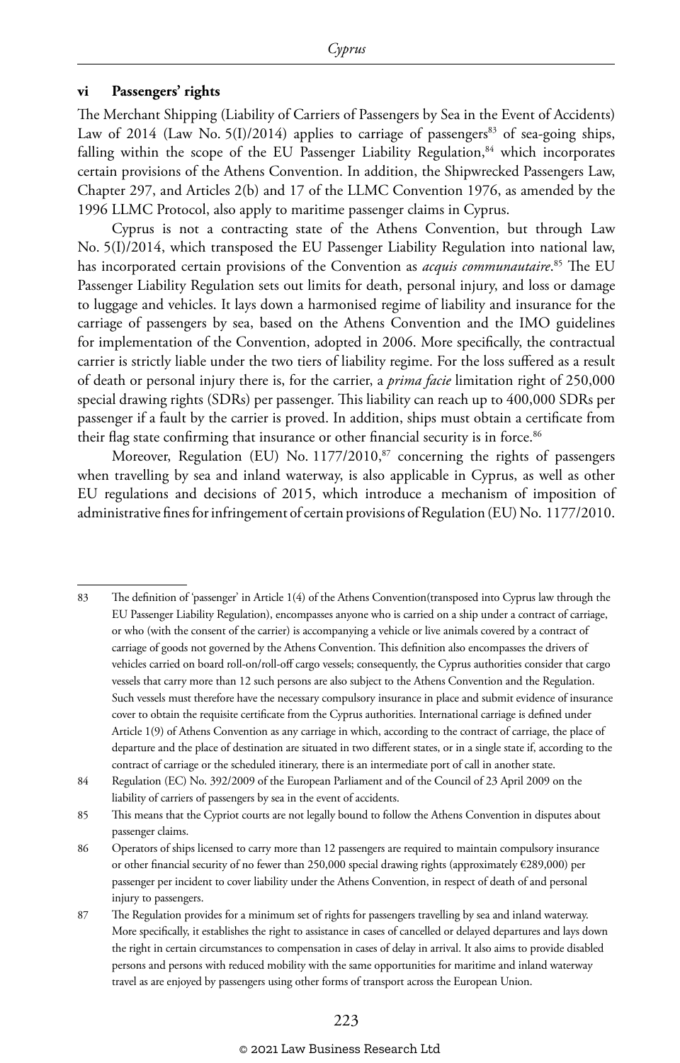### vi Passengers' rights

The Merchant Shipping (Liability of Carriers of Passengers by Sea in the Event of Accidents) Law of 2014 (Law No. 5(I)/2014) applies to carriage of passengers[83] of sea-going ships, falling within the scope of the EU Passenger Liability Regulation,[84] which incorporates certain provisions of the Athens Convention. In addition, the Shipwrecked Passengers Law, Chapter 297, and Articles 2(b) and 17 of the LLMC Convention 1976, as amended by the 1996 LLMC Protocol, also apply to maritime passenger claims in Cyprus.

Cyprus is not a contracting state of the Athens Convention, but through Law No. 5(I)/2014, which transposed the EU Passenger Liability Regulation into national law, has incorporated certain provisions of the Convention as *acquis communautaire*.[85] The EU Passenger Liability Regulation sets out limits for death, personal injury, and loss or damage to luggage and vehicles. It lays down a harmonised regime of liability and insurance for the carriage of passengers by sea, based on the Athens Convention and the IMO guidelines for implementation of the Convention, adopted in 2006. More specifically, the contractual carrier is strictly liable under the two tiers of liability regime. For the loss suffered as a result of death or personal injury there is, for the carrier, a *prima facie* limitation right of 250,000 special drawing rights (SDRs) per passenger. This liability can reach up to 400,000 SDRs per passenger if a fault by the carrier is proved. In addition, ships must obtain a certificate from their flag state confirming that insurance or other financial security is in force.[86]

Moreover, Regulation (EU) No. 1177/2010,[87] concerning the rights of passengers when travelling by sea and inland waterway, is also applicable in Cyprus, as well as other EU regulations and decisions of 2015, which introduce a mechanism of imposition of administrative fines for infringement of certain provisions of Regulation (EU) No. 1177/2010.

---

83 The definition of 'passenger' in Article 1(4) of the Athens Convention(transposed into Cyprus law through the EU Passenger Liability Regulation), encompasses anyone who is carried on a ship under a contract of carriage, or who (with the consent of the carrier) is accompanying a vehicle or live animals covered by a contract of carriage of goods not governed by the Athens Convention. This definition also encompasses the drivers of vehicles carried on board roll-on/roll-off cargo vessels; consequently, the Cyprus authorities consider that cargo vessels that carry more than 12 such persons are also subject to the Athens Convention and the Regulation. Such vessels must therefore have the necessary compulsory insurance in place and submit evidence of insurance cover to obtain the requisite certificate from the Cyprus authorities. International carriage is defined under Article 1(9) of Athens Convention as any carriage in which, according to the contract of carriage, the place of departure and the place of destination are situated in two different states, or in a single state if, according to the contract of carriage or the scheduled itinerary, there is an intermediate port of call in another state.

84 Regulation (EC) No. 392/2009 of the European Parliament and of the Council of 23 April 2009 on the liability of carriers of passengers by sea in the event of accidents.

85 This means that the Cypriot courts are not legally bound to follow the Athens Convention in disputes about passenger claims.

86 Operators of ships licensed to carry more than 12 passengers are required to maintain compulsory insurance or other financial security of no fewer than 250,000 special drawing rights (approximately €289,000) per passenger per incident to cover liability under the Athens Convention, in respect of death of and personal injury to passengers.

87 The Regulation provides for a minimum set of rights for passengers travelling by sea and inland waterway. More specifically, it establishes the right to assistance in cases of cancelled or delayed departures and lays down the right in certain circumstances to compensation in cases of delay in arrival. It also aims to provide disabled persons and persons with reduced mobility with the same opportunities for maritime and inland waterway travel as are enjoyed by passengers using other forms of transport across the European Union.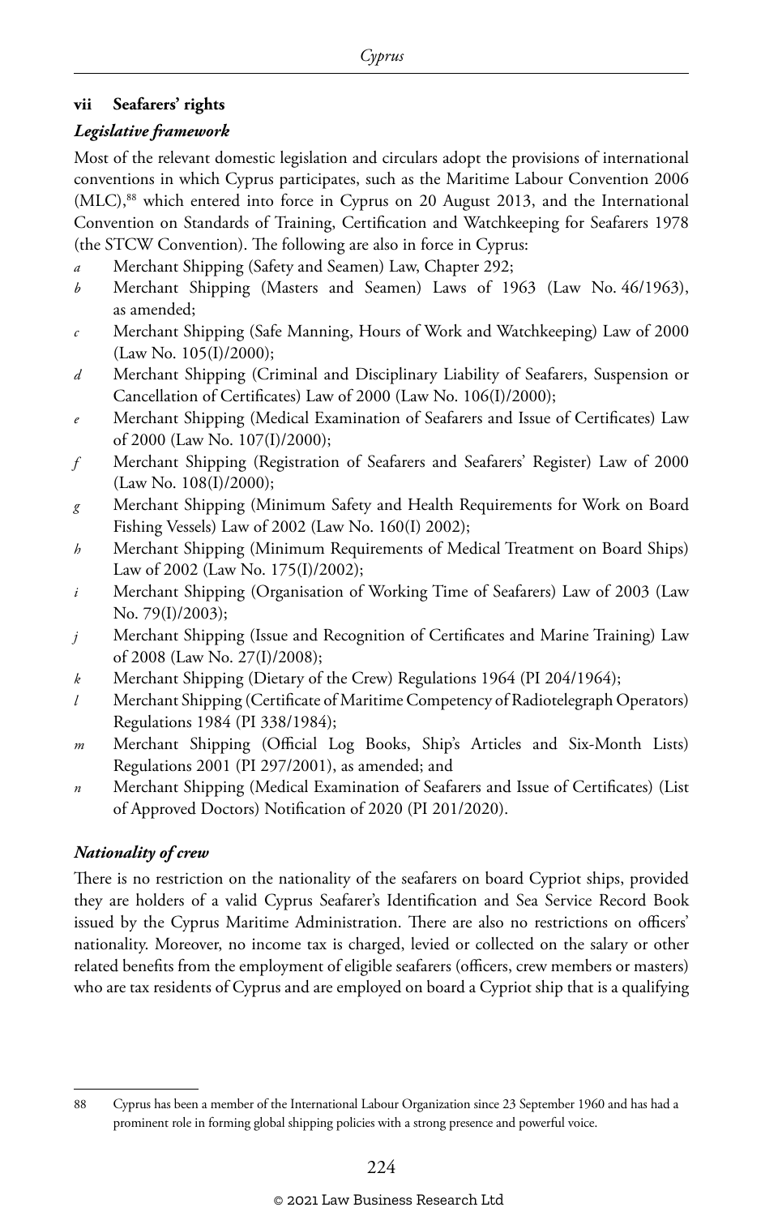### vii Seafarers' rights

#### *Legislative framework*

Most of the relevant domestic legislation and circulars adopt the provisions of international conventions in which Cyprus participates, such as the Maritime Labour Convention 2006 (MLC),[88] which entered into force in Cyprus on 20 August 2013, and the International Convention on Standards of Training, Certification and Watchkeeping for Seafarers 1978 (the STCW Convention). The following are also in force in Cyprus:

*a* Merchant Shipping (Safety and Seamen) Law, Chapter 292;

*b* Merchant Shipping (Masters and Seamen) Laws of 1963 (Law No. 46/1963), as amended;

*c* Merchant Shipping (Safe Manning, Hours of Work and Watchkeeping) Law of 2000 (Law No. 105(I)/2000);

*d* Merchant Shipping (Criminal and Disciplinary Liability of Seafarers, Suspension or Cancellation of Certificates) Law of 2000 (Law No. 106(I)/2000);

*e* Merchant Shipping (Medical Examination of Seafarers and Issue of Certificates) Law of 2000 (Law No. 107(I)/2000);

*f* Merchant Shipping (Registration of Seafarers and Seafarers' Register) Law of 2000 (Law No. 108(I)/2000);

*g* Merchant Shipping (Minimum Safety and Health Requirements for Work on Board Fishing Vessels) Law of 2002 (Law No. 160(I) 2002);

*h* Merchant Shipping (Minimum Requirements of Medical Treatment on Board Ships) Law of 2002 (Law No. 175(I)/2002);

*i* Merchant Shipping (Organisation of Working Time of Seafarers) Law of 2003 (Law No. 79(I)/2003);

*j* Merchant Shipping (Issue and Recognition of Certificates and Marine Training) Law of 2008 (Law No. 27(I)/2008);

*k* Merchant Shipping (Dietary of the Crew) Regulations 1964 (PI 204/1964);

*l* Merchant Shipping (Certificate of Maritime Competency of Radiotelegraph Operators) Regulations 1984 (PI 338/1984);

*m* Merchant Shipping (Official Log Books, Ship's Articles and Six-Month Lists) Regulations 2001 (PI 297/2001), as amended; and

*n* Merchant Shipping (Medical Examination of Seafarers and Issue of Certificates) (List of Approved Doctors) Notification of 2020 (PI 201/2020).

#### *Nationality of crew*

There is no restriction on the nationality of the seafarers on board Cypriot ships, provided they are holders of a valid Cyprus Seafarer's Identification and Sea Service Record Book issued by the Cyprus Maritime Administration. There are also no restrictions on officers' nationality. Moreover, no income tax is charged, levied or collected on the salary or other related benefits from the employment of eligible seafarers (officers, crew members or masters) who are tax residents of Cyprus and are employed on board a Cypriot ship that is a qualifying

---

88 Cyprus has been a member of the International Labour Organization since 23 September 1960 and has had a prominent role in forming global shipping policies with a strong presence and powerful voice.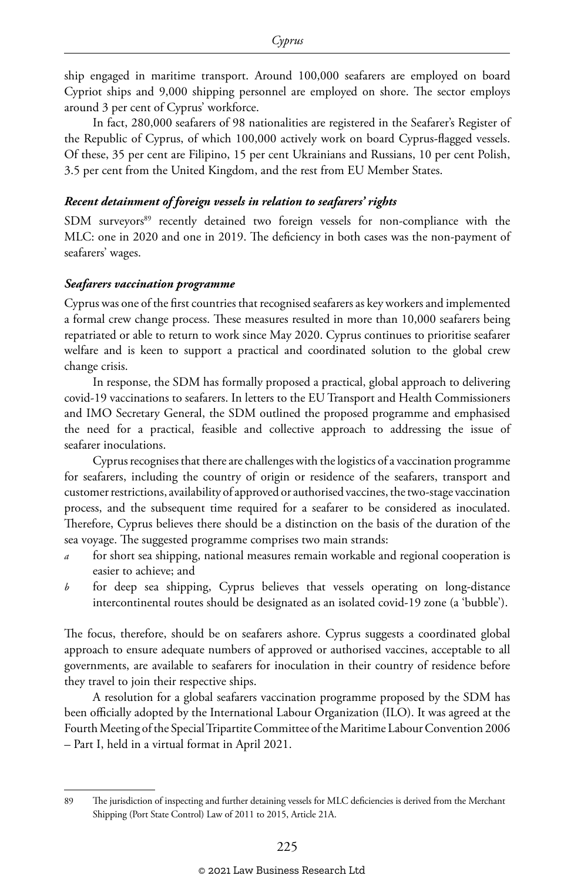ship engaged in maritime transport. Around 100,000 seafarers are employed on board Cypriot ships and 9,000 shipping personnel are employed on shore. The sector employs around 3 per cent of Cyprus' workforce.

In fact, 280,000 seafarers of 98 nationalities are registered in the Seafarer's Register of the Republic of Cyprus, of which 100,000 actively work on board Cyprus-flagged vessels. Of these, 35 per cent are Filipino, 15 per cent Ukrainians and Russians, 10 per cent Polish, 3.5 per cent from the United Kingdom, and the rest from EU Member States.

***Recent detainment of foreign vessels in relation to seafarers' rights***

SDM surveyors[89] recently detained two foreign vessels for non-compliance with the MLC: one in 2020 and one in 2019. The deficiency in both cases was the non-payment of seafarers' wages.

***Seafarers vaccination programme***

Cyprus was one of the first countries that recognised seafarers as key workers and implemented a formal crew change process. These measures resulted in more than 10,000 seafarers being repatriated or able to return to work since May 2020. Cyprus continues to prioritise seafarer welfare and is keen to support a practical and coordinated solution to the global crew change crisis.

In response, the SDM has formally proposed a practical, global approach to delivering covid-19 vaccinations to seafarers. In letters to the EU Transport and Health Commissioners and IMO Secretary General, the SDM outlined the proposed programme and emphasised the need for a practical, feasible and collective approach to addressing the issue of seafarer inoculations.

Cyprus recognises that there are challenges with the logistics of a vaccination programme for seafarers, including the country of origin or residence of the seafarers, transport and customer restrictions, availability of approved or authorised vaccines, the two-stage vaccination process, and the subsequent time required for a seafarer to be considered as inoculated. Therefore, Cyprus believes there should be a distinction on the basis of the duration of the sea voyage. The suggested programme comprises two main strands:

*a* for short sea shipping, national measures remain workable and regional cooperation is easier to achieve; and

*b* for deep sea shipping, Cyprus believes that vessels operating on long-distance intercontinental routes should be designated as an isolated covid-19 zone (a 'bubble').

The focus, therefore, should be on seafarers ashore. Cyprus suggests a coordinated global approach to ensure adequate numbers of approved or authorised vaccines, acceptable to all governments, are available to seafarers for inoculation in their country of residence before they travel to join their respective ships.

A resolution for a global seafarers vaccination programme proposed by the SDM has been officially adopted by the International Labour Organization (ILO). It was agreed at the Fourth Meeting of the Special Tripartite Committee of the Maritime Labour Convention 2006 – Part I, held in a virtual format in April 2021.

---

89 The jurisdiction of inspecting and further detaining vessels for MLC deficiencies is derived from the Merchant Shipping (Port State Control) Law of 2011 to 2015, Article 21A.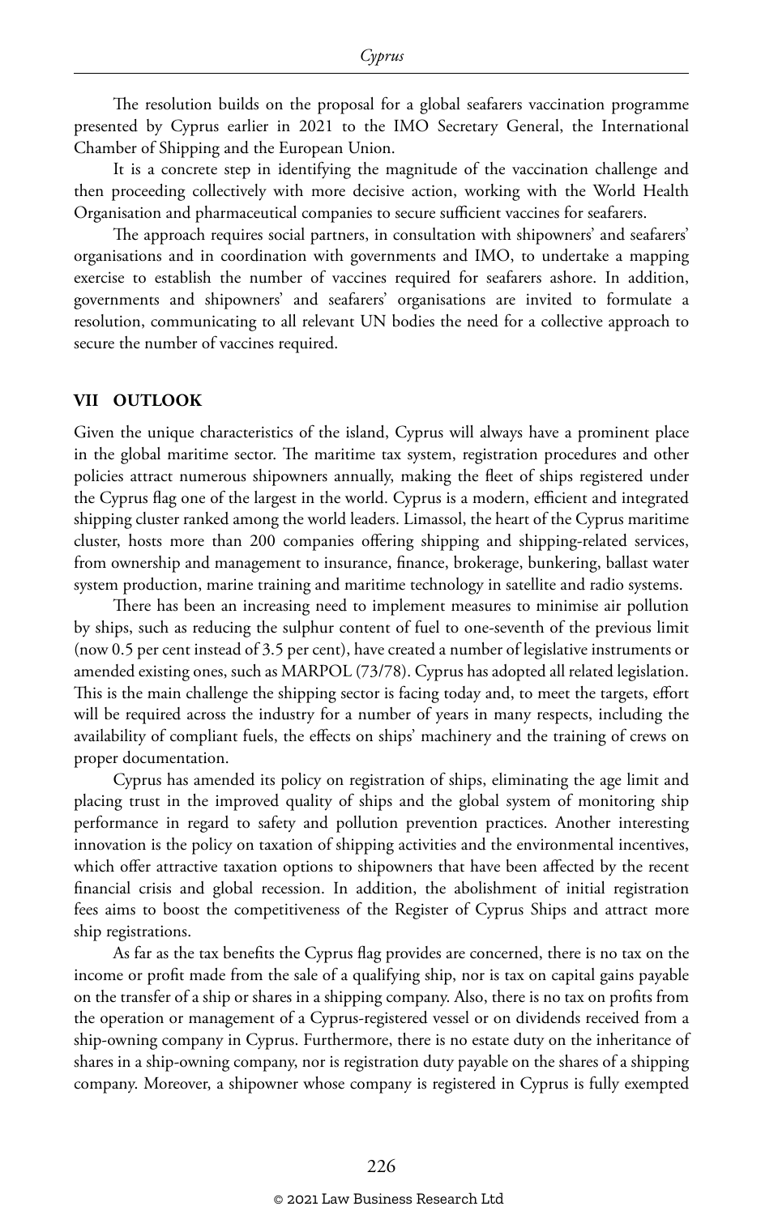The resolution builds on the proposal for a global seafarers vaccination programme presented by Cyprus earlier in 2021 to the IMO Secretary General, the International Chamber of Shipping and the European Union.

It is a concrete step in identifying the magnitude of the vaccination challenge and then proceeding collectively with more decisive action, working with the World Health Organisation and pharmaceutical companies to secure sufficient vaccines for seafarers.

The approach requires social partners, in consultation with shipowners' and seafarers' organisations and in coordination with governments and IMO, to undertake a mapping exercise to establish the number of vaccines required for seafarers ashore. In addition, governments and shipowners' and seafarers' organisations are invited to formulate a resolution, communicating to all relevant UN bodies the need for a collective approach to secure the number of vaccines required.

## VII OUTLOOK

Given the unique characteristics of the island, Cyprus will always have a prominent place in the global maritime sector. The maritime tax system, registration procedures and other policies attract numerous shipowners annually, making the fleet of ships registered under the Cyprus flag one of the largest in the world. Cyprus is a modern, efficient and integrated shipping cluster ranked among the world leaders. Limassol, the heart of the Cyprus maritime cluster, hosts more than 200 companies offering shipping and shipping-related services, from ownership and management to insurance, finance, brokerage, bunkering, ballast water system production, marine training and maritime technology in satellite and radio systems.

There has been an increasing need to implement measures to minimise air pollution by ships, such as reducing the sulphur content of fuel to one-seventh of the previous limit (now 0.5 per cent instead of 3.5 per cent), have created a number of legislative instruments or amended existing ones, such as MARPOL (73/78). Cyprus has adopted all related legislation. This is the main challenge the shipping sector is facing today and, to meet the targets, effort will be required across the industry for a number of years in many respects, including the availability of compliant fuels, the effects on ships' machinery and the training of crews on proper documentation.

Cyprus has amended its policy on registration of ships, eliminating the age limit and placing trust in the improved quality of ships and the global system of monitoring ship performance in regard to safety and pollution prevention practices. Another interesting innovation is the policy on taxation of shipping activities and the environmental incentives, which offer attractive taxation options to shipowners that have been affected by the recent financial crisis and global recession. In addition, the abolishment of initial registration fees aims to boost the competitiveness of the Register of Cyprus Ships and attract more ship registrations.

As far as the tax benefits the Cyprus flag provides are concerned, there is no tax on the income or profit made from the sale of a qualifying ship, nor is tax on capital gains payable on the transfer of a ship or shares in a shipping company. Also, there is no tax on profits from the operation or management of a Cyprus-registered vessel or on dividends received from a ship-owning company in Cyprus. Furthermore, there is no estate duty on the inheritance of shares in a ship-owning company, nor is registration duty payable on the shares of a shipping company. Moreover, a shipowner whose company is registered in Cyprus is fully exempted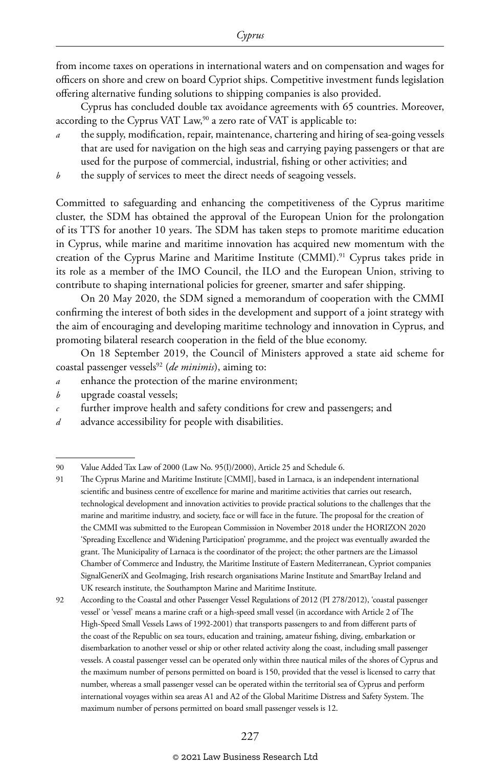from income taxes on operations in international waters and on compensation and wages for officers on shore and crew on board Cypriot ships. Competitive investment funds legislation offering alternative funding solutions to shipping companies is also provided.

Cyprus has concluded double tax avoidance agreements with 65 countries. Moreover, according to the Cyprus VAT Law,[90] a zero rate of VAT is applicable to:

*a* the supply, modification, repair, maintenance, chartering and hiring of sea-going vessels that are used for navigation on the high seas and carrying paying passengers or that are used for the purpose of commercial, industrial, fishing or other activities; and

*b* the supply of services to meet the direct needs of seagoing vessels.

Committed to safeguarding and enhancing the competitiveness of the Cyprus maritime cluster, the SDM has obtained the approval of the European Union for the prolongation of its TTS for another 10 years. The SDM has taken steps to promote maritime education in Cyprus, while marine and maritime innovation has acquired new momentum with the creation of the Cyprus Marine and Maritime Institute (CMMI).[91] Cyprus takes pride in its role as a member of the IMO Council, the ILO and the European Union, striving to contribute to shaping international policies for greener, smarter and safer shipping.

On 20 May 2020, the SDM signed a memorandum of cooperation with the CMMI confirming the interest of both sides in the development and support of a joint strategy with the aim of encouraging and developing maritime technology and innovation in Cyprus, and promoting bilateral research cooperation in the field of the blue economy.

On 18 September 2019, the Council of Ministers approved a state aid scheme for coastal passenger vessels[92] (*de minimis*), aiming to:

*a* enhance the protection of the marine environment;

*b* upgrade coastal vessels;

*c* further improve health and safety conditions for crew and passengers; and

*d* advance accessibility for people with disabilities.

---

90 Value Added Tax Law of 2000 (Law No. 95(I)/2000), Article 25 and Schedule 6.

91 The Cyprus Marine and Maritime Institute [CMMI], based in Larnaca, is an independent international scientific and business centre of excellence for marine and maritime activities that carries out research, technological development and innovation activities to provide practical solutions to the challenges that the marine and maritime industry, and society, face or will face in the future. The proposal for the creation of the CMMI was submitted to the European Commission in November 2018 under the HORIZON 2020 'Spreading Excellence and Widening Participation' programme, and the project was eventually awarded the grant. The Municipality of Larnaca is the coordinator of the project; the other partners are the Limassol Chamber of Commerce and Industry, the Maritime Institute of Eastern Mediterranean, Cypriot companies SignalGeneriX and GeoImaging, Irish research organisations Marine Institute and SmartBay Ireland and UK research institute, the Southampton Marine and Maritime Institute.

92 According to the Coastal and other Passenger Vessel Regulations of 2012 (PI 278/2012), 'coastal passenger vessel' or 'vessel' means a marine craft or a high-speed small vessel (in accordance with Article 2 of The High-Speed Small Vessels Laws of 1992-2001) that transports passengers to and from different parts of the coast of the Republic on sea tours, education and training, amateur fishing, diving, embarkation or disembarkation to another vessel or ship or other related activity along the coast, including small passenger vessels. A coastal passenger vessel can be operated only within three nautical miles of the shores of Cyprus and the maximum number of persons permitted on board is 150, provided that the vessel is licensed to carry that number, whereas a small passenger vessel can be operated within the territorial sea of Cyprus and perform international voyages within sea areas A1 and A2 of the Global Maritime Distress and Safety System. The maximum number of persons permitted on board small passenger vessels is 12.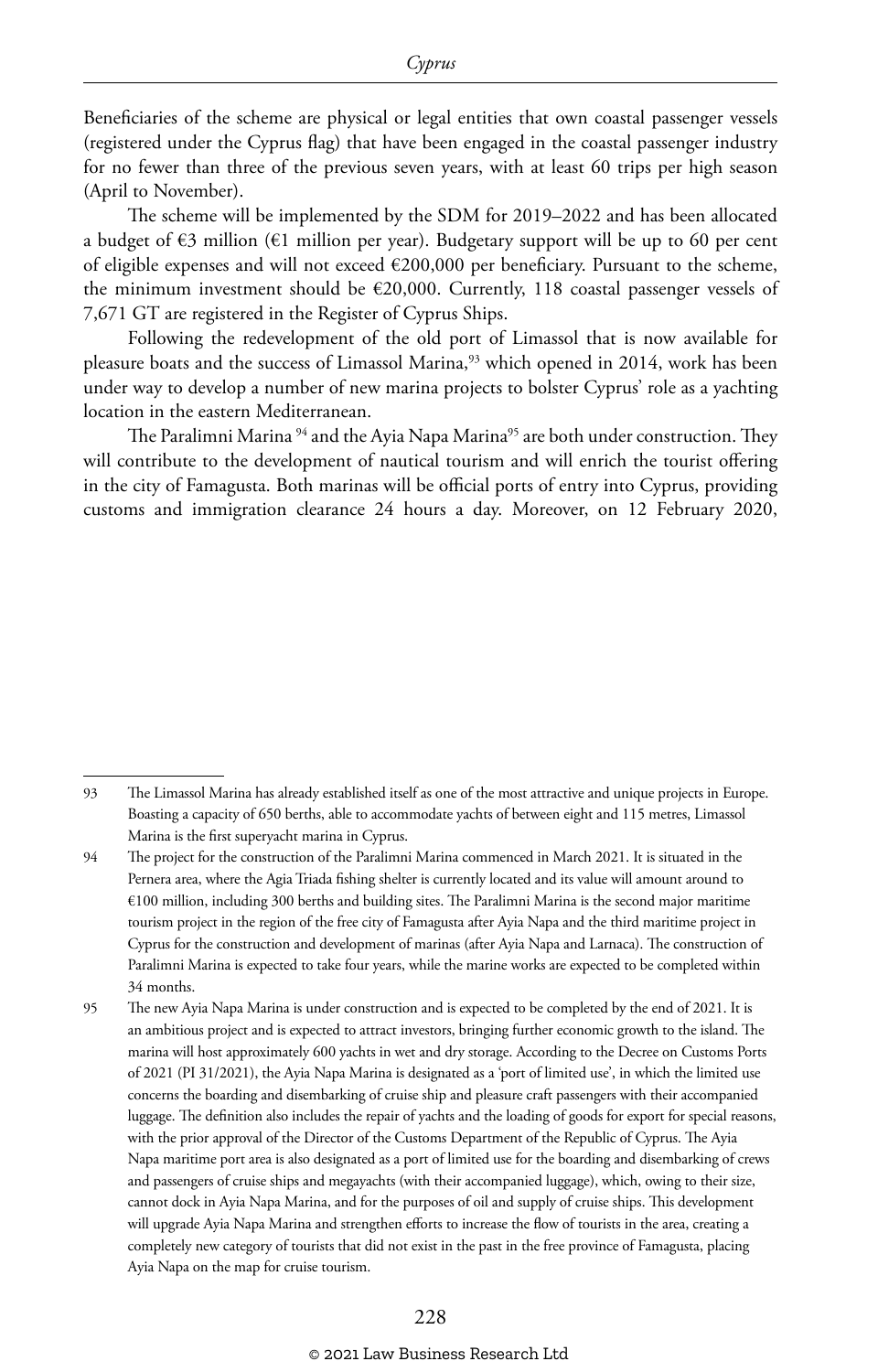Beneficiaries of the scheme are physical or legal entities that own coastal passenger vessels (registered under the Cyprus flag) that have been engaged in the coastal passenger industry for no fewer than three of the previous seven years, with at least 60 trips per high season (April to November).

The scheme will be implemented by the SDM for 2019–2022 and has been allocated a budget of €3 million (€1 million per year). Budgetary support will be up to 60 per cent of eligible expenses and will not exceed €200,000 per beneficiary. Pursuant to the scheme, the minimum investment should be €20,000. Currently, 118 coastal passenger vessels of 7,671 GT are registered in the Register of Cyprus Ships.

Following the redevelopment of the old port of Limassol that is now available for pleasure boats and the success of Limassol Marina,[93] which opened in 2014, work has been under way to develop a number of new marina projects to bolster Cyprus' role as a yachting location in the eastern Mediterranean.

The Paralimni Marina [94] and the Ayia Napa Marina[95] are both under construction. They will contribute to the development of nautical tourism and will enrich the tourist offering in the city of Famagusta. Both marinas will be official ports of entry into Cyprus, providing customs and immigration clearance 24 hours a day. Moreover, on 12 February 2020,

---

93 The Limassol Marina has already established itself as one of the most attractive and unique projects in Europe. Boasting a capacity of 650 berths, able to accommodate yachts of between eight and 115 metres, Limassol Marina is the first superyacht marina in Cyprus.

94 The project for the construction of the Paralimni Marina commenced in March 2021. It is situated in the Pernera area, where the Agia Triada fishing shelter is currently located and its value will amount around to €100 million, including 300 berths and building sites. The Paralimni Marina is the second major maritime tourism project in the region of the free city of Famagusta after Ayia Napa and the third maritime project in Cyprus for the construction and development of marinas (after Ayia Napa and Larnaca). The construction of Paralimni Marina is expected to take four years, while the marine works are expected to be completed within 34 months.

95 The new Ayia Napa Marina is under construction and is expected to be completed by the end of 2021. It is an ambitious project and is expected to attract investors, bringing further economic growth to the island. The marina will host approximately 600 yachts in wet and dry storage. According to the Decree on Customs Ports of 2021 (PI 31/2021), the Ayia Napa Marina is designated as a 'port of limited use', in which the limited use concerns the boarding and disembarking of cruise ship and pleasure craft passengers with their accompanied luggage. The definition also includes the repair of yachts and the loading of goods for export for special reasons, with the prior approval of the Director of the Customs Department of the Republic of Cyprus. The Ayia Napa maritime port area is also designated as a port of limited use for the boarding and disembarking of crews and passengers of cruise ships and megayachts (with their accompanied luggage), which, owing to their size, cannot dock in Ayia Napa Marina, and for the purposes of oil and supply of cruise ships. This development will upgrade Ayia Napa Marina and strengthen efforts to increase the flow of tourists in the area, creating a completely new category of tourists that did not exist in the past in the free province of Famagusta, placing Ayia Napa on the map for cruise tourism.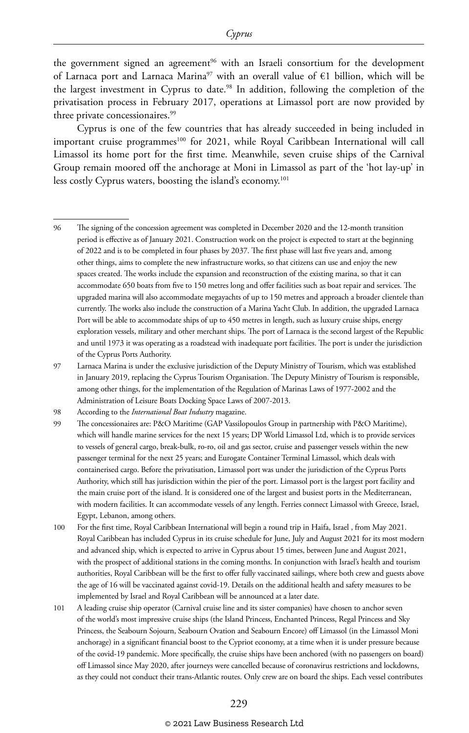the government signed an agreement[96] with an Israeli consortium for the development of Larnaca port and Larnaca Marina[97] with an overall value of €1 billion, which will be the largest investment in Cyprus to date.[98] In addition, following the completion of the privatisation process in February 2017, operations at Limassol port are now provided by three private concessionaires.[99]

Cyprus is one of the few countries that has already succeeded in being included in important cruise programmes[100] for 2021, while Royal Caribbean International will call Limassol its home port for the first time. Meanwhile, seven cruise ships of the Carnival Group remain moored off the anchorage at Moni in Limassol as part of the 'hot lay-up' in less costly Cyprus waters, boosting the island's economy.[101]

---

96 The signing of the concession agreement was completed in December 2020 and the 12-month transition period is effective as of January 2021. Construction work on the project is expected to start at the beginning of 2022 and is to be completed in four phases by 2037. The first phase will last five years and, among other things, aims to complete the new infrastructure works, so that citizens can use and enjoy the new spaces created. The works include the expansion and reconstruction of the existing marina, so that it can accommodate 650 boats from five to 150 metres long and offer facilities such as boat repair and services. The upgraded marina will also accommodate megayachts of up to 150 metres and approach a broader clientele than currently. The works also include the construction of a Marina Yacht Club. In addition, the upgraded Larnaca Port will be able to accommodate ships of up to 450 metres in length, such as luxury cruise ships, energy exploration vessels, military and other merchant ships. The port of Larnaca is the second largest of the Republic and until 1973 it was operating as a roadstead with inadequate port facilities. The port is under the jurisdiction of the Cyprus Ports Authority.

97 Larnaca Marina is under the exclusive jurisdiction of the Deputy Ministry of Tourism, which was established in January 2019, replacing the Cyprus Tourism Organisation. The Deputy Ministry of Tourism is responsible, among other things, for the implementation of the Regulation of Marinas Laws of 1977-2002 and the Administration of Leisure Boats Docking Space Laws of 2007-2013.

98 According to the *International Boat Industry* magazine.

99 The concessionaires are: P&O Maritime (GAP Vassilopoulos Group in partnership with P&O Maritime), which will handle marine services for the next 15 years; DP World Limassol Ltd, which is to provide services to vessels of general cargo, break-bulk, ro-ro, oil and gas sector, cruise and passenger vessels within the new passenger terminal for the next 25 years; and Eurogate Container Terminal Limassol, which deals with containerised cargo. Before the privatisation, Limassol port was under the jurisdiction of the Cyprus Ports Authority, which still has jurisdiction within the pier of the port. Limassol port is the largest port facility and the main cruise port of the island. It is considered one of the largest and busiest ports in the Mediterranean, with modern facilities. It can accommodate vessels of any length. Ferries connect Limassol with Greece, Israel, Egypt, Lebanon, among others.

100 For the first time, Royal Caribbean International will begin a round trip in Haifa, Israel , from May 2021. Royal Caribbean has included Cyprus in its cruise schedule for June, July and August 2021 for its most modern and advanced ship, which is expected to arrive in Cyprus about 15 times, between June and August 2021, with the prospect of additional stations in the coming months. In conjunction with Israel's health and tourism authorities, Royal Caribbean will be the first to offer fully vaccinated sailings, where both crew and guests above the age of 16 will be vaccinated against covid-19. Details on the additional health and safety measures to be implemented by Israel and Royal Caribbean will be announced at a later date.

101 A leading cruise ship operator (Carnival cruise line and its sister companies) have chosen to anchor seven of the world's most impressive cruise ships (the Island Princess, Enchanted Princess, Regal Princess and Sky Princess, the Seabourn Sojourn, Seabourn Ovation and Seabourn Encore) off Limassol (in the Limassol Moni anchorage) in a significant financial boost to the Cypriot economy, at a time when it is under pressure because of the covid-19 pandemic. More specifically, the cruise ships have been anchored (with no passengers on board) off Limassol since May 2020, after journeys were cancelled because of coronavirus restrictions and lockdowns, as they could not conduct their trans-Atlantic routes. Only crew are on board the ships. Each vessel contributes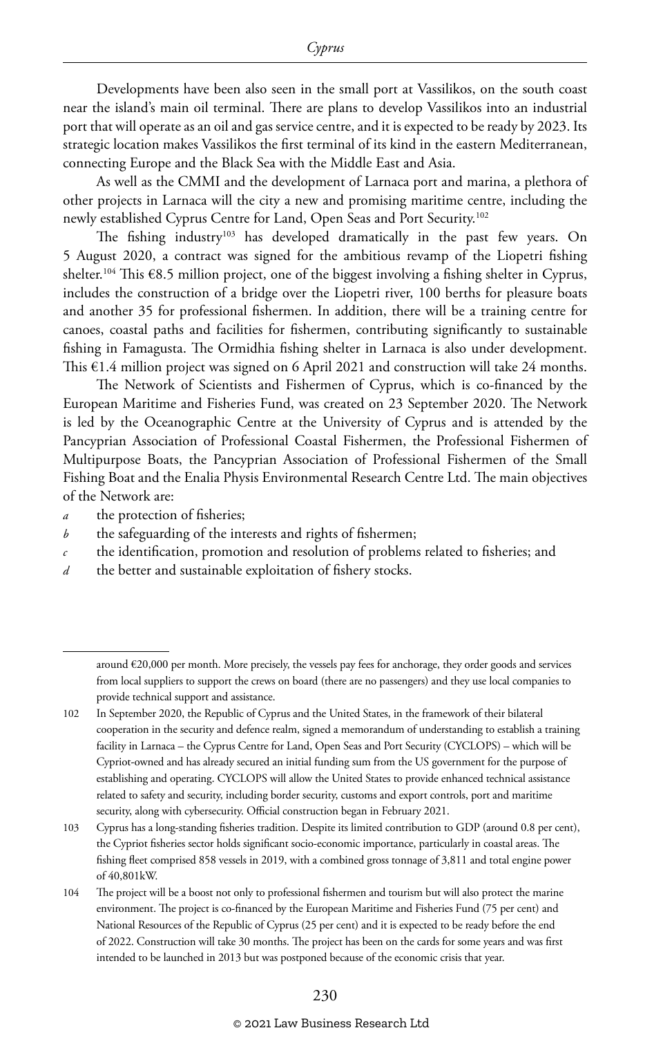Developments have been also seen in the small port at Vassilikos, on the south coast near the island's main oil terminal. There are plans to develop Vassilikos into an industrial port that will operate as an oil and gas service centre, and it is expected to be ready by 2023. Its strategic location makes Vassilikos the first terminal of its kind in the eastern Mediterranean, connecting Europe and the Black Sea with the Middle East and Asia.

As well as the CMMI and the development of Larnaca port and marina, a plethora of other projects in Larnaca will the city a new and promising maritime centre, including the newly established Cyprus Centre for Land, Open Seas and Port Security.[102]

The fishing industry[103] has developed dramatically in the past few years. On 5 August 2020, a contract was signed for the ambitious revamp of the Liopetri fishing shelter.[104] This €8.5 million project, one of the biggest involving a fishing shelter in Cyprus, includes the construction of a bridge over the Liopetri river, 100 berths for pleasure boats and another 35 for professional fishermen. In addition, there will be a training centre for canoes, coastal paths and facilities for fishermen, contributing significantly to sustainable fishing in Famagusta. The Ormidhia fishing shelter in Larnaca is also under development. This €1.4 million project was signed on 6 April 2021 and construction will take 24 months.

The Network of Scientists and Fishermen of Cyprus, which is co-financed by the European Maritime and Fisheries Fund, was created on 23 September 2020. The Network is led by the Oceanographic Centre at the University of Cyprus and is attended by the Pancyprian Association of Professional Coastal Fishermen, the Professional Fishermen of Multipurpose Boats, the Pancyprian Association of Professional Fishermen of the Small Fishing Boat and the Enalia Physis Environmental Research Centre Ltd. The main objectives of the Network are:

*a* the protection of fisheries;

*b* the safeguarding of the interests and rights of fishermen;

*c* the identification, promotion and resolution of problems related to fisheries; and

*d* the better and sustainable exploitation of fishery stocks.

---

around €20,000 per month. More precisely, the vessels pay fees for anchorage, they order goods and services from local suppliers to support the crews on board (there are no passengers) and they use local companies to provide technical support and assistance.

102 In September 2020, the Republic of Cyprus and the United States, in the framework of their bilateral cooperation in the security and defence realm, signed a memorandum of understanding to establish a training facility in Larnaca – the Cyprus Centre for Land, Open Seas and Port Security (CYCLOPS) – which will be Cypriot-owned and has already secured an initial funding sum from the US government for the purpose of establishing and operating. CYCLOPS will allow the United States to provide enhanced technical assistance related to safety and security, including border security, customs and export controls, port and maritime security, along with cybersecurity. Official construction began in February 2021.

103 Cyprus has a long-standing fisheries tradition. Despite its limited contribution to GDP (around 0.8 per cent), the Cypriot fisheries sector holds significant socio-economic importance, particularly in coastal areas. The fishing fleet comprised 858 vessels in 2019, with a combined gross tonnage of 3,811 and total engine power of 40,801kW.

104 The project will be a boost not only to professional fishermen and tourism but will also protect the marine environment. The project is co-financed by the European Maritime and Fisheries Fund (75 per cent) and National Resources of the Republic of Cyprus (25 per cent) and it is expected to be ready before the end of 2022. Construction will take 30 months. The project has been on the cards for some years and was first intended to be launched in 2013 but was postponed because of the economic crisis that year.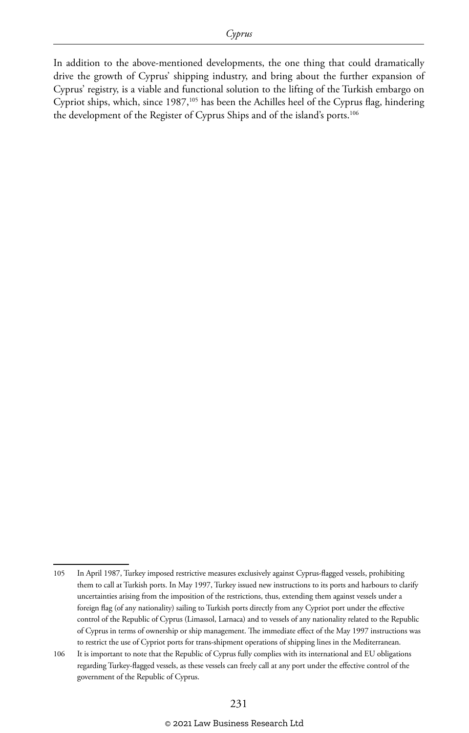In addition to the above-mentioned developments, the one thing that could dramatically drive the growth of Cyprus' shipping industry, and bring about the further expansion of Cyprus' registry, is a viable and functional solution to the lifting of the Turkish embargo on Cypriot ships, which, since 1987,[105] has been the Achilles heel of the Cyprus flag, hindering the development of the Register of Cyprus Ships and of the island's ports.[106]

---

105 In April 1987, Turkey imposed restrictive measures exclusively against Cyprus-flagged vessels, prohibiting them to call at Turkish ports. In May 1997, Turkey issued new instructions to its ports and harbours to clarify uncertainties arising from the imposition of the restrictions, thus, extending them against vessels under a foreign flag (of any nationality) sailing to Turkish ports directly from any Cypriot port under the effective control of the Republic of Cyprus (Limassol, Larnaca) and to vessels of any nationality related to the Republic of Cyprus in terms of ownership or ship management. The immediate effect of the May 1997 instructions was to restrict the use of Cypriot ports for trans-shipment operations of shipping lines in the Mediterranean.

106 It is important to note that the Republic of Cyprus fully complies with its international and EU obligations regarding Turkey-flagged vessels, as these vessels can freely call at any port under the effective control of the government of the Republic of Cyprus.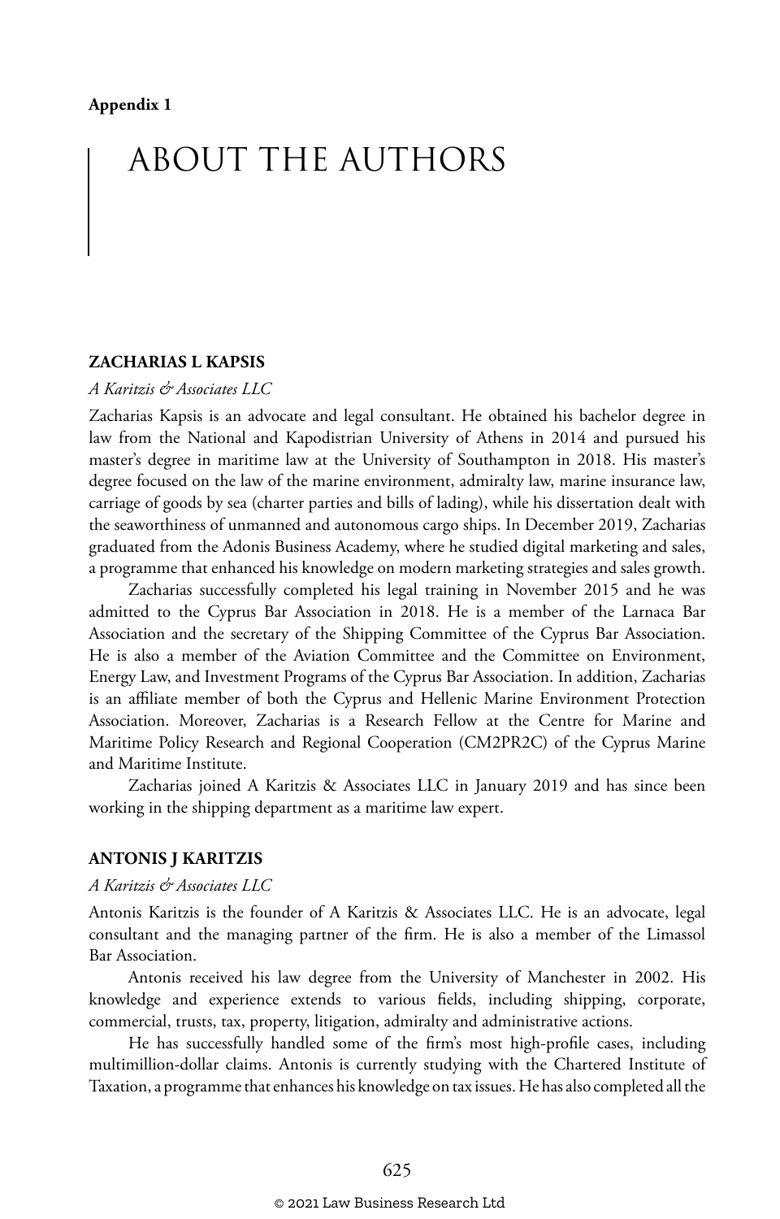Appendix 1

# ABOUT THE AUTHORS

### ZACHARIAS L KAPSIS

*A Karitzis & Associates LLC*

Zacharias Kapsis is an advocate and legal consultant. He obtained his bachelor degree in law from the National and Kapodistrian University of Athens in 2014 and pursued his master's degree in maritime law at the University of Southampton in 2018. His master's degree focused on the law of the marine environment, admiralty law, marine insurance law, carriage of goods by sea (charter parties and bills of lading), while his dissertation dealt with the seaworthiness of unmanned and autonomous cargo ships. In December 2019, Zacharias graduated from the Adonis Business Academy, where he studied digital marketing and sales, a programme that enhanced his knowledge on modern marketing strategies and sales growth.

Zacharias successfully completed his legal training in November 2015 and he was admitted to the Cyprus Bar Association in 2018. He is a member of the Larnaca Bar Association and the secretary of the Shipping Committee of the Cyprus Bar Association. He is also a member of the Aviation Committee and the Committee on Environment, Energy Law, and Investment Programs of the Cyprus Bar Association. In addition, Zacharias is an affiliate member of both the Cyprus and Hellenic Marine Environment Protection Association. Moreover, Zacharias is a Research Fellow at the Centre for Marine and Maritime Policy Research and Regional Cooperation (CM2PR2C) of the Cyprus Marine and Maritime Institute.

Zacharias joined A Karitzis & Associates LLC in January 2019 and has since been working in the shipping department as a maritime law expert.

### ANTONIS J KARITZIS

*A Karitzis & Associates LLC*

Antonis Karitzis is the founder of A Karitzis & Associates LLC. He is an advocate, legal consultant and the managing partner of the firm. He is also a member of the Limassol Bar Association.

Antonis received his law degree from the University of Manchester in 2002. His knowledge and experience extends to various fields, including shipping, corporate, commercial, trusts, tax, property, litigation, admiralty and administrative actions.

He has successfully handled some of the firm's most high-profile cases, including multimillion-dollar claims. Antonis is currently studying with the Chartered Institute of Taxation, a programme that enhances his knowledge on tax issues. He has also completed all the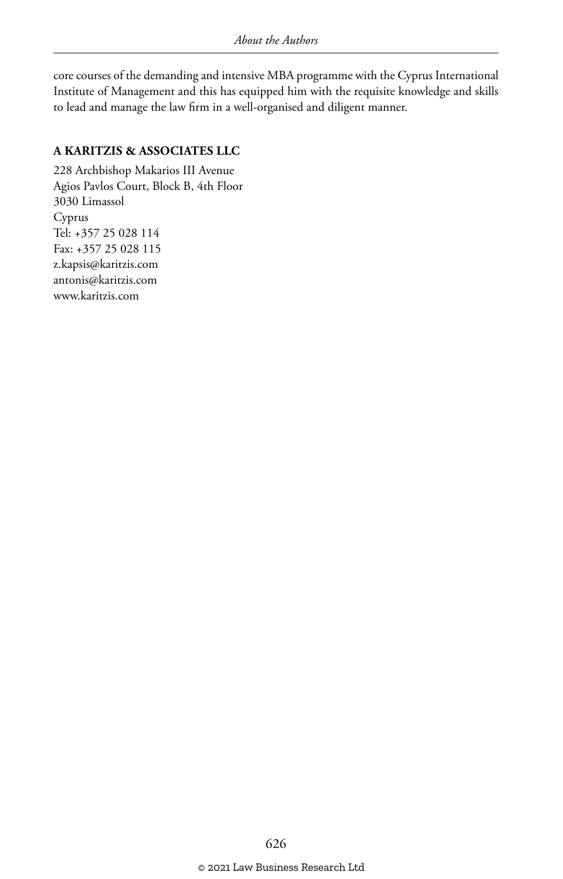core courses of the demanding and intensive MBA programme with the Cyprus International Institute of Management and this has equipped him with the requisite knowledge and skills to lead and manage the law firm in a well-organised and diligent manner.

**A KARITZIS & ASSOCIATES LLC**

228 Archbishop Makarios III Avenue
Agios Pavlos Court, Block B, 4th Floor
3030 Limassol
Cyprus
Tel: +357 25 028 114
Fax: +357 25 028 115
z.kapsis@karitzis.com
antonis@karitzis.com
www.karitzis.com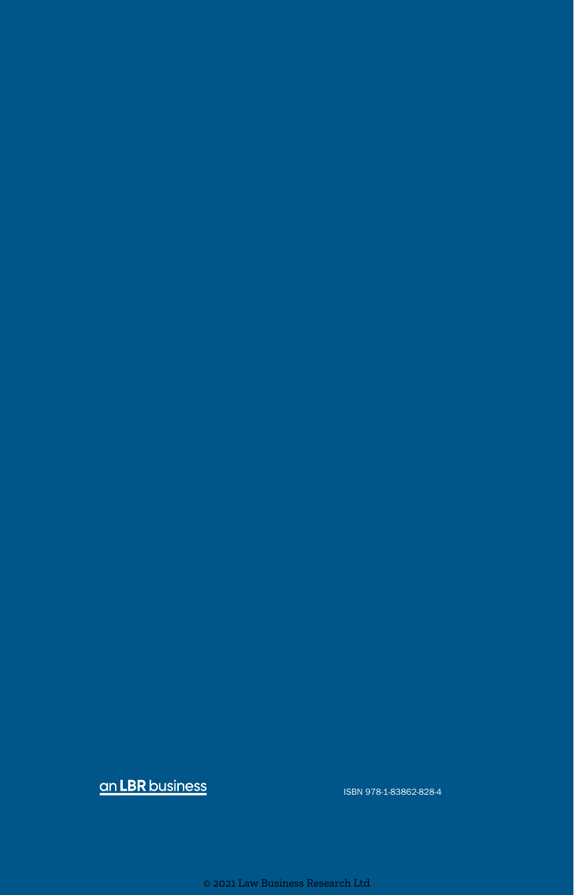an **LBR** business

ISBN 978-1-83862-828-4

© 2021 Law Business Research Ltd